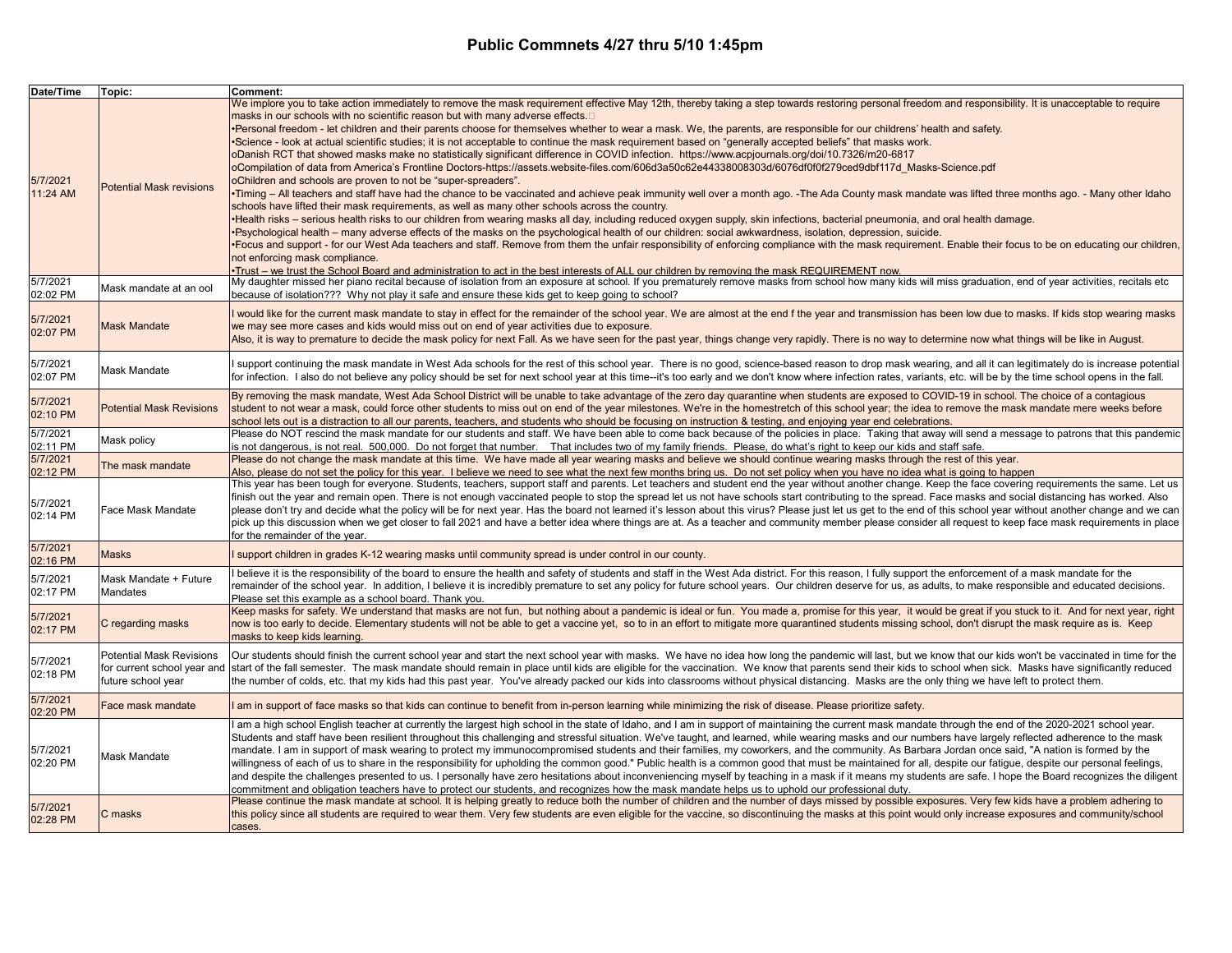# Public Commnets 4/27 thru 5/10 1:45pm

| Date/Time | Topic: | Comment: |
|---|---|---|
| 5/7/2021 11:24 AM | Potential Mask revisions | We implore you to take action immediately to remove the mask requirement effective May 12th, thereby taking a step towards restoring personal freedom and responsibility. It is unacceptable to require masks in our schools with no scientific reason but with many adverse effects.<br>•Personal freedom - let children and their parents choose for themselves whether to wear a mask. We, the parents, are responsible for our childrens' health and safety.<br>•Science - look at actual scientific studies; it is not acceptable to continue the mask requirement based on "generally accepted beliefs" that masks work.<br>oDanish RCT that showed masks make no statistically significant difference in COVID infection. https://www.acpjournals.org/doi/10.7326/m20-6817<br>oCompilation of data from America's Frontline Doctors-https://assets.website-files.com/606d3a50c62e44338008303d/6076df0f0f279ced9dbf117d_Masks-Science.pdf<br>oChildren and schools are proven to not be "super-spreaders".<br>•Timing – All teachers and staff have had the chance to be vaccinated and achieve peak immunity well over a month ago. -The Ada County mask mandate was lifted three months ago. - Many other Idaho schools have lifted their mask requirements, as well as many other schools across the country.<br>•Health risks – serious health risks to our children from wearing masks all day, including reduced oxygen supply, skin infections, bacterial pneumonia, and oral health damage.<br>•Psychological health – many adverse effects of the masks on the psychological health of our children: social awkwardness, isolation, depression, suicide.<br>•Focus and support - for our West Ada teachers and staff. Remove from them the unfair responsibility of enforcing compliance with the mask requirement. Enable their focus to be on educating our children, not enforcing mask compliance.<br>•Trust – we trust the School Board and administration to act in the best interests of ALL our children by removing the mask REQUIREMENT now. |
| 5/7/2021 02:02 PM | Mask mandate at an ool | My daughter missed her piano recital because of isolation from an exposure at school. If you prematurely remove masks from school how many kids will miss graduation, end of year activities, recitals etc because of isolation??? Why not play it safe and ensure these kids get to keep going to school? |
| 5/7/2021 02:07 PM | Mask Mandate | I would like for the current mask mandate to stay in effect for the remainder of the school year. We are almost at the end f the year and transmission has been low due to masks. If kids stop wearing masks we may see more cases and kids would miss out on end of year activities due to exposure.<br>Also, it is way to premature to decide the mask policy for next Fall. As we have seen for the past year, things change very rapidly. There is no way to determine now what things will be like in August. |
| 5/7/2021 02:07 PM | Mask Mandate | I support continuing the mask mandate in West Ada schools for the rest of this school year. There is no good, science-based reason to drop mask wearing, and all it can legitimately do is increase potential for infection. I also do not believe any policy should be set for next school year at this time--it's too early and we don't know where infection rates, variants, etc. will be by the time school opens in the fall. |
| 5/7/2021 02:10 PM | Potential Mask Revisions | By removing the mask mandate, West Ada School District will be unable to take advantage of the zero day quarantine when students are exposed to COVID-19 in school. The choice of a contagious student to not wear a mask, could force other students to miss out on end of the year milestones. We're in the homestretch of this school year; the idea to remove the mask mandate mere weeks before school lets out is a distraction to all our parents, teachers, and students who should be focusing on instruction & testing, and enjoying year end celebrations. |
| 5/7/2021 02:11 PM | Mask policy | Please do NOT rescind the mask mandate for our students and staff. We have been able to come back because of the policies in place. Taking that away will send a message to patrons that this pandemic is not dangerous, is not real. 500,000. Do not forget that number. That includes two of my family friends. Please, do what's right to keep our kids and staff safe. |
| 5/7/2021 02:12 PM | The mask mandate | Please do not change the mask mandate at this time. We have made all year wearing masks and believe we should continue wearing masks through the rest of this year.<br>Also, please do not set the policy for this year. I believe we need to see what the next few months bring us. Do not set policy when you have no idea what is going to happen |
| 5/7/2021 02:14 PM | Face Mask Mandate | This year has been tough for everyone. Students, teachers, support staff and parents. Let teachers and student end the year without another change. Keep the face covering requirements the same. Let us finish out the year and remain open. There is not enough vaccinated people to stop the spread let us not have schools start contributing to the spread. Face masks and social distancing has worked. Also please don't try and decide what the policy will be for next year. Has the board not learned it's lesson about this virus? Please just let us get to the end of this school year without another change and we can pick up this discussion when we get closer to fall 2021 and have a better idea where things are at. As a teacher and community member please consider all request to keep face mask requirements in place for the remainder of the year. |
| 5/7/2021 02:16 PM | Masks | I support children in grades K-12 wearing masks until community spread is under control in our county. |
| 5/7/2021 02:17 PM | Mask Mandate + Future Mandates | I believe it is the responsibility of the board to ensure the health and safety of students and staff in the West Ada district. For this reason, I fully support the enforcement of a mask mandate for the remainder of the school year. In addition, I believe it is incredibly premature to set any policy for future school years. Our children deserve for us, as adults, to make responsible and educated decisions. Please set this example as a school board. Thank you. |
| 5/7/2021 02:17 PM | C regarding masks | Keep masks for safety. We understand that masks are not fun, but nothing about a pandemic is ideal or fun. You made a, promise for this year, it would be great if you stuck to it. And for next year, right now is too early to decide. Elementary students will not be able to get a vaccine yet, so to in an effort to mitigate more quarantined students missing school, don't disrupt the mask require as is. Keep masks to keep kids learning. |
| 5/7/2021 02:18 PM | Potential Mask Revisions for current school year and future school year | Our students should finish the current school year and start the next school year with masks. We have no idea how long the pandemic will last, but we know that our kids won't be vaccinated in time for the start of the fall semester. The mask mandate should remain in place until kids are eligible for the vaccination. We know that parents send their kids to school when sick. Masks have significantly reduced the number of colds, etc. that my kids had this past year. You've already packed our kids into classrooms without physical distancing. Masks are the only thing we have left to protect them. |
| 5/7/2021 02:20 PM | Face mask mandate | I am in support of face masks so that kids can continue to benefit from in-person learning while minimizing the risk of disease. Please prioritize safety. |
| 5/7/2021 02:20 PM | Mask Mandate | I am a high school English teacher at currently the largest high school in the state of Idaho, and I am in support of maintaining the current mask mandate through the end of the 2020-2021 school year. Students and staff have been resilient throughout this challenging and stressful situation. We've taught, and learned, while wearing masks and our numbers have largely reflected adherence to the mask mandate. I am in support of mask wearing to protect my immunocompromised students and their families, my coworkers, and the community. As Barbara Jordan once said, "A nation is formed by the willingness of each of us to share in the responsibility for upholding the common good." Public health is a common good that must be maintained for all, despite our fatigue, despite our personal feelings, and despite the challenges presented to us. I personally have zero hesitations about inconveniencing myself by teaching in a mask if it means my students are safe. I hope the Board recognizes the diligent commitment and obligation teachers have to protect our students, and recognizes how the mask mandate helps us to uphold our professional duty. |
| 5/7/2021 02:28 PM | C masks | Please continue the mask mandate at school. It is helping greatly to reduce both the number of children and the number of days missed by possible exposures. Very few kids have a problem adhering to this policy since all students are required to wear them. Very few students are even eligible for the vaccine, so discontinuing the masks at this point would only increase exposures and community/school cases. |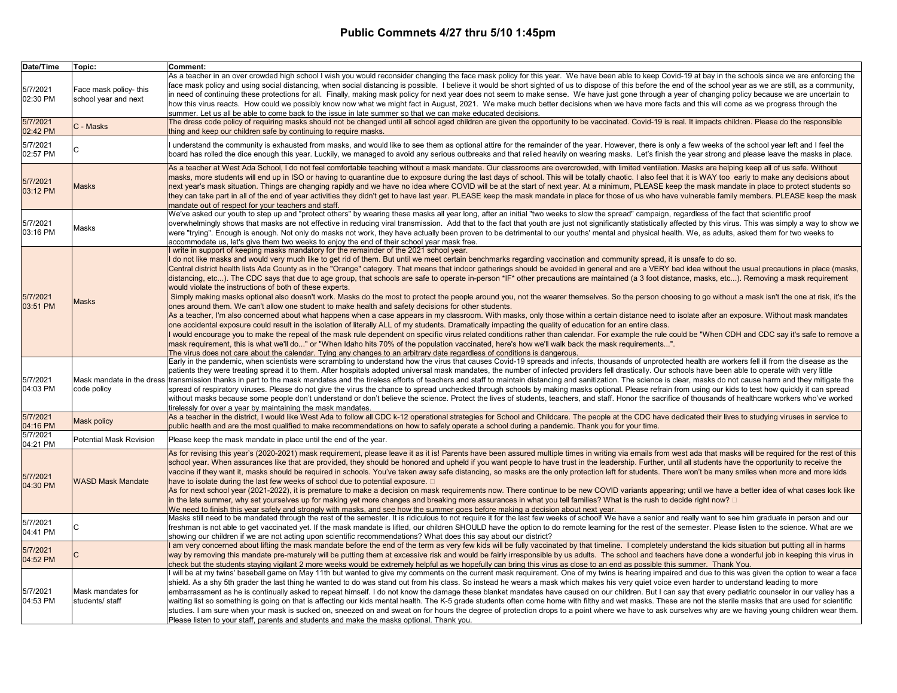# Public Commnets 4/27 thru 5/10 1:45pm

| Date/Time | Topic: | Comment: |
|---|---|---|
| 5/7/2021 02:30 PM | Face mask policy- this school year and next | As a teacher in an over crowded high school I wish you would reconsider changing the face mask policy for this year. We have been able to keep Covid-19 at bay in the schools since we are enforcing the face mask policy and using social distancing, when social distancing is possible. I believe it would be short sighted of us to dispose of this before the end of the school year as we are still, as a community, in need of continuing these protections for all. Finally, making mask policy for next year does not seem to make sense. We have just gone through a year of changing policy because we are uncertain to how this virus reacts. How could we possibly know now what we might fact in August, 2021. We make much better decisions when we have more facts and this will come as we progress through the summer. Let us all be able to come back to the issue in late summer so that we can make educated decisions. |
| 5/7/2021 02:42 PM | C - Masks | The dress code policy of requiring masks should not be changed until all school aged children are given the opportunity to be vaccinated. Covid-19 is real. It impacts children. Please do the responsible thing and keep our children safe by continuing to require masks. |
| 5/7/2021 02:57 PM | C | I understand the community is exhausted from masks, and would like to see them as optional attire for the remainder of the year. However, there is only a few weeks of the school year left and I feel the board has rolled the dice enough this year. Luckily, we managed to avoid any serious outbreaks and that relied heavily on wearing masks. Let's finish the year strong and please leave the masks in place. |
| 5/7/2021 03:12 PM | Masks | As a teacher at West Ada School, I do not feel comfortable teaching without a mask mandate. Our classrooms are overcrowded, with limited ventilation. Masks are helping keep all of us safe. Without masks, more students will end up in ISO or having to quarantine due to exposure during the last days of school. This will be totally chaotic. I also feel that it is WAY too early to make any decisions about next year's mask situation. Things are changing rapidly and we have no idea where COVID will be at the start of next year. At a minimum, PLEASE keep the mask mandate in place to protect students so they can take part in all of the end of year activities they didn't get to have last year. PLEASE keep the mask mandate in place for those of us who have vulnerable family members. PLEASE keep the mask mandate out of respect for your teachers and staff. |
| 5/7/2021 03:16 PM | Masks | We've asked our youth to step up and "protect others" by wearing these masks all year long, after an initial "two weeks to slow the spread" campaign, regardless of the fact that scientific proof overwhelmingly shows that masks are not effective in reducing viral transmission. Add that to the fact that youth are just not significantly statistically affected by this virus. This was simply a way to show we were "trying". Enough is enough. Not only do masks not work, they have actually been proven to be detrimental to our youths' mental and physical health. We, as adults, asked them for two weeks to accommodate us, let's give them two weeks to enjoy the end of their school year mask free. |
| 5/7/2021 03:51 PM | Masks | I write in support of keeping masks mandatory for the remainder of the 2021 school year.<br>I do not like masks and would very much like to get rid of them. But until we meet certain benchmarks regarding vaccination and community spread, it is unsafe to do so.<br>Central district health lists Ada County as in the "Orange" category. That means that indoor gatherings should be avoided in general and are a VERY bad idea without the usual precautions in place (masks, distancing, etc...). The CDC says that due to age group, that schools are safe to operate in-person *IF* other precautions are maintained (a 3 foot distance, masks, etc...). Removing a mask requirement would violate the instructions of both of these experts.<br>Simply making masks optional also doesn't work. Masks do the most to protect the people around you, not the wearer themselves. So the person choosing to go without a mask isn't the one at risk, it's the ones around them. We can't allow one student to make health and safety decisions for other students.<br>As a teacher, I'm also concerned about what happens when a case appears in my classroom. With masks, only those within a certain distance need to isolate after an exposure. Without mask mandates one accidental exposure could result in the isolation of literally ALL of my students. Dramatically impacting the quality of education for an entire class.<br>I would encourage you to make the repeal of the mask rule dependent on specific virus related conditions rather than calendar. For example the rule could be "When CDH and CDC say it's safe to remove a mask requirement, this is what we'll do..." or "When Idaho hits 70% of the population vaccinated, here's how we'll walk back the mask requirements...".<br>The virus does not care about the calendar. Tying any changes to an arbitrary date regardless of conditions is dangerous. |
| 5/7/2021 04:03 PM | Mask mandate in the dress code policy | Early in the pandemic, when scientists were scrambling to understand how the virus that causes Covid-19 spreads and infects, thousands of unprotected health are workers fell ill from the disease as the patients they were treating spread it to them. After hospitals adopted universal mask mandates, the number of infected providers fell drastically. Our schools have been able to operate with very little transmission thanks in part to the mask mandates and the tireless efforts of teachers and staff to maintain distancing and sanitization. The science is clear, masks do not cause harm and they mitigate the spread of respiratory viruses. Please do not give the virus the chance to spread unchecked through schools by making masks optional. Please refrain from using our kids to test how quickly it can spread without masks because some people don't understand or don't believe the science. Protect the lives of students, teachers, and staff. Honor the sacrifice of thousands of healthcare workers who've worked tirelessly for over a year by maintaining the mask mandates. |
| 5/7/2021 04:16 PM | Mask policy | As a teacher in the district, I would like West Ada to follow all CDC k-12 operational strategies for School and Childcare. The people at the CDC have dedicated their lives to studying viruses in service to public health and are the most qualified to make recommendations on how to safely operate a school during a pandemic. Thank you for your time. |
| 5/7/2021 04:21 PM | Potential Mask Revision | Please keep the mask mandate in place until the end of the year. |
| 5/7/2021 04:30 PM | WASD Mask Mandate | As for revising this year's (2020-2021) mask requirement, please leave it as it is! Parents have been assured multiple times in writing via emails from west ada that masks will be required for the rest of this school year. When assurances like that are provided, they should be honored and upheld if you want people to have trust in the leadership. Further, until all students have the opportunity to receive the vaccine if they want it, masks should be required in schools. You've taken away safe distancing, so masks are the only protection left for students. There won't be many smiles when more and more kids have to isolate during the last few weeks of school due to potential exposure. □<br>As for next school year (2021-2022), it is premature to make a decision on mask requirements now. There continue to be new COVID variants appearing; until we have a better idea of what cases look like in the late summer, why set yourselves up for making yet more changes and breaking more assurances in what you tell families? What is the rush to decide right now? □<br>We need to finish this year safely and strongly with masks, and see how the summer goes before making a decision about next year. |
| 5/7/2021 04:41 PM | C | Masks still need to be mandated through the rest of the semester. It is ridiculous to not require it for the last few weeks of school! We have a senior and really want to see him graduate in person and our freshman is not able to get vaccinated yet. If the mask mandate is lifted, our children SHOULD have the option to do remote learning for the rest of the semester. Please listen to the science. What are we showing our children if we are not acting upon scientific recommendations? What does this say about our district? |
| 5/7/2021 04:52 PM | C | I am very concerned about lifting the mask mandate before the end of the term as very few kids will be fully vaccinated by that timeline. I completely understand the kids situation but putting all in harms way by removing this mandate pre-maturely will be putting them at excessive risk and would be fairly irresponsible by us adults. The school and teachers have done a wonderful job in keeping this virus in check but the students staying vigilant 2 more weeks would be extremely helpful as we hopefully can bring this virus as close to an end as possible this summer. Thank You. |
| 5/7/2021 04:53 PM | Mask mandates for students/ staff | I will be at my twins' baseball game on May 11th but wanted to give my comments on the current mask requirement. One of my twins is hearing impaired and due to this was given the option to wear a face shield. As a shy 5th grader the last thing he wanted to do was stand out from his class. So instead he wears a mask which makes his very quiet voice even harder to understand leading to more embarrassment as he is continually asked to repeat himself. I do not know the damage these blanket mandates have caused on our children. But I can say that every pediatric counselor in our valley has a waiting list so something is going on that is affecting our kids mental health. The K-5 grade students often come home with filthy and wet masks. These are not the sterile masks that are used for scientific studies. I am sure when your mask is sucked on, sneezed on and sweat on for hours the degree of protection drops to a point where we have to ask ourselves why are we having young children wear them. Please listen to your staff, parents and students and make the masks optional. Thank you. |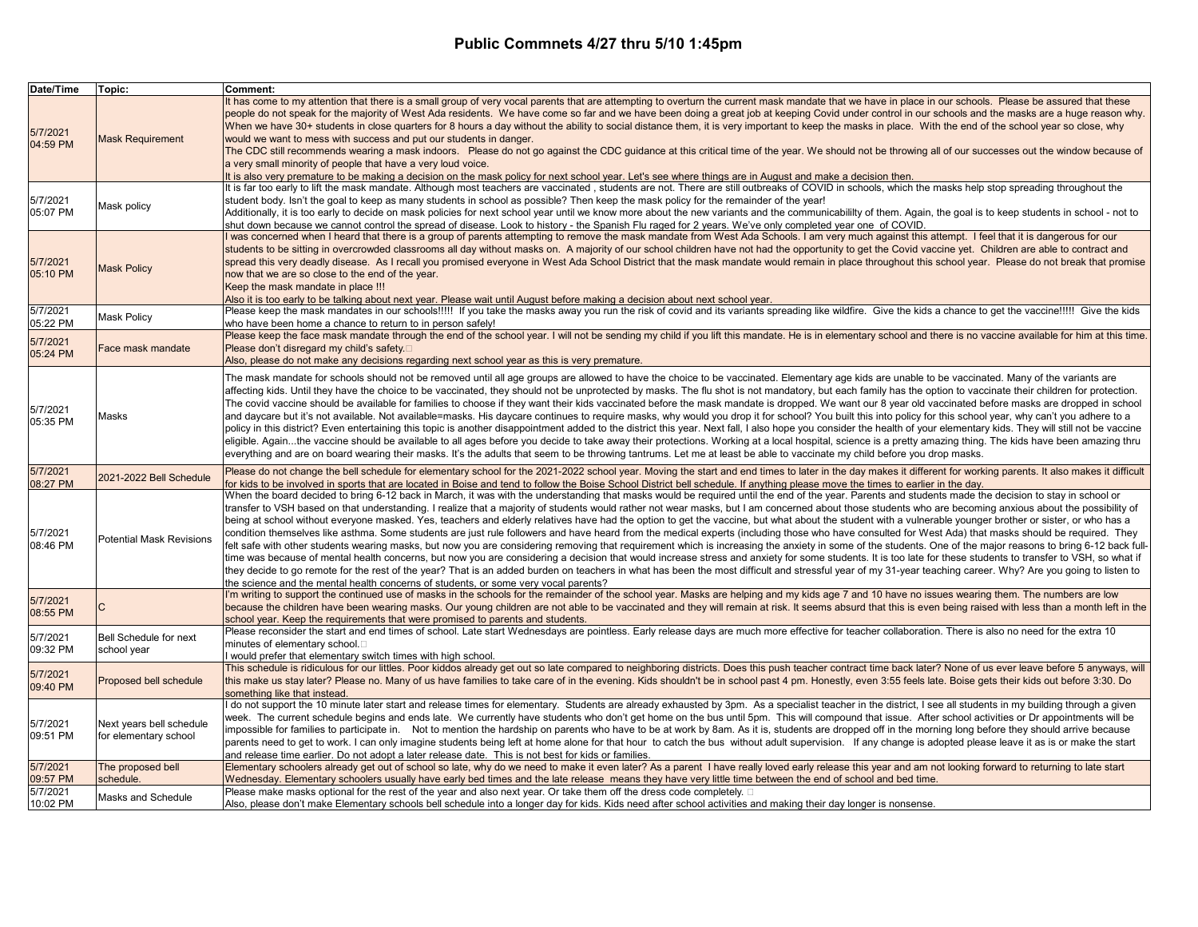# Public Commnets 4/27 thru 5/10 1:45pm

| Date/Time | Topic: | Comment: |
|---|---|---|
| 5/7/2021 04:59 PM | Mask Requirement | It has come to my attention that there is a small group of very vocal parents that are attempting to overturn the current mask mandate that we have in place in our schools. Please be assured that these people do not speak for the majority of West Ada residents. We have come so far and we have been doing a great job at keeping Covid under control in our schools and the masks are a huge reason why. When we have 30+ students in close quarters for 8 hours a day without the ability to social distance them, it is very important to keep the masks in place. With the end of the school year so close, why would we want to mess with success and put our students in danger.<br>The CDC still recommends wearing a mask indoors. Please do not go against the CDC guidance at this critical time of the year. We should not be throwing all of our successes out the window because of a very small minority of people that have a very loud voice.<br>It is also very premature to be making a decision on the mask policy for next school year. Let's see where things are in August and make a decision then. |
| 5/7/2021 05:07 PM | Mask policy | It is far too early to lift the mask mandate. Although most teachers are vaccinated , students are not. There are still outbreaks of COVID in schools, which the masks help stop spreading throughout the student body. Isn't the goal to keep as many students in school as possible? Then keep the mask policy for the remainder of the year!<br>Additionally, it is too early to decide on mask policies for next school year until we know more about the new variants and the communicabililty of them. Again, the goal is to keep students in school - not to shut down because we cannot control the spread of disease. Look to history - the Spanish Flu raged for 2 years. We've only completed year one of COVID. |
| 5/7/2021 05:10 PM | Mask Policy | I was concerned when I heard that there is a group of parents attempting to remove the mask mandate from West Ada Schools. I am very much against this attempt. I feel that it is dangerous for our students to be sitting in overcrowded classrooms all day without masks on. A majority of our school children have not had the opportunity to get the Covid vaccine yet. Children are able to contract and spread this very deadly disease. As I recall you promised everyone in West Ada School District that the mask mandate would remain in place throughout this school year. Please do not break that promise now that we are so close to the end of the year.<br>Keep the mask mandate in place !!!<br>Also it is too early to be talking about next year. Please wait until August before making a decision about next school year. |
| 5/7/2021 05:22 PM | Mask Policy | Please keep the mask mandates in our schools!!!!! If you take the masks away you run the risk of covid and its variants spreading like wildfire. Give the kids a chance to get the vaccine!!!!! Give the kids who have been home a chance to return to in person safely! |
| 5/7/2021 05:24 PM | Face mask mandate | Please keep the face mask mandate through the end of the school year. I will not be sending my child if you lift this mandate. He is in elementary school and there is no vaccine available for him at this time. Please don't disregard my child's safety.<br>Also, please do not make any decisions regarding next school year as this is very premature. |
| 5/7/2021 05:35 PM | Masks | The mask mandate for schools should not be removed until all age groups are allowed to have the choice to be vaccinated. Elementary age kids are unable to be vaccinated. Many of the variants are affecting kids. Until they have the choice to be vaccinated, they should not be unprotected by masks. The flu shot is not mandatory, but each family has the option to vaccinate their children for protection. The covid vaccine should be available for families to choose if they want their kids vaccinated before the mask mandate is dropped. We want our 8 year old vaccinated before masks are dropped in school and daycare but it's not available. Not available=masks. His daycare continues to require masks, why would you drop it for school? You built this into policy for this school year, why can't you adhere to a policy in this district? Even entertaining this topic is another disappointment added to the district this year. Next fall, I also hope you consider the health of your elementary kids. They will still not be vaccine eligible. Again...the vaccine should be available to all ages before you decide to take away their protections. Working at a local hospital, science is a pretty amazing thing. The kids have been amazing thru everything and are on board wearing their masks. It's the adults that seem to be throwing tantrums. Let me at least be able to vaccinate my child before you drop masks. |
| 5/7/2021 08:27 PM | 2021-2022 Bell Schedule | Please do not change the bell schedule for elementary school for the 2021-2022 school year. Moving the start and end times to later in the day makes it different for working parents. It also makes it difficult for kids to be involved in sports that are located in Boise and tend to follow the Boise School District bell schedule. If anything please move the times to earlier in the day. |
| 5/7/2021 08:46 PM | Potential Mask Revisions | When the board decided to bring 6-12 back in March, it was with the understanding that masks would be required until the end of the year. Parents and students made the decision to stay in school or transfer to VSH based on that understanding. I realize that a majority of students would rather not wear masks, but I am concerned about those students who are becoming anxious about the possibility of being at school without everyone masked. Yes, teachers and elderly relatives have had the option to get the vaccine, but what about the student with a vulnerable younger brother or sister, or who has a condition themselves like asthma. Some students are just rule followers and have heard from the medical experts (including those who have consulted for West Ada) that masks should be required. They felt safe with other students wearing masks, but now you are considering removing that requirement which is increasing the anxiety in some of the students. One of the major reasons to bring 6-12 back full-time was because of mental health concerns, but now you are considering a decision that would increase stress and anxiety for some students. It is too late for these students to transfer to VSH, so what if they decide to go remote for the rest of the year? That is an added burden on teachers in what has been the most difficult and stressful year of my 31-year teaching career. Why? Are you going to listen to the science and the mental health concerns of students, or some very vocal parents? |
| 5/7/2021 08:55 PM | C | I'm writing to support the continued use of masks in the schools for the remainder of the school year. Masks are helping and my kids age 7 and 10 have no issues wearing them. The numbers are low because the children have been wearing masks. Our young children are not able to be vaccinated and they will remain at risk. It seems absurd that this is even being raised with less than a month left in the school year. Keep the requirements that were promised to parents and students. |
| 5/7/2021 09:32 PM | Bell Schedule for next school year | Please reconsider the start and end times of school. Late start Wednesdays are pointless. Early release days are much more effective for teacher collaboration. There is also no need for the extra 10 minutes of elementary school.<br>I would prefer that elementary switch times with high school. |
| 5/7/2021 09:40 PM | Proposed bell schedule | This schedule is ridiculous for our littles. Poor kiddos already get out so late compared to neighboring districts. Does this push teacher contract time back later? None of us ever leave before 5 anyways, will this make us stay later? Please no. Many of us have families to take care of in the evening. Kids shouldn't be in school past 4 pm. Honestly, even 3:55 feels late. Boise gets their kids out before 3:30. Do something like that instead. |
| 5/7/2021 09:51 PM | Next years bell schedule for elementary school | I do not support the 10 minute later start and release times for elementary. Students are already exhausted by 3pm. As a specialist teacher in the district, I see all students in my building through a given week. The current schedule begins and ends late. We currently have students who don't get home on the bus until 5pm. This will compound that issue. After school activities or Dr appointments will be impossible for families to participate in. Not to mention the hardship on parents who have to be at work by 8am. As it is, students are dropped off in the morning long before they should arrive because parents need to get to work. I can only imagine students being left at home alone for that hour to catch the bus without adult supervision. If any change is adopted please leave it as is or make the start and release time earlier. Do not adopt a later release date. This is not best for kids or families. |
| 5/7/2021 09:57 PM | The proposed bell schedule. | Elementary schoolers already get out of school so late, why do we need to make it even later? As a parent I have really loved early release this year and am not looking forward to returning to late start Wednesday. Elementary schoolers usually have early bed times and the late release means they have very little time between the end of school and bed time. |
| 5/7/2021 10:02 PM | Masks and Schedule | Please make masks optional for the rest of the year and also next year. Or take them off the dress code completely.<br>Also, please don't make Elementary schools bell schedule into a longer day for kids. Kids need after school activities and making their day longer is nonsense. |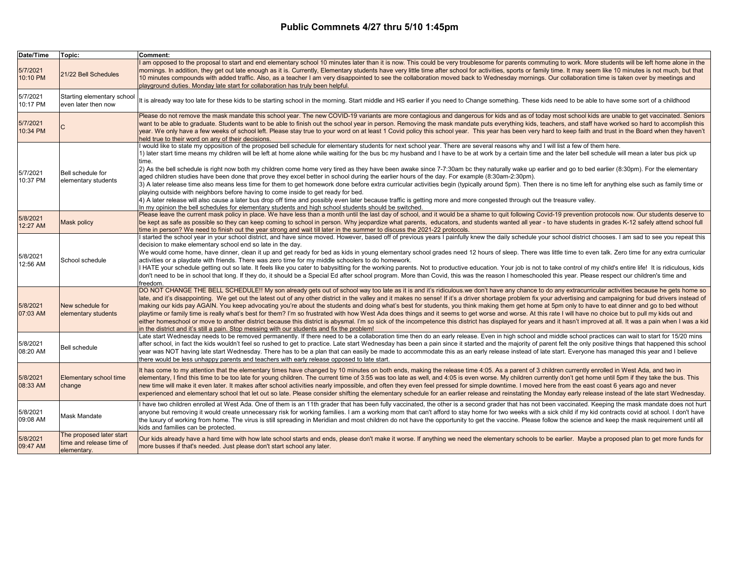# Public Commnets 4/27 thru 5/10 1:45pm

| Date/Time | Topic: | Comment: |
|---|---|---|
| 5/7/2021 10:10 PM | 21/22 Bell Schedules | I am opposed to the proposal to start and end elementary school 10 minutes later than it is now. This could be very troublesome for parents commuting to work. More students will be left home alone in the mornings. In addition, they get out late enough as it is. Currently, Elementary students have very little time after school for activities, sports or family time. It may seem like 10 minutes is not much, but that 10 minutes compounds with added traffic. Also, as a teacher I am very disappointed to see the collaboration moved back to Wednesday mornings. Our collaboration time is taken over by meetings and playground duties. Monday late start for collaboration has truly been helpful. |
| 5/7/2021 10:17 PM | Starting elementary school even later then now | It is already way too late for these kids to be starting school in the morning. Start middle and HS earlier if you need to Change something. These kids need to be able to have some sort of a childhood |
| 5/7/2021 10:34 PM | C | Please do not remove the mask mandate this school year. The new COVID-19 variants are more contagious and dangerous for kids and as of today most school kids are unable to get vaccinated. Seniors want to be able to graduate. Students want to be able to finish out the school year in person. Removing the mask mandate puts everything kids, teachers, and staff have worked so hard to accomplish this year. We only have a few weeks of school left. Please stay true to your word on at least 1 Covid policy this school year. This year has been very hard to keep faith and trust in the Board when they haven't held true to their word on any of their decisions. |
| 5/7/2021 10:37 PM | Bell schedule for elementary students | I would like to state my opposition of the proposed bell schedule for elementary students for next school year. There are several reasons why and I will list a few of them here.<br>1) later start time means my children will be left at home alone while waiting for the bus bc my husband and I have to be at work by a certain time and the later bell schedule will mean a later bus pick up time.<br>2) As the bell schedule is right now both my children come home very tired as they have been awake since 7-7:30am bc they naturally wake up earlier and go to bed earlier (8:30pm). For the elementary aged children studies have been done that prove they excel better in school during the earlier hours of the day. For example (8:30am-2:30pm).<br>3) A later release time also means less time for them to get homework done before extra curricular activities begin (typically around 5pm). Then there is no time left for anything else such as family time or playing outside with neighbors before having to come inside to get ready for bed.<br>4) A later release will also cause a later bus drop off time and possibly even later because traffic is getting more and more congested through out the treasure valley.<br>In my opinion the bell schedules for elementary students and high school students should be switched. |
| 5/8/2021 12:27 AM | Mask policy | Please leave the current mask policy in place. We have less than a month until the last day of school, and it would be a shame to quit following Covid-19 prevention protocols now. Our students deserve to be kept as safe as possible so they can keep coming to school in person. Why jeopardize what parents, educators, and students wanted all year - to have students in grades K-12 safely attend school full time in person? We need to finish out the year strong and wait till later in the summer to discuss the 2021-22 protocols. |
| 5/8/2021 12:56 AM | School schedule | I started the school year in your school district, and have since moved. However, based off of previous years I painfully knew the daily schedule your school district chooses. I am sad to see you repeat this decision to make elementary school end so late in the day.<br>We would come home, have dinner, clean it up and get ready for bed as kids in young elementary school grades need 12 hours of sleep. There was little time to even talk. Zero time for any extra curricular activities or a playdate with friends. There was zero time for my middle schoolers to do homework.<br>I HATE your schedule getting out so late. It feels like you cater to babysitting for the working parents. Not to productive education. Your job is not to take control of my child's entire life! It is ridiculous, kids don't need to be in school that long. If they do, it should be a Special Ed after school program. More than Covid, this was the reason I homeschooled this year. Please respect our children's time and freedom. |
| 5/8/2021 07:03 AM | New schedule for elementary students | DO NOT CHANGE THE BELL SCHEDULE!! My son already gets out of school way too late as it is and it's ridiculous.we don't have any chance to do any extracurricular activities because he gets home so late, and it's disappointing. We get out the latest out of any other district in the valley and it makes no sense! If it's a driver shortage problem fix your advertising and campaigning for bud drivers instead of making our kids pay AGAIN. You keep advocating you're about the students and doing what's best for students, you think making them get home at 5pm only to have to eat dinner and go to bed without playtime or family time is really what's best for them? I'm so frustrated with how West Ada does things and it seems to get worse and worse. At this rate I will have no choice but to pull my kids out and either homeschool or move to another district because this district is abysmal. I'm so sick of the incompetence this district has displayed for years and it hasn't improved at all. It was a pain when I was a kid in the district and it's still a pain. Stop messing with our students and fix the problem! |
| 5/8/2021 08:20 AM | Bell schedule | Late start Wednesday needs to be removed permanently. If there need to be a collaboration time then do an early release. Even in high school and middle school practices can wait to start for 15/20 mins after school, in fact the kids wouldn't feel so rushed to get to practice. Late start Wednesday has been a pain since it started and the majority of parent felt the only positive things that happened this school year was NOT having late start Wednesday. There has to be a plan that can easily be made to accommodate this as an early release instead of late start. Everyone has managed this year and I believe there would be less unhappy parents and teachers with early release opposed to late start. |
| 5/8/2021 08:33 AM | Elementary school time change | It has come to my attention that the elementary times have changed by 10 minutes on both ends, making the release time 4:05. As a parent of 3 children currently enrolled in West Ada, and two in elementary, I find this time to be too late for young children. The current time of 3:55 was too late as well, and 4:05 is even worse. My children currently don't get home until 5pm if they take the bus. This new time will make it even later. It makes after school activities nearly impossible, and often they even feel pressed for simple downtime. I moved here from the east coast 6 years ago and never experienced and elementary school that let out so late. Please consider shifting the elementary schedule for an earlier release and reinstating the Monday early release instead of the late start Wednesday. |
| 5/8/2021 09:08 AM | Mask Mandate | I have two children enrolled at West Ada. One of them is an 11th grader that has been fully vaccinated, the other is a second grader that has not been vaccinated. Keeping the mask mandate does not hurt anyone but removing it would create unnecessary risk for working families. I am a working mom that can't afford to stay home for two weeks with a sick child if my kid contracts covid at school. I don't have the luxury of working from home. The virus is still spreading in Meridian and most children do not have the opportunity to get the vaccine. Please follow the science and keep the mask requirement until all kids and families can be protected. |
| 5/8/2021 09:47 AM | The proposed later start time and release time of elementary. | Our kids already have a hard time with how late school starts and ends, please don't make it worse. If anything we need the elementary schools to be earlier. Maybe a proposed plan to get more funds for more busses if that's needed. Just please don't start school any later. |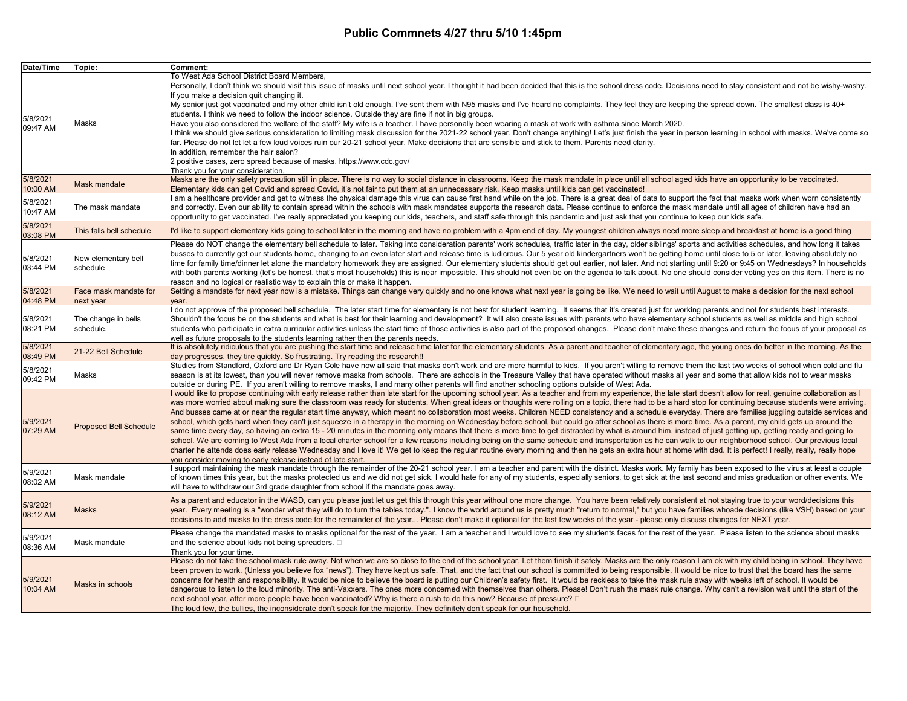# Public Commnets 4/27 thru 5/10 1:45pm

| Date/Time | Topic: | Comment: |
|---|---|---|
| 5/8/2021 09:47 AM | Masks | To West Ada School District Board Members,<br>Personally, I don't think we should visit this issue of masks until next school year. I thought it had been decided that this is the school dress code. Decisions need to stay consistent and not be wishy-washy. If you make a decision quit changing it.<br>My senior just got vaccinated and my other child isn't old enough. I've sent them with N95 masks and I've heard no complaints. They feel they are keeping the spread down. The smallest class is 40+ students. I think we need to follow the indoor science. Outside they are fine if not in big groups.<br>Have you also considered the welfare of the staff? My wife is a teacher. I have personally been wearing a mask at work with asthma since March 2020.<br>I think we should give serious consideration to limiting mask discussion for the 2021-22 school year. Don't change anything! Let's just finish the year in person learning in school with masks. We've come so far. Please do not let let a few loud voices ruin our 20-21 school year. Make decisions that are sensible and stick to them. Parents need clarity.<br>In addition, remember the hair salon?<br>2 positive cases, zero spread because of masks. https://www.cdc.gov/<br>Thank you for your consideration, |
| 5/8/2021 10:00 AM | Mask mandate | Masks are the only safety precaution still in place. There is no way to social distance in classrooms. Keep the mask mandate in place until all school aged kids have an opportunity to be vaccinated. Elementary kids can get Covid and spread Covid, it's not fair to put them at an unnecessary risk. Keep masks until kids can get vaccinated! |
| 5/8/2021 10:47 AM | The mask mandate | I am a healthcare provider and get to witness the physical damage this virus can cause first hand while on the job. There is a great deal of data to support the fact that masks work when worn consistently and correctly. Even our ability to contain spread within the schools with mask mandates supports the research data. Please continue to enforce the mask mandate until all ages of children have had an opportunity to get vaccinated. I've really appreciated you keeping our kids, teachers, and staff safe through this pandemic and just ask that you continue to keep our kids safe. |
| 5/8/2021 03:08 PM | This falls bell schedule | I'd like to support elementary kids going to school later in the morning and have no problem with a 4pm end of day. My youngest children always need more sleep and breakfast at home is a good thing |
| 5/8/2021 03:44 PM | New elementary bell schedule | Please do NOT change the elementary bell schedule to later. Taking into consideration parents' work schedules, traffic later in the day, older siblings' sports and activities schedules, and how long it takes busses to currently get our students home, changing to an even later start and release time is ludicrous. Our 5 year old kindergartners won't be getting home until close to 5 or later, leaving absolutely no time for family time/dinner let alone the mandatory homework they are assigned. Our elementary students should get out earlier, not later. And not starting until 9:20 or 9:45 on Wednesdays? In households with both parents working (let's be honest, that's most households) this is near impossible. This should not even be on the agenda to talk about. No one should consider voting yes on this item. There is no reason and no logical or realistic way to explain this or make it happen. |
| 5/8/2021 04:48 PM | Face mask mandate for next year | Setting a mandate for next year now is a mistake. Things can change very quickly and no one knows what next year is going be like. We need to wait until August to make a decision for the next school year. |
| 5/8/2021 08:21 PM | The change in bells schedule. | I do not approve of the proposed bell schedule. The later start time for elementary is not best for student learning. It seems that it's created just for working parents and not for students best interests. Shouldn't the focus be on the students and what is best for their learning and development? It will also create issues with parents who have elementary school students as well as middle and high school students who participate in extra curricular activities unless the start time of those activities is also part of the proposed changes. Please don't make these changes and return the focus of your proposal as well as future proposals to the students learning rather then the parents needs. |
| 5/8/2021 08:49 PM | 21-22 Bell Schedule | It is absolutely ridiculous that you are pushing the start time and release time later for the elementary students. As a parent and teacher of elementary age, the young ones do better in the morning. As the day progresses, they tire quickly. So frustrating. Try reading the research!! |
| 5/8/2021 09:42 PM | Masks | Studies from Standford, Oxford and Dr Ryan Cole have now all said that masks don't work and are more harmful to kids. If you aren't willing to remove them the last two weeks of school when cold and flu season is at its lowest, than you will never remove masks from schools. There are schools in the Treasure Valley that have operated without masks all year and some that allow kids not to wear masks outside or during PE. If you aren't willing to remove masks, I and many other parents will find another schooling options outside of West Ada. |
| 5/9/2021 07:29 AM | Proposed Bell Schedule | I would like to propose continuing with early release rather than late start for the upcoming school year. As a teacher and from my experience, the late start doesn't allow for real, genuine collaboration as I was more worried about making sure the classroom was ready for students. When great ideas or thoughts were rolling on a topic, there had to be a hard stop for continuing because students were arriving. And busses came at or near the regular start time anyway, which meant no collaboration most weeks. Children NEED consistency and a schedule everyday. There are families juggling outside services and school, which gets hard when they can't just squeeze in a therapy in the morning on Wednesday before school, but could go after school as there is more time. As a parent, my child gets up around the same time every day, so having an extra 15 - 20 minutes in the morning only means that there is more time to get distracted by what is around him, instead of just getting up, getting ready and going to school. We are coming to West Ada from a local charter school for a few reasons including being on the same schedule and transportation as he can walk to our neighborhood school. Our previous local charter he attends does early release Wednesday and I love it! We get to keep the regular routine every morning and then he gets an extra hour at home with dad. It is perfect! I really, really, really hope you consider moving to early release instead of late start. |
| 5/9/2021 08:02 AM | Mask mandate | I support maintaining the mask mandate through the remainder of the 20-21 school year. I am a teacher and parent with the district. Masks work. My family has been exposed to the virus at least a couple of known times this year, but the masks protected us and we did not get sick. I would hate for any of my students, especially seniors, to get sick at the last second and miss graduation or other events. We will have to withdraw our 3rd grade daughter from school if the mandate goes away. |
| 5/9/2021 08:12 AM | Masks | As a parent and educator in the WASD, can you please just let us get this through this year without one more change. You have been relatively consistent at not staying true to your word/decisions this year. Every meeting is a "wonder what they will do to turn the tables today.". I know the world around us is pretty much "return to normal," but you have families whoade decisions (like VSH) based on your decisions to add masks to the dress code for the remainder of the year... Please don't make it optional for the last few weeks of the year - please only discuss changes for NEXT year. |
| 5/9/2021 08:36 AM | Mask mandate | Please change the mandated masks to masks optional for the rest of the year. I am a teacher and I would love to see my students faces for the rest of the year. Please listen to the science about masks and the science about kids not being spreaders. □<br>Thank you for your time. |
| 5/9/2021 10:04 AM | Masks in schools | Please do not take the school mask rule away. Not when we are so close to the end of the school year. Let them finish it safely. Masks are the only reason I am ok with my child being in school. They have been proven to work. (Unless you believe fox "news"). They have kept us safe. That, and the fact that our school is committed to being responsible. It would be nice to trust that the board has the same concerns for health and responsibility. It would be nice to believe the board is putting our Children's safety first. It would be reckless to take the mask rule away with weeks left of school. It would be dangerous to listen to the loud minority. The anti-Vaxxers. The ones more concerned with themselves than others. Please! Don't rush the mask rule change. Why can't a revision wait until the start of the next school year, after more people have been vaccinated? Why is there a rush to do this now? Because of pressure? □<br>The loud few, the bullies, the inconsiderate don't speak for the majority. They definitely don't speak for our household. |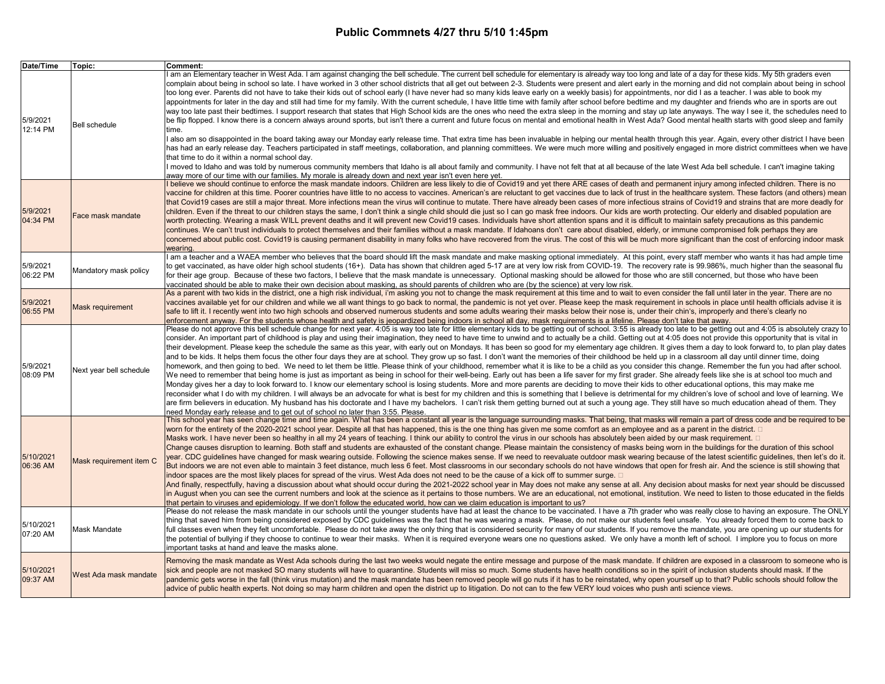# Public Commnets 4/27 thru 5/10 1:45pm

| Date/Time | Topic: | Comment: |
|---|---|---|
| 5/9/2021 12:14 PM | Bell schedule | I am an Elementary teacher in West Ada. I am against changing the bell schedule. The current bell schedule for elementary is already way too long and late of a day for these kids. My 5th graders even complain about being in school so late. I have worked in 3 other school districts that all get out between 2-3. Students were present and alert early in the morning and did not complain about being in school too long ever. Parents did not have to take their kids out of school early (I have never had so many kids leave early on a weekly basis) for appointments, nor did I as a teacher. I was able to book my appointments for later in the day and still had time for my family. With the current schedule, I have little time with family after school before bedtime and my daughter and friends who are in sports are out way too late past their bedtimes. I support research that states that High School kids are the ones who need the extra sleep in the morning and stay up late anyways. The way I see it, the schedules need to be flip flopped. I know there is a concern always around sports, but isn't there a current and future focus on mental and emotional health in West Ada? Good mental health starts with good sleep and family time.<br>I also am so disappointed in the board taking away our Monday early release time. That extra time has been invaluable in helping our mental health through this year. Again, every other district I have been has had an early release day. Teachers participated in staff meetings, collaboration, and planning committees. We were much more willing and positively engaged in more district committees when we have that time to do it within a normal school day.<br>I moved to Idaho and was told by numerous community members that Idaho is all about family and community. I have not felt that at all because of the late West Ada bell schedule. I can't imagine taking away more of our time with our families. My morale is already down and next year isn't even here yet. |
| 5/9/2021 04:34 PM | Face mask mandate | I believe we should continue to enforce the mask mandate indoors. Children are less likely to die of Covid19 and yet there ARE cases of death and permanent injury among infected children. There is no vaccine for children at this time. Poorer countries have little to no access to vaccines. American's are reluctant to get vaccines due to lack of trust in the healthcare system. These factors (and others) mean that Covid19 cases are still a major threat. More infections mean the virus will continue to mutate. There have already been cases of more infectious strains of Covid19 and strains that are more deadly for children. Even if the threat to our children stays the same, I don't think a single child should die just so I can go mask free indoors. Our kids are worth protecting. Our elderly and disabled population are worth protecting. Wearing a mask WILL prevent deaths and it will prevent new Covid19 cases. Individuals have short attention spans and it is difficult to maintain safety precautions as this pandemic continues. We can't trust individuals to protect themselves and their families without a mask mandate. If Idahoans don't care about disabled, elderly, or immune compromised folk perhaps they are concerned about public cost. Covid19 is causing permanent disability in many folks who have recovered from the virus. The cost of this will be much more significant than the cost of enforcing indoor mask wearing. |
| 5/9/2021 06:22 PM | Mandatory mask policy | I am a teacher and a WAEA member who believes that the board should lift the mask mandate and make masking optional immediately. At this point, every staff member who wants it has had ample time to get vaccinated, as have older high school students (16+). Data has shown that children aged 5-17 are at very low risk from COVID-19. The recovery rate is 99.986%, much higher than the seasonal flu for their age group. Because of these two factors, I believe that the mask mandate is unnecessary. Optional masking should be allowed for those who are still concerned, but those who have been vaccinated should be able to make their own decision about masking, as should parents of children who are (by the science) at very low risk. |
| 5/9/2021 06:55 PM | Mask requirement | As a parent with two kids in the district, one a high risk individual, i'm asking you not to change the mask requirement at this time and to wait to even consider the fall until later in the year. There are no vaccines available yet for our children and while we all want things to go back to normal, the pandemic is not yet over. Please keep the mask requirement in schools in place until health officials advise it is safe to lift it. I recently went into two high schools and observed numerous students and some adults wearing their masks below their nose is, under their chin's, improperly and there's clearly no enforcement anyway. For the students whose health and safety is jeopardized being indoors in school all day, mask requirements is a lifeline. Please don't take that away. |
| 5/9/2021 08:09 PM | Next year bell schedule | Please do not approve this bell schedule change for next year. 4:05 is way too late for little elementary kids to be getting out of school. 3:55 is already too late to be getting out and 4:05 is absolutely crazy to consider. An important part of childhood is play and using their imagination, they need to have time to unwind and to actually be a child. Getting out at 4:05 does not provide this opportunity that is vital in their development. Please keep the schedule the same as this year, with early out on Mondays. It has been so good for my elementary age children. It gives them a day to look forward to, to plan play dates and to be kids. It helps them focus the other four days they are at school. They grow up so fast. I don't want the memories of their childhood be held up in a classroom all day until dinner time, doing homework, and then going to bed. We need to let them be little. Please think of your childhood, remember what it is like to be a child as you consider this change. Remember the fun you had after school. We need to remember that being home is just as important as being in school for their well-being. Early out has been a life saver for my first grader. She already feels like she is at school too much and Monday gives her a day to look forward to. I know our elementary school is losing students. More and more parents are deciding to move their kids to other educational options, this may make me reconsider what I do with my children. I will always be an advocate for what is best for my children and this is something that I believe is detrimental for my children's love of school and love of learning. We are firm believers in education. My husband has his doctorate and I have my bachelors. I can't risk them getting burned out at such a young age. They still have so much education ahead of them. They need Monday early release and to get out of school no later than 3:55. Please. |
| 5/10/2021 06:36 AM | Mask requirement item C | This school year has seen change time and time again. What has been a constant all year is the language surrounding masks. That being, that masks will remain a part of dress code and be required to be worn for the entirety of the 2020-2021 school year. Despite all that has happened, this is the one thing has given me some comfort as an employee and as a parent in the district. <br>Masks work. I have never been so healthy in all my 24 years of teaching. I think our ability to control the virus in our schools has absolutely been aided by our mask requirement. <br>Change causes disruption to learning. Both staff and students are exhausted of the constant change. Please maintain the consistency of masks being worn in the buildings for the duration of this school year. CDC guidelines have changed for mask wearing outside. Following the science makes sense. If we need to reevaluate outdoor mask wearing because of the latest scientific guidelines, then let's do it. But indoors we are not even able to maintain 3 feet distance, much less 6 feet. Most classrooms in our secondary schools do not have windows that open for fresh air. And the science is still showing that indoor spaces are the most likely places for spread of the virus. West Ada does not need to be the cause of a kick off to summer surge. <br>And finally, respectfully, having a discussion about what should occur during the 2021-2022 school year in May does not make any sense at all. Any decision about masks for next year should be discussed in August when you can see the current numbers and look at the science as it pertains to those numbers. We are an educational, not emotional, institution. We need to listen to those educated in the fields that pertain to viruses and epidemiology. If we don't follow the educated world, how can we claim education is important to us? |
| 5/10/2021 07:20 AM | Mask Mandate | Please do not release the mask mandate in our schools until the younger students have had at least the chance to be vaccinated. I have a 7th grader who was really close to having an exposure. The ONLY thing that saved him from being considered exposed by CDC guidelines was the fact that he was wearing a mask. Please, do not make our students feel unsafe. You already forced them to come back to full classes even when they felt uncomfortable. Please do not take away the only thing that is considered security for many of our students. If you remove the mandate, you are opening up our students for the potential of bullying if they choose to continue to wear their masks. When it is required everyone wears one no questions asked. We only have a month left of school. I implore you to focus on more important tasks at hand and leave the masks alone. |
| 5/10/2021 09:37 AM | West Ada mask mandate | Removing the mask mandate as West Ada schools during the last two weeks would negate the entire message and purpose of the mask mandate. If children are exposed in a classroom to someone who is sick and people are not masked SO many students will have to quarantine. Students will miss so much. Some students have health conditions so in the spirit of inclusion students should mask. If the pandemic gets worse in the fall (think virus mutation) and the mask mandate has been removed people will go nuts if it has to be reinstated, why open yourself up to that? Public schools should follow the advice of public health experts. Not doing so may harm children and open the district up to litigation. Do not can to the few VERY loud voices who push anti science views. |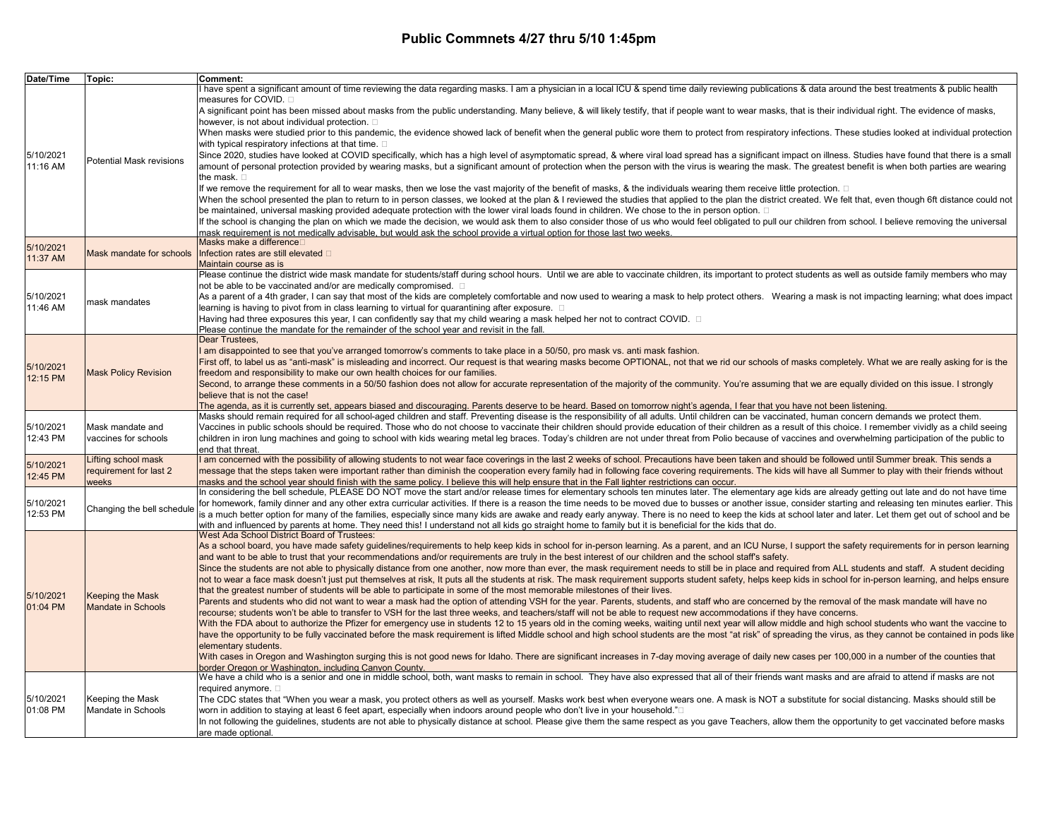# Public Commnets 4/27 thru 5/10 1:45pm

| Date/Time | Topic: | Comment: |
|---|---|---|
| 5/10/2021 11:16 AM | Potential Mask revisions | I have spent a significant amount of time reviewing the data regarding masks. I am a physician in a local ICU & spend time daily reviewing publications & data around the best treatments & public health measures for COVID. <br>A significant point has been missed about masks from the public understanding. Many believe, & will likely testify, that if people want to wear masks, that is their individual right. The evidence of masks, however, is not about individual protection. <br>When masks were studied prior to this pandemic, the evidence showed lack of benefit when the general public wore them to protect from respiratory infections. These studies looked at individual protection with typical respiratory infections at that time. <br>Since 2020, studies have looked at COVID specifically, which has a high level of asymptomatic spread, & where viral load spread has a significant impact on illness. Studies have found that there is a small amount of personal protection provided by wearing masks, but a significant amount of protection when the person with the virus is wearing the mask. The greatest benefit is when both parties are wearing the mask. <br>If we remove the requirement for all to wear masks, then we lose the vast majority of the benefit of masks, & the individuals wearing them receive little protection. <br>When the school presented the plan to return to in person classes, we looked at the plan & I reviewed the studies that applied to the plan the district created. We felt that, even though 6ft distance could not be maintained, universal masking provided adequate protection with the lower viral loads found in children. We chose to the in person option. <br>If the school is changing the plan on which we made the decision, we would ask them to also consider those of us who would feel obligated to pull our children from school. I believe removing the universal mask requirement is not medically advisable, but would ask the school provide a virtual option for those last two weeks. |
| 5/10/2021 11:37 AM | Mask mandate for schools | Masks make a difference<br>Infection rates are still elevated <br>Maintain course as is |
| 5/10/2021 11:46 AM | mask mandates | Please continue the district wide mask mandate for students/staff during school hours. Until we are able to vaccinate children, its important to protect students as well as outside family members who may not be able to be vaccinated and/or are medically compromised. <br>As a parent of a 4th grader, I can say that most of the kids are completely comfortable and now used to wearing a mask to help protect others. Wearing a mask is not impacting learning; what does impact learning is having to pivot from in class learning to virtual for quarantining after exposure. <br>Having had three exposures this year, I can confidently say that my child wearing a mask helped her not to contract COVID. <br>Please continue the mandate for the remainder of the school year and revisit in the fall. |
| 5/10/2021 12:15 PM | Mask Policy Revision | Dear Trustees,<br>I am disappointed to see that you've arranged tomorrow's comments to take place in a 50/50, pro mask vs. anti mask fashion.<br>First off, to label us as "anti-mask" is misleading and incorrect. Our request is that wearing masks become OPTIONAL, not that we rid our schools of masks completely. What we are really asking for is the freedom and responsibility to make our own health choices for our families.<br>Second, to arrange these comments in a 50/50 fashion does not allow for accurate representation of the majority of the community. You're assuming that we are equally divided on this issue. I strongly believe that is not the case!<br>The agenda, as it is currently set, appears biased and discouraging. Parents deserve to be heard. Based on tomorrow night's agenda, I fear that you have not been listening. |
| 5/10/2021 12:43 PM | Mask mandate and vaccines for schools | Masks should remain required for all school-aged children and staff. Preventing disease is the responsibility of all adults. Until children can be vaccinated, human concern demands we protect them. Vaccines in public schools should be required. Those who do not choose to vaccinate their children should provide education of their children as a result of this choice. I remember vividly as a child seeing children in iron lung machines and going to school with kids wearing metal leg braces. Today's children are not under threat from Polio because of vaccines and overwhelming participation of the public to end that threat. |
| 5/10/2021 12:45 PM | Lifting school mask requirement for last 2 weeks | I am concerned with the possibility of allowing students to not wear face coverings in the last 2 weeks of school. Precautions have been taken and should be followed until Summer break. This sends a message that the steps taken were important rather than diminish the cooperation every family had in following face covering requirements. The kids will have all Summer to play with their friends without masks and the school year should finish with the same policy. I believe this will help ensure that in the Fall lighter restrictions can occur. |
| 5/10/2021 12:53 PM | Changing the bell schedule | In considering the bell schedule, PLEASE DO NOT move the start and/or release times for elementary schools ten minutes later. The elementary age kids are already getting out late and do not have time for homework, family dinner and any other extra curricular activities. If there is a reason the time needs to be moved due to busses or another issue, consider starting and releasing ten minutes earlier. This is a much better option for many of the families, especially since many kids are awake and ready early anyway. There is no need to keep the kids at school later and later. Let them get out of school and be with and influenced by parents at home. They need this! I understand not all kids go straight home to family but it is beneficial for the kids that do. |
| 5/10/2021 01:04 PM | Keeping the Mask Mandate in Schools | West Ada School District Board of Trustees:<br>As a school board, you have made safety guidelines/requirements to help keep kids in school for in-person learning. As a parent, and an ICU Nurse, I support the safety requirements for in person learning and want to be able to trust that your recommendations and/or requirements are truly in the best interest of our children and the school staff's safety.<br>Since the students are not able to physically distance from one another, now more than ever, the mask requirement needs to still be in place and required from ALL students and staff. A student deciding not to wear a face mask doesn't just put themselves at risk, It puts all the students at risk. The mask requirement supports student safety, helps keep kids in school for in-person learning, and helps ensure that the greatest number of students will be able to participate in some of the most memorable milestones of their lives.<br>Parents and students who did not want to wear a mask had the option of attending VSH for the year. Parents, students, and staff who are concerned by the removal of the mask mandate will have no recourse; students won't be able to transfer to VSH for the last three weeks, and teachers/staff will not be able to request new accommodations if they have concerns.<br>With the FDA about to authorize the Pfizer for emergency use in students 12 to 15 years old in the coming weeks, waiting until next year will allow middle and high school students who want the vaccine to have the opportunity to be fully vaccinated before the mask requirement is lifted Middle school and high school students are the most "at risk" of spreading the virus, as they cannot be contained in pods like elementary students.<br>With cases in Oregon and Washington surging this is not good news for Idaho. There are significant increases in 7-day moving average of daily new cases per 100,000 in a number of the counties that border Oregon or Washington, including Canyon County. |
| 5/10/2021 01:08 PM | Keeping the Mask Mandate in Schools | We have a child who is a senior and one in middle school, both, want masks to remain in school. They have also expressed that all of their friends want masks and are afraid to attend if masks are not required anymore. <br>The CDC states that "When you wear a mask, you protect others as well as yourself. Masks work best when everyone wears one. A mask is NOT a substitute for social distancing. Masks should still be worn in addition to staying at least 6 feet apart, especially when indoors around people who don't live in your household."<br>In not following the guidelines, students are not able to physically distance at school. Please give them the same respect as you gave Teachers, allow them the opportunity to get vaccinated before masks are made optional. |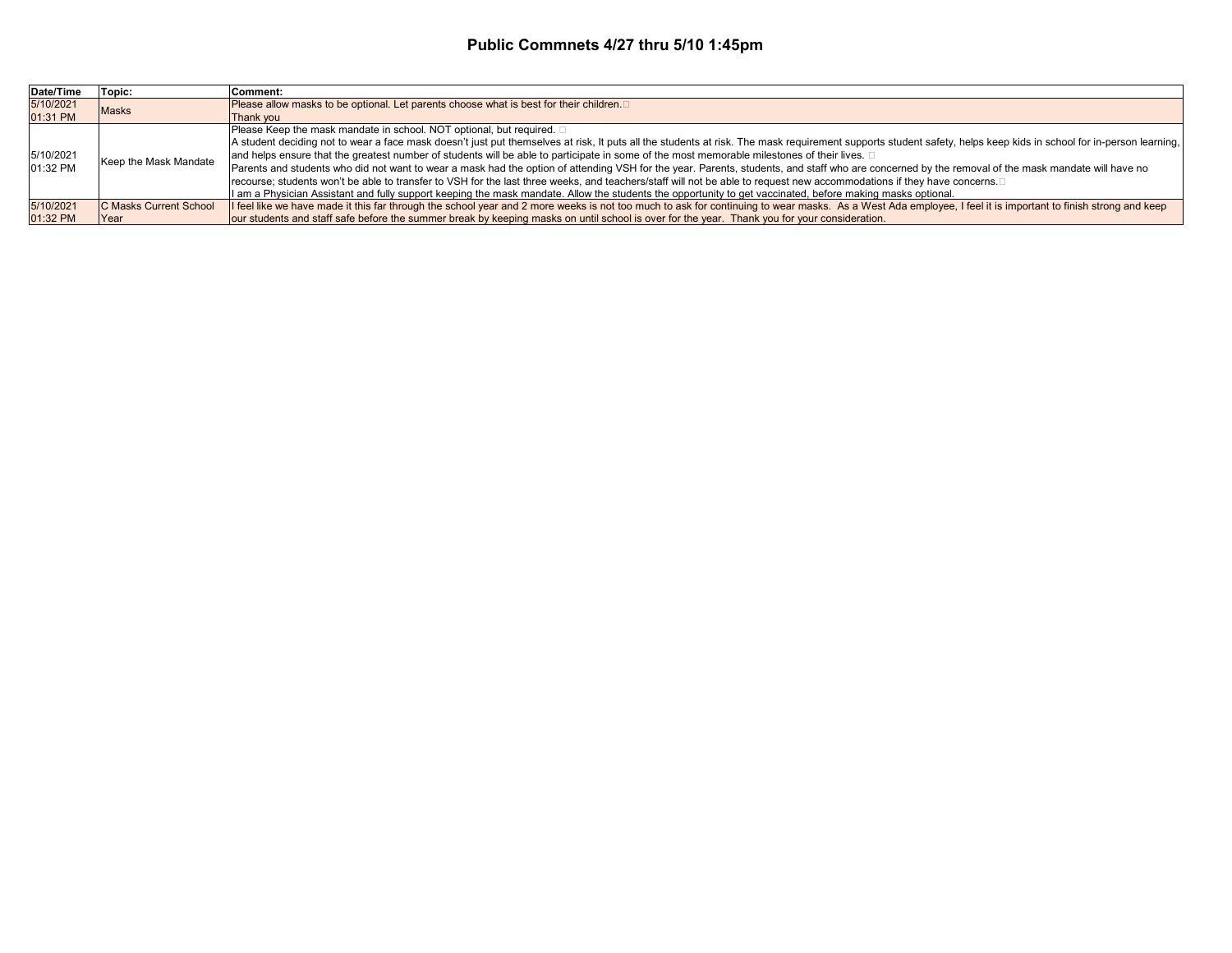# Public Commnets 4/27 thru 5/10 1:45pm

| Date/Time | Topic: | Comment: |
|---|---|---|
| 5/10/2021 01:31 PM | Masks | Please allow masks to be optional. Let parents choose what is best for their children.□ Thank you |
| 5/10/2021 01:32 PM | Keep the Mask Mandate | Please Keep the mask mandate in school. NOT optional, but required. □ A student deciding not to wear a face mask doesn't just put themselves at risk, It puts all the students at risk. The mask requirement supports student safety, helps keep kids in school for in-person learning, and helps ensure that the greatest number of students will be able to participate in some of the most memorable milestones of their lives. □ Parents and students who did not want to wear a mask had the option of attending VSH for the year. Parents, students, and staff who are concerned by the removal of the mask mandate will have no recourse; students won't be able to transfer to VSH for the last three weeks, and teachers/staff will not be able to request new accommodations if they have concerns.□ I am a Physician Assistant and fully support keeping the mask mandate. Allow the students the opportunity to get vaccinated, before making masks optional. |
| 5/10/2021 01:32 PM | C Masks Current School Year | I feel like we have made it this far through the school year and 2 more weeks is not too much to ask for continuing to wear masks. As a West Ada employee, I feel it is important to finish strong and keep our students and staff safe before the summer break by keeping masks on until school is over for the year. Thank you for your consideration. |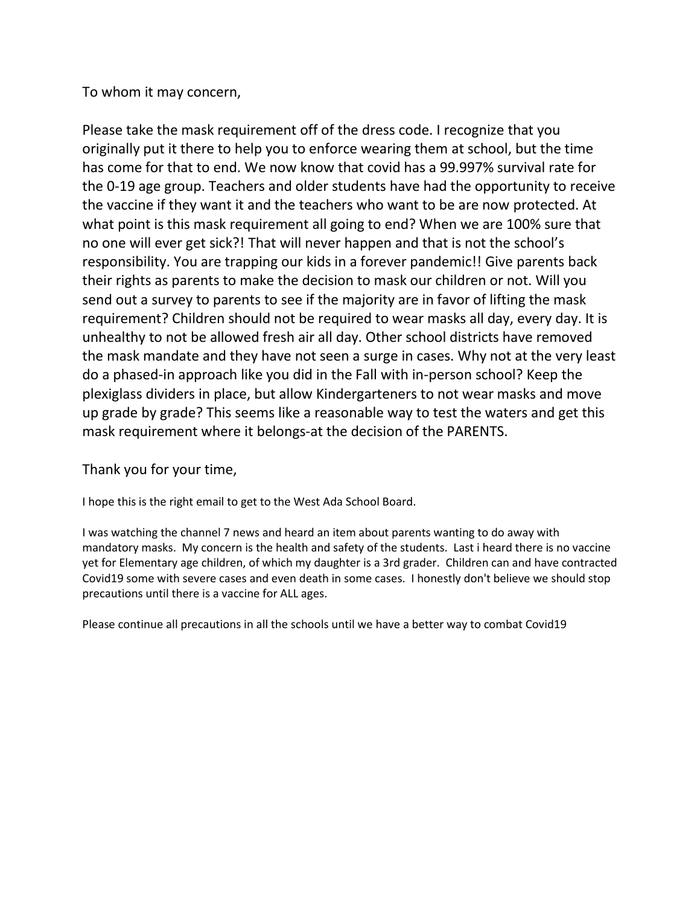To whom it may concern,

Please take the mask requirement off of the dress code. I recognize that you originally put it there to help you to enforce wearing them at school, but the time has come for that to end. We now know that covid has a 99.997% survival rate for the 0-19 age group. Teachers and older students have had the opportunity to receive the vaccine if they want it and the teachers who want to be are now protected. At what point is this mask requirement all going to end? When we are 100% sure that no one will ever get sick?! That will never happen and that is not the school's responsibility. You are trapping our kids in a forever pandemic!! Give parents back their rights as parents to make the decision to mask our children or not. Will you send out a survey to parents to see if the majority are in favor of lifting the mask requirement? Children should not be required to wear masks all day, every day. It is unhealthy to not be allowed fresh air all day. Other school districts have removed the mask mandate and they have not seen a surge in cases. Why not at the very least do a phased-in approach like you did in the Fall with in-person school? Keep the plexiglass dividers in place, but allow Kindergarteners to not wear masks and move up grade by grade? This seems like a reasonable way to test the waters and get this mask requirement where it belongs-at the decision of the PARENTS.

Thank you for your time,

I hope this is the right email to get to the West Ada School Board.

I was watching the channel 7 news and heard an item about parents wanting to do away with mandatory masks. My concern is the health and safety of the students. Last i heard there is no vaccine yet for Elementary age children, of which my daughter is a 3rd grader. Children can and have contracted Covid19 some with severe cases and even death in some cases. I honestly don't believe we should stop precautions until there is a vaccine for ALL ages.

Please continue all precautions in all the schools until we have a better way to combat Covid19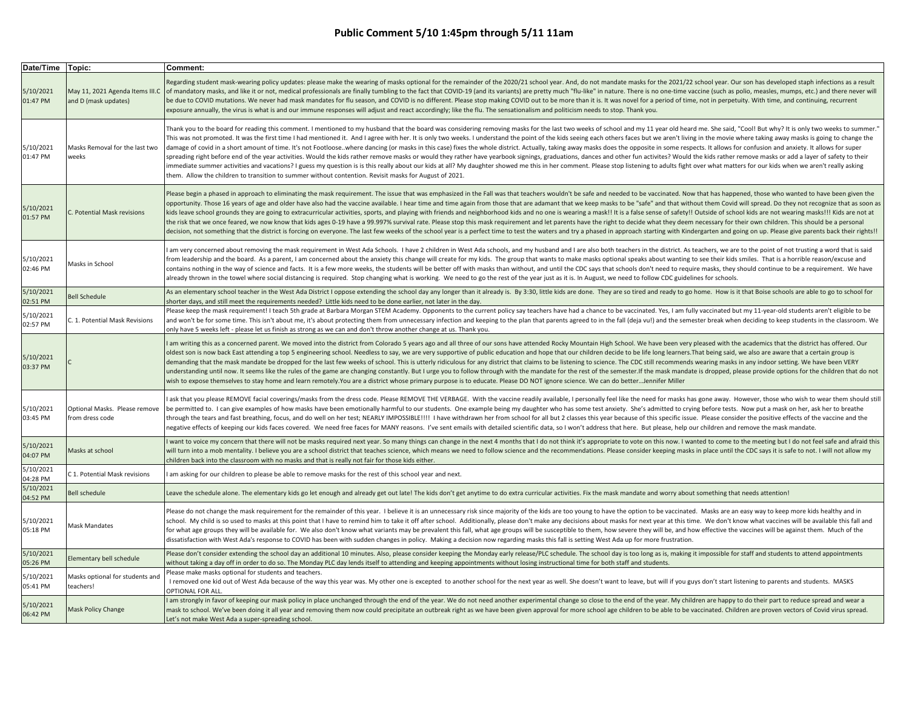# Public Comment 5/10 1:45pm through 5/11 11am

| Date/Time | Topic: | Comment: |
|---|---|---|
| 5/10/2021 01:47 PM | May 11, 2021 Agenda Items III.C and D (mask updates) | Regarding student mask-wearing policy updates: please make the wearing of masks optional for the remainder of the 2020/21 school year. And, do not mandate masks for the 2021/22 school year. Our son has developed staph infections as a result of mandatory masks, and like it or not, medical professionals are finally tumbling to the fact that COVID-19 (and its variants) are pretty much "flu-like" in nature. There is no one-time vaccine (such as polio, measles, mumps, etc.) and there never will be due to COVID mutations. We never had mask mandates for flu season, and COVID is no different. Please stop making COVID out to be more than it is. It was novel for a period of time, not in perpetuity. With time, and continuing, recurrent exposure annually, the virus is what is and our immune responses will adjust and react accordingly; like the flu. The sensationalism and politicism needs to stop. Thank you. |
| 5/10/2021 01:47 PM | Masks Removal for the last two weeks | Thank you to the board for reading this comment. I mentioned to my husband that the board was considering removing masks for the last two weeks of school and my 11 year old heard me. She said, "Cool! But why? It is only two weeks to summer." This was not promoted. It was the first time I had mentioned it. And I agree with her. It is only two weeks. I understand the point of the kids seeing each others face but we aren't living in the movie where taking away masks is going to change the damage of covid in a short amount of time. It's not Footloose..where dancing (or masks in this case) fixes the whole district. Actually, taking away masks does the opposite in some respects. It allows for confusion and anxiety. It allows for super spreading right before end of the year activities. Would the kids rather remove masks or would they rather have yearbook signings, graduations, dances and other fun activites? Would the kids rather remove masks or add a layer of safety to their immediate summer activities and vacations? I guess my question is is this really about our kids at all? My daughter showed me this in her comment. Please stop listening to adults fight over what matters for our kids when we aren't really asking them. Allow the children to transition to summer without contention. Revisit masks for August of 2021. |
| 5/10/2021 01:57 PM | C. Potential Mask revisions | Please begin a phased in approach to eliminating the mask requirement. The issue that was emphasized in the Fall was that teachers wouldn't be safe and needed to be vaccinated. Now that has happened, those who wanted to have been given the opportunity. Those 16 years of age and older have also had the vaccine available. I hear time and time again from those that are adamant that we keep masks to be "safe" and that without them Covid will spread. Do they not recognize that as soon as kids leave school grounds they are going to extracurricular activities, sports, and playing with friends and neighborhood kids and no one is wearing a mask!! It is a false sense of safety!! Outside of school kids are not wearing masks!!! Kids are not at the risk that we once feared, we now know that kids ages 0-19 have a 99.997% survival rate. Please stop this mask requirement and let parents have the right to decide what they deem necessary for their own children. This should be a personal decision, not something that the district is forcing on everyone. The last few weeks of the school year is a perfect time to test the waters and try a phased in approach starting with Kindergarten and going on up. Please give parents back their rights!! |
| 5/10/2021 02:46 PM | Masks in School | I am very concerned about removing the mask requirement in West Ada Schools. I have 2 children in West Ada schools, and my husband and I are also both teachers in the district. As teachers, we are to the point of not trusting a word that is said from leadership and the board. As a parent, I am concerned about the anxiety this change will create for my kids. The group that wants to make masks optional speaks about wanting to see their kids smiles. That is a horrible reason/excuse and contains nothing in the way of science and facts. It is a few more weeks, the students will be better off with masks than without, and until the CDC says that schools don't need to require masks, they should continue to be a requirement. We have already thrown in the towel where social distancing is required. Stop changing what is working. We need to go the rest of the year just as it is. In August, we need to follow CDC guidelines for schools. |
| 5/10/2021 02:51 PM | Bell Schedule | As an elementary school teacher in the West Ada District I oppose extending the school day any longer than it already is. By 3:30, little kids are done. They are so tired and ready to go home. How is it that Boise schools are able to go to school for shorter days, and still meet the requirements needed? Little kids need to be done earlier, not later in the day. |
| 5/10/2021 02:57 PM | C. 1. Potential Mask Revisions | Please keep the mask requirement! I teach 5th grade at Barbara Morgan STEM Academy. Opponents to the current policy say teachers have had a chance to be vaccinated. Yes, I am fully vaccinated but my 11-year-old students aren't eligible to be and won't be for some time. This isn't about me, it's about protecting them from unnecessary infection and keeping to the plan that parents agreed to in the fall (deja vu!) and the semester break when deciding to keep students in the classroom. We only have 5 weeks left - please let us finish as strong as we can and don't throw another change at us. Thank you. |
| 5/10/2021 03:37 PM | C | I am writing this as a concerned parent. We moved into the district from Colorado 5 years ago and all three of our sons have attended Rocky Mountain High School. We have been very pleased with the academics that the district has offered. Our oldest son is now back East attending a top 5 engineering school. Needless to say, we are very supportive of public education and hope that our children decide to be life long learners.That being said, we also are aware that a certain group is demanding that the mask mandate be dropped for the last few weeks of school. This is utterly ridiculous for any district that claims to be listening to science. The CDC still recommends wearing masks in any indoor setting. We have been VERY understanding until now. It seems like the rules of the game are changing constantly. But I urge you to follow through with the mandate for the rest of the semester.If the mask mandate is dropped, please provide options for the children that do not wish to expose themselves to stay home and learn remotely.You are a district whose primary purpose is to educate. Please DO NOT ignore science. We can do better…Jennifer Miller |
| 5/10/2021 03:45 PM | Optional Masks. Please remove from dress code | I ask that you please REMOVE facial coverings/masks from the dress code. Please REMOVE THE VERBAGE. With the vaccine readily available, I personally feel like the need for masks has gone away. However, those who wish to wear them should still be permitted to. I can give examples of how masks have been emotionally harmful to our students. One example being my daughter who has some test anxiety. She's admitted to crying before tests. Now put a mask on her, ask her to breathe through the tears and fast breathing, focus, and do well on her test; NEARLY IMPOSSIBLE!!!! I have withdrawn her from school for all but 2 classes this year because of this specific issue. Please consider the positive effects of the vaccine and the negative effects of keeping our kids faces covered. We need free faces for MANY reasons. I've sent emails with detailed scientific data, so I won't address that here. But please, help our children and remove the mask mandate. |
| 5/10/2021 04:07 PM | Masks at school | I want to voice my concern that there will not be masks required next year. So many things can change in the next 4 months that I do not think it's appropriate to vote on this now. I wanted to come to the meeting but I do not feel safe and afraid this will turn into a mob mentality. I believe you are a school district that teaches science, which means we need to follow science and the recommendations. Please consider keeping masks in place until the CDC says it is safe to not. I will not allow my children back into the classroom with no masks and that is really not fair for those kids either. |
| 5/10/2021 04:28 PM | C 1. Potential Mask revisions | I am asking for our children to please be able to remove masks for the rest of this school year and next. |
| 5/10/2021 04:52 PM | Bell schedule | Leave the schedule alone. The elementary kids go let enough and already get out late! The kids don't get anytime to do extra curricular activities. Fix the mask mandate and worry about something that needs attention! |
| 5/10/2021 05:18 PM | Mask Mandates | Please do not change the mask requirement for the remainder of this year. I believe it is an unnecessary risk since majority of the kids are too young to have the option to be vaccinated. Masks are an easy way to keep more kids healthy and in school. My child is so used to masks at this point that I have to remind him to take it off after school. Additionally, please don't make any decisions about masks for next year at this time. We don't know what vaccines will be available this fall and for what age groups they will be available for. We also don't know what variants may be prevalent this fall, what age groups will be susceptible to them, how severe they will be, and how effective the vaccines will be against them. Much of the dissatisfaction with West Ada's response to COVID has been with sudden changes in policy. Making a decision now regarding masks this fall is setting West Ada up for more frustration. |
| 5/10/2021 05:26 PM | Elementary bell schedule | Please don't consider extending the school day an additional 10 minutes. Also, please consider keeping the Monday early release/PLC schedule. The school day is too long as is, making it impossible for staff and students to attend appointments without taking a day off in order to do so. The Monday PLC day lends itself to attending and keeping appointments without losing instructional time for both staff and students. |
| 5/10/2021 05:41 PM | Masks optional for students and teachers! | Please make masks optional for students and teachers. I removed one kid out of West Ada because of the way this year was. My other one is excepted to another school for the next year as well. She doesn't want to leave, but will if you guys don't start listening to parents and students. MASKS OPTIONAL FOR ALL. |
| 5/10/2021 06:42 PM | Mask Policy Change | I am strongly in favor of keeping our mask policy in place unchanged through the end of the year. We do not need another experimental change so close to the end of the year. My children are happy to do their part to reduce spread and wear a mask to school. We've been doing it all year and removing them now could precipitate an outbreak right as we have been given approval for more school age children to be able to be vaccinated. Children are proven vectors of Covid virus spread. Let's not make West Ada a super-spreading school. |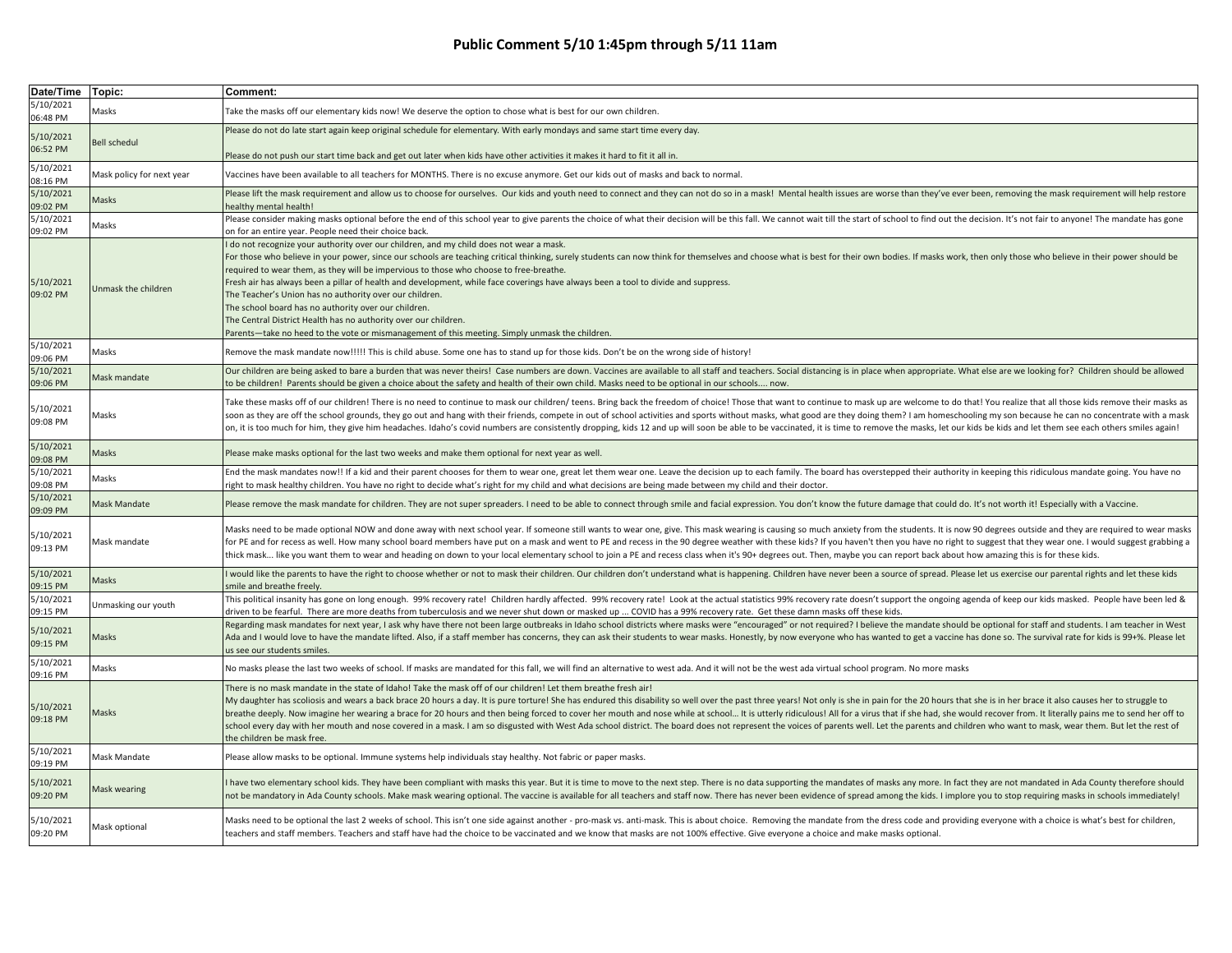# Public Comment 5/10 1:45pm through 5/11 11am

| Date/Time | Topic: | Comment: |
|---|---|---|
| 5/10/2021 06:48 PM | Masks | Take the masks off our elementary kids now! We deserve the option to chose what is best for our own children. |
| 5/10/2021 06:52 PM | Bell schedul | Please do not do late start again keep original schedule for elementary. With early mondays and same start time every day.<br><br>Please do not push our start time back and get out later when kids have other activities it makes it hard to fit it all in. |
| 5/10/2021 08:16 PM | Mask policy for next year | Vaccines have been available to all teachers for MONTHS. There is no excuse anymore. Get our kids out of masks and back to normal. |
| 5/10/2021 09:02 PM | Masks | Please lift the mask requirement and allow us to choose for ourselves. Our kids and youth need to connect and they can not do so in a mask! Mental health issues are worse than they've ever been, removing the mask requirement will help restore healthy mental health! |
| 5/10/2021 09:02 PM | Masks | Please consider making masks optional before the end of this school year to give parents the choice of what their decision will be this fall. We cannot wait till the start of school to find out the decision. It's not fair to anyone! The mandate has gone on for an entire year. People need their choice back. |
| 5/10/2021 09:02 PM | Unmask the children | I do not recognize your authority over our children, and my child does not wear a mask.<br>For those who believe in your power, since our schools are teaching critical thinking, surely students can now think for themselves and choose what is best for their own bodies. If masks work, then only those who believe in their power should be required to wear them, as they will be impervious to those who choose to free-breathe.<br>Fresh air has always been a pillar of health and development, while face coverings have always been a tool to divide and suppress.<br>The Teacher's Union has no authority over our children.<br>The school board has no authority over our children.<br>The Central District Health has no authority over our children.<br>Parents—take no heed to the vote or mismanagement of this meeting. Simply unmask the children. |
| 5/10/2021 09:06 PM | Masks | Remove the mask mandate now!!!!! This is child abuse. Some one has to stand up for those kids. Don't be on the wrong side of history! |
| 5/10/2021 09:06 PM | Mask mandate | Our children are being asked to bare a burden that was never theirs! Case numbers are down. Vaccines are available to all staff and teachers. Social distancing is in place when appropriate. What else are we looking for? Children should be allowed to be children! Parents should be given a choice about the safety and health of their own child. Masks need to be optional in our schools.... now. |
| 5/10/2021 09:08 PM | Masks | Take these masks off of our children! There is no need to continue to mask our children/ teens. Bring back the freedom of choice! Those that want to continue to mask up are welcome to do that! You realize that all those kids remove their masks as soon as they are off the school grounds, they go out and hang with their friends, compete in out of school activities and sports without masks, what good are they doing them? I am homeschooling my son because he can no concentrate with a mask on, it is too much for him, they give him headaches. Idaho's covid numbers are consistently dropping, kids 12 and up will soon be able to be vaccinated, it is time to remove the masks, let our kids be kids and let them see each others smiles again! |
| 5/10/2021 09:08 PM | Masks | Please make masks optional for the last two weeks and make them optional for next year as well. |
| 5/10/2021 09:08 PM | Masks | End the mask mandates now!! If a kid and their parent chooses for them to wear one, great let them wear one. Leave the decision up to each family. The board has overstepped their authority in keeping this ridiculous mandate going. You have no right to mask healthy children. You have no right to decide what's right for my child and what decisions are being made between my child and their doctor. |
| 5/10/2021 09:09 PM | Mask Mandate | Please remove the mask mandate for children. They are not super spreaders. I need to be able to connect through smile and facial expression. You don't know the future damage that could do. It's not worth it! Especially with a Vaccine. |
| 5/10/2021 09:13 PM | Mask mandate | Masks need to be made optional NOW and done away with next school year. If someone still wants to wear one, give. This mask wearing is causing so much anxiety from the students. It is now 90 degrees outside and they are required to wear masks for PE and for recess as well. How many school board members have put on a mask and went to PE and recess in the 90 degree weather with these kids? If you haven't then you have no right to suggest that they wear one. I would suggest grabbing a thick mask... like you want them to wear and heading on down to your local elementary school to join a PE and recess class when it's 90+ degrees out. Then, maybe you can report back about how amazing this is for these kids. |
| 5/10/2021 09:15 PM | Masks | I would like the parents to have the right to choose whether or not to mask their children. Our children don't understand what is happening. Children have never been a source of spread. Please let us exercise our parental rights and let these kids smile and breathe freely. |
| 5/10/2021 09:15 PM | Unmasking our youth | This political insanity has gone on long enough. 99% recovery rate! Children hardly affected. 99% recovery rate! Look at the actual statistics 99% recovery rate doesn't support the ongoing agenda of keep our kids masked. People have been led & driven to be fearful. There are more deaths from tuberculosis and we never shut down or masked up ... COVID has a 99% recovery rate. Get these damn masks off these kids. |
| 5/10/2021 09:15 PM | Masks | Regarding mask mandates for next year, I ask why have there not been large outbreaks in Idaho school districts where masks were "encouraged" or not required? I believe the mandate should be optional for staff and students. I am teacher in West Ada and I would love to have the mandate lifted. Also, if a staff member has concerns, they can ask their students to wear masks. Honestly, by now everyone who has wanted to get a vaccine has done so. The survival rate for kids is 99+%. Please let us see our students smiles. |
| 5/10/2021 09:16 PM | Masks | No masks please the last two weeks of school. If masks are mandated for this fall, we will find an alternative to west ada. And it will not be the west ada virtual school program. No more masks |
| 5/10/2021 09:18 PM | Masks | There is no mask mandate in the state of Idaho! Take the mask off of our children! Let them breathe fresh air!<br>My daughter has scoliosis and wears a back brace 20 hours a day. It is pure torture! She has endured this disability so well over the past three years! Not only is she in pain for the 20 hours that she is in her brace it also causes her to struggle to breathe deeply. Now imagine her wearing a brace for 20 hours and then being forced to cover her mouth and nose while at school… It is utterly ridiculous! All for a virus that if she had, she would recover from. It literally pains me to send her off to school every day with her mouth and nose covered in a mask. I am so disgusted with West Ada school district. The board does not represent the voices of parents well. Let the parents and children who want to mask, wear them. But let the rest of the children be mask free. |
| 5/10/2021 09:19 PM | Mask Mandate | Please allow masks to be optional. Immune systems help individuals stay healthy. Not fabric or paper masks. |
| 5/10/2021 09:20 PM | Mask wearing | I have two elementary school kids. They have been compliant with masks this year. But it is time to move to the next step. There is no data supporting the mandates of masks any more. In fact they are not mandated in Ada County therefore should not be mandatory in Ada County schools. Make mask wearing optional. The vaccine is available for all teachers and staff now. There has never been evidence of spread among the kids. I implore you to stop requiring masks in schools immediately! |
| 5/10/2021 09:20 PM | Mask optional | Masks need to be optional the last 2 weeks of school. This isn't one side against another - pro-mask vs. anti-mask. This is about choice. Removing the mandate from the dress code and providing everyone with a choice is what's best for children, teachers and staff members. Teachers and staff have had the choice to be vaccinated and we know that masks are not 100% effective. Give everyone a choice and make masks optional. |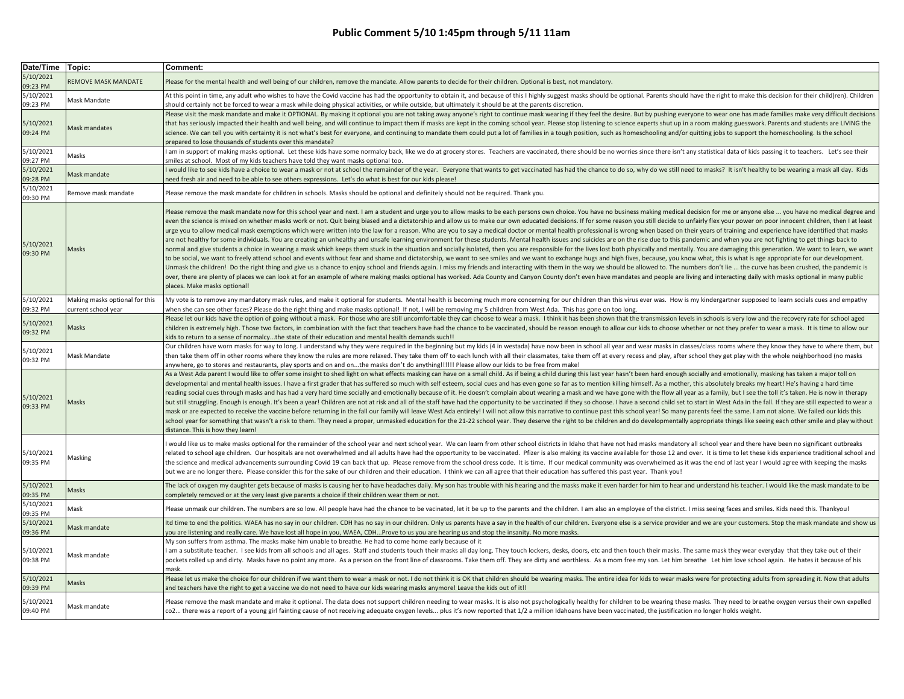# Public Comment 5/10 1:45pm through 5/11 11am

| Date/Time | Topic: | Comment: |
|---|---|---|
| 5/10/2021 09:23 PM | REMOVE MASK MANDATE | Please for the mental health and well being of our children, remove the mandate. Allow parents to decide for their children. Optional is best, not mandatory. |
| 5/10/2021 09:23 PM | Mask Mandate | At this point in time, any adult who wishes to have the Covid vaccine has had the opportunity to obtain it, and because of this I highly suggest masks should be optional. Parents should have the right to make this decision for their child(ren). Children should certainly not be forced to wear a mask while doing physical activities, or while outside, but ultimately it should be at the parents discretion. |
| 5/10/2021 09:24 PM | Mask mandates | Please visit the mask mandate and make it OPTIONAL. By making it optional you are not taking away anyone's right to continue mask wearing if they feel the desire. But by pushing everyone to wear one has made families make very difficult decisions that has seriously impacted their health and well being, and will continue to impact them if masks are kept in the coming school year. Please stop listening to science experts shut up in a room making guesswork. Parents and students are LIVING the science. We can tell you with certainty it is not what's best for everyone, and continuing to mandate them could put a lot of families in a tough position, such as homeschooling and/or quitting jobs to support the homeschooling. Is the school prepared to lose thousands of students over this mandate? |
| 5/10/2021 09:27 PM | Masks | I am in support of making masks optional. Let these kids have some normalcy back, like we do at grocery stores. Teachers are vaccinated, there should be no worries since there isn't any statistical data of kids passing it to teachers. Let's see their smiles at school. Most of my kids teachers have told they want masks optional too. |
| 5/10/2021 09:28 PM | Mask mandate | I would like to see kids have a choice to wear a mask or not at school the remainder of the year. Everyone that wants to get vaccinated has had the chance to do so, why do we still need to masks? It isn't healthy to be wearing a mask all day. Kids need fresh air and need to be able to see others expressions. Let's do what is best for our kids please! |
| 5/10/2021 09:30 PM | Remove mask mandate | Please remove the mask mandate for children in schools. Masks should be optional and definitely should not be required. Thank you. |
| 5/10/2021 09:30 PM | Masks | Please remove the mask mandate now for this school year and next. I am a student and urge you to allow masks to be each persons own choice. You have no business making medical decision for me or anyone else ... you have no medical degree and even the science is mixed on whether masks work or not. Quit being biased and a dictatorship and allow us to make our own educated decisions. If for some reason you still decide to unfairly flex your power on poor innocent children, then I at least urge you to allow medical mask exemptions which were written into the law for a reason. Who are you to say a medical doctor or mental health professional is wrong when based on their years of training and experience have identified that masks are not healthy for some individuals. You are creating an unhealthy and unsafe learning environment for these students. Mental health issues and suicides are on the rise due to this pandemic and when you are not fighting to get things back to normal and give students a choice in wearing a mask which keeps them stuck in the situation and socially isolated, then you are responsible for the lives lost both physically and mentally. You are damaging this generation. We want to learn, we want to be social, we want to freely attend school and events without fear and shame and dictatorship, we want to see smiles and we want to exchange hugs and high fives, because, you know what, this is what is age appropriate for our development. Unmask the children! Do the right thing and give us a chance to enjoy school and friends again. I miss my friends and interacting with them in the way we should be allowed to. The numbers don't lie ... the curve has been crushed, the pandemic is over, there are plenty of places we can look at for an example of where making masks optional has worked. Ada County and Canyon County don't even have mandates and people are living and interacting daily with masks optional in many public places. Make masks optional! |
| 5/10/2021 09:32 PM | Making masks optional for this current school year | My vote is to remove any mandatory mask rules, and make it optional for students. Mental health is becoming much more concerning for our children than this virus ever was. How is my kindergartner supposed to learn socials cues and empathy when she can see other faces? Please do the right thing and make masks optional! If not, I will be removing my 5 children from West Ada. This has gone on too long. |
| 5/10/2021 09:32 PM | Masks | Please let our kids have the option of going without a mask. For those who are still uncomfortable they can choose to wear a mask. I think it has been shown that the transmission levels in schools is very low and the recovery rate for school aged children is extremely high. Those two factors, in combination with the fact that teachers have had the chance to be vaccinated, should be reason enough to allow our kids to choose whether or not they prefer to wear a mask. It is time to allow our kids to return to a sense of normalcy...the state of their education and mental health demands such!! |
| 5/10/2021 09:32 PM | Mask Mandate | Our children have worn masks for way to long. I understand why they were required in the beginning but my kids (4 in westada) have now been in school all year and wear masks in classes/class rooms where they know they have to where them, but then take them off in other rooms where they know the rules are more relaxed. They take them off to each lunch with all their classmates, take them off at every recess and play, after school they get play with the whole neighborhood (no masks anywhere, go to stores and restaurants, play sports and on and on...the masks don't do anything!!!!!! Please allow our kids to be free from make! |
| 5/10/2021 09:33 PM | Masks | As a West Ada parent I would like to offer some insight to shed light on what effects masking can have on a small child. As if being a child during this last year hasn't been hard enough socially and emotionally, masking has taken a major toll on developmental and mental health issues. I have a first grader that has suffered so much with self esteem, social cues and has even gone so far as to mention killing himself. As a mother, this absolutely breaks my heart! He's having a hard time reading social cues through masks and has had a very hard time socially and emotionally because of it. He doesn't complain about wearing a mask and we have gone with the flow all year as a family, but I see the toll it's taken. He is now in therapy but still struggling. Enough is enough. It's been a year! Children are not at risk and all of the staff have had the opportunity to be vaccinated if they so choose. I have a second child set to start in West Ada in the fall. If they are still expected to wear a mask or are expected to receive the vaccine before returning in the fall our family will leave West Ada entirely! I will not allow this narrative to continue past this school year! So many parents feel the same. I am not alone. We failed our kids this school year for something that wasn't a risk to them. They need a proper, unmasked education for the 21-22 school year. They deserve the right to be children and do developmentally appropriate things like seeing each other smile and play without distance. This is how they learn! |
| 5/10/2021 09:35 PM | Masking | I would like us to make masks optional for the remainder of the school year and next school year. We can learn from other school districts in Idaho that have not had masks mandatory all school year and there have been no significant outbreaks related to school age children. Our hospitals are not overwhelmed and all adults have had the opportunity to be vaccinated. Pfizer is also making its vaccine available for those 12 and over. It is time to let these kids experience traditional school and the science and medical advancements surrounding Covid 19 can back that up. Please remove from the school dress code. It is time. If our medical community was overwhelmed as it was the end of last year I would agree with keeping the masks but we are no longer there. Please consider this for the sake of our children and their education. I think we can all agree that their education has suffered this past year. Thank you! |
| 5/10/2021 09:35 PM | Masks | The lack of oxygen my daughter gets because of masks is causing her to have headaches daily. My son has trouble with his hearing and the masks make it even harder for him to hear and understand his teacher. I would like the mask mandate to be completely removed or at the very least give parents a choice if their children wear them or not. |
| 5/10/2021 09:35 PM | Mask | Please unmask our children. The numbers are so low. All people have had the chance to be vacinated, let it be up to the parents and the children. I am also an employee of the district. I miss seeing faces and smiles. Kids need this. Thankyou! |
| 5/10/2021 09:36 PM | Mask mandate | Itd time to end the politics. WAEA has no say in our children. CDH has no say in our children. Only us parents have a say in the health of our children. Everyone else is a service provider and we are your customers. Stop the mask mandate and show us you are listening and really care. We have lost all hope in you, WAEA, CDH...Prove to us you are hearing us and stop the insanity. No more masks. |
| 5/10/2021 09:38 PM | Mask mandate | My son suffers from asthma. The masks make him unable to breathe. He had to come home early because of it<br>I am a substitute teacher. I see kids from all schools and all ages. Staff and students touch their masks all day long. They touch lockers, desks, doors, etc and then touch their masks. The same mask they wear everyday that they take out of their pockets rolled up and dirty. Masks have no point any more. As a person on the front line of classrooms. Take them off. They are dirty and worthless. As a mom free my son. Let him breathe Let him love school again. He hates it because of his mask. |
| 5/10/2021 09:39 PM | Masks | Please let us make the choice for our children if we want them to wear a mask or not. I do not think it is OK that children should be wearing masks. The entire idea for kids to wear masks were for protecting adults from spreading it. Now that adults and teachers have the right to get a vaccine we do not need to have our kids wearing masks anymore! Leave the kids out of it!! |
| 5/10/2021 09:40 PM | Mask mandate | Please remove the mask mandate and make it optional. The data does not support children needing to wear masks. It is also not psychologically healthy for children to be wearing these masks. They need to breathe oxygen versus their own expelled co2... there was a report of a young girl fainting cause of not receiving adequate oxygen levels... plus it's now reported that 1/2 a million Idahoans have been vaccinated, the justification no longer holds weight. |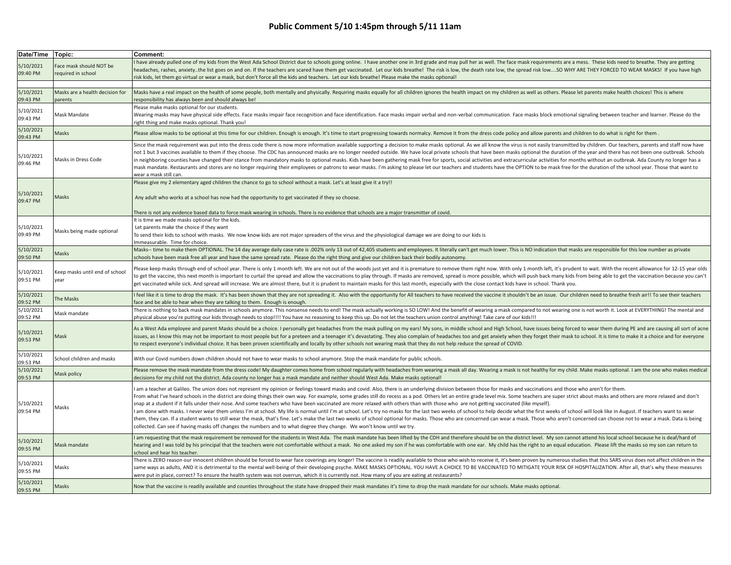# Public Comment 5/10 1:45pm through 5/11 11am

| Date/Time | Topic: | Comment: |
|---|---|---|
| 5/10/2021 09:40 PM | Face mask should NOT be required in school | I have already pulled one of my kids from the West Ada School District due to schools going online. I have another one in 3rd grade and may pull her as well. The face mask requirements are a mess. These kids need to breathe. They are getting headaches, rashes, anxiety..the list goes on and on. If the teachers are scared have them get vaccinated. Let our kids breathe! The risk is low, the death rate low, the spread risk low....SO WHY ARE THEY FORCED TO WEAR MASKS! If you have high risk kids, let them go virtual or wear a mask, but don't force all the kids and teachers. Let our kids breathe! Please make the masks optional!! |
| | | |
| 5/10/2021 09:43 PM | Masks are a health decision for parents | Masks have a real impact on the health of some people, both mentally and physically. Requiring masks equally for all children ignores the health impact on my children as well as others. Please let parents make health choices! This is where responsibility has always been and should always be! |
| 5/10/2021 09:43 PM | Mask Mandate | Please make masks optional for our students.<br>Wearing masks may have physical side effects. Face masks impair face recognition and face identification. Face masks impair verbal and non-verbal communication. Face masks block emotional signaling between teacher and learner. Please do the right thing and make masks optional. Thank you! |
| 5/10/2021 09:43 PM | Masks | Please allow masks to be optional at this time for our children. Enough is enough. It's time to start progressing towards normalcy. Remove it from the dress code policy and allow parents and children to do what is right for them . |
| 5/10/2021 09:46 PM | Masks in Dress Code | Since the mask requirement was put into the dress code there is now more information available supporting a decision to make masks optional. As we all know the virus is not easily transmitted by children. Our teachers, parents and staff now have not 1 but 3 vaccines available to them if they choose. The CDC has announced masks are no longer needed outside. We have local private schools that have been masks optional the duration of the year and there has not been one outbreak. Schools in neighboring counties have changed their stance from mandatory masks to optional masks. Kids have been gathering mask free for sports, social activities and extracurricular activities for months without an outbreak. Ada County no longer has a mask mandate. Restaurants and stores are no longer requiring their employees or patrons to wear masks. I'm asking to please let our teachers and students have the OPTION to be mask free for the duration of the school year. Those that want to wear a mask still can. |
| 5/10/2021 09:47 PM | Masks | Please give my 2 elementary aged children the chance to go to school without a mask. Let's at least give it a try!!<br><br>Any adult who works at a school has now had the opportunity to get vaccinated if they so choose.<br><br>There is not any evidence based data to force mask wearing in schools. There is no evidence that schools are a major transmitter of covid. |
| 5/10/2021 09:49 PM | Masks being made optional | It is time we made masks optional for the kids.<br>Let parents make the choice if they want<br>To send their kids to school with masks. We now know kids are not major spreaders of the virus and the physiological damage we are doing to our kids is<br>Immeasurable. Time for choice. |
| 5/10/2021 09:50 PM | Masks | Masks-- time to make them OPTIONAL. The 14 day average daily case rate is .002% only 13 out of 42,405 students and employees. It literally can't get much lower. This is NO indication that masks are responsible for this low number as private schools have been mask free all year and have the same spread rate. Please do the right thing and give our children back their bodily autonomy. |
| 5/10/2021 09:51 PM | Keep masks until end of school year | Please keep masks through end of school year. There is only 1 month left. We are not out of the woods just yet and it is premature to remove them right now. With only 1 month left, it's prudent to wait. With the recent allowance for 12-15 year olds to get the vaccine, this next month is important to curtail the spread and allow the vaccinations to play through. If masks are removed, spread is more possible, which will push back many kids from being able to get the vaccination because you can't get vaccinated while sick. And spread will increase. We are almost there, but it is prudent to maintain masks for this last month, especially with the close contact kids have in school. Thank you. |
| 5/10/2021 09:52 PM | The Masks | I feel like it is time to drop the mask. It's has been shown that they are not spreading it. Also with the opportunity for All teachers to have received the vaccine it shouldn't be an issue. Our children need to breathe fresh air!! To see their teachers face and be able to hear when they are talking to them. Enough is enough. |
| 5/10/2021 09:52 PM | Mask mandate | There is nothing to back mask mandates in schools anymore. This nonsense needs to end! The mask actually working is SO LOW! And the benefit of wearing a mask compared to not wearing one is not worth it. Look at EVERYTHING! The mental and physical abuse you're putting our kids through needs to stop!!!! You have no reasoning to keep this up. Do not let the teachers union control anything! Take care of our kids!!! |
| 5/10/2021 09:53 PM | Mask | As a West Ada employee and parent Masks should be a choice. I personally get headaches from the mask pulling on my ears! My sons, in middle school and High School, have issues being forced to wear them during PE and are causing all sort of acne issues, as I know this may not be important to most people but for a preteen and a teenager it's devastating. They also complain of headaches too and get anxiety when they forget their mask to school. It is time to make it a choice and for everyone to respect everyone's individual choice. It has been proven scientifically and locally by other schools not wearing mask that they do not help reduce the spread of COVID. |
| 5/10/2021 09:53 PM | School children and masks | With our Covid numbers down children should not have to wear masks to school anymore. Stop the mask mandate for public schools. |
| 5/10/2021 09:53 PM | Mask policy | Please remove the mask mandate from the dress code! My daughter comes home from school regularly with headaches from wearing a mask all day. Wearing a mask is not healthy for my child. Make masks optional. I am the one who makes medical decisions for my child not the district. Ada county no longer has a mask mandate and neither should West Ada. Make masks optional! |
| 5/10/2021 09:54 PM | Masks | I am a teacher at Galileo. The union does not represent my opinion or feelings toward masks and covid. Also, there is an underlying division between those for masks and vaccinations and those who aren't for them.<br>From what I've heard schools in the district are doing things their own way. For example, some grades still do recess as a pod. Others let an entire grade level mix. Some teachers are super strict about masks and others are more relaxed and don't snap at a student if it falls under their nose. And some teachers who have been vaccinated are more relaxed with others than with those who are not getting vaccinated (like myself).<br>I am done with masks. I never wear them unless I'm at school. My life is normal until I'm at school. Let's try no masks for the last two weeks of school to help decide what the first weeks of school will look like in August. If teachers want to wear them, they can. If a student wants to still wear the mask, that's fine. Let's make the last two weeks of school optional for masks. Those who are concerned can wear a mask. Those who aren't concerned can choose not to wear a mask. Data is being collected. Can see if having masks off changes the numbers and to what degree they change. We won't know until we try. |
| 5/10/2021 09:55 PM | Mask mandate | I am requesting that the mask requirement be removed for the students in West Ada. The mask mandate has been lifted by the CDH and therefore should be on the district level. My son cannot attend his local school because he is deaf/hard of hearing and I was told by his principal that the teachers were not comfortable without a mask. No one asked my son if he was comfortable with one ear. My child has the right to an equal education. Please lift the masks so my son can return to school and hear his teacher. |
| 5/10/2021 09:55 PM | Masks | There is ZERO reason our innocent children should be forced to wear face coverings any longer! The vaccine is readily available to those who wish to receive it, it's been proven by numerous studies that this SARS virus does not affect children in the same ways as adults, AND it is detrimental to the mental well-being of their developing psyche. MAKE MASKS OPTIONAL. YOU HAVE A CHOICE TO BE VACCINATED TO MITIGATE YOUR RISK OF HOSPITALIZATION. After all, that's why these measures were put in place, correct? To ensure the health system was not overrun, which it is currently not. How many of you are eating at restaurants? |
| 5/10/2021 09:55 PM | Masks | Now that the vaccine is readily available and counties throughout the state have dropped their mask mandates it's time to drop the mask mandate for our schools. Make masks optional. |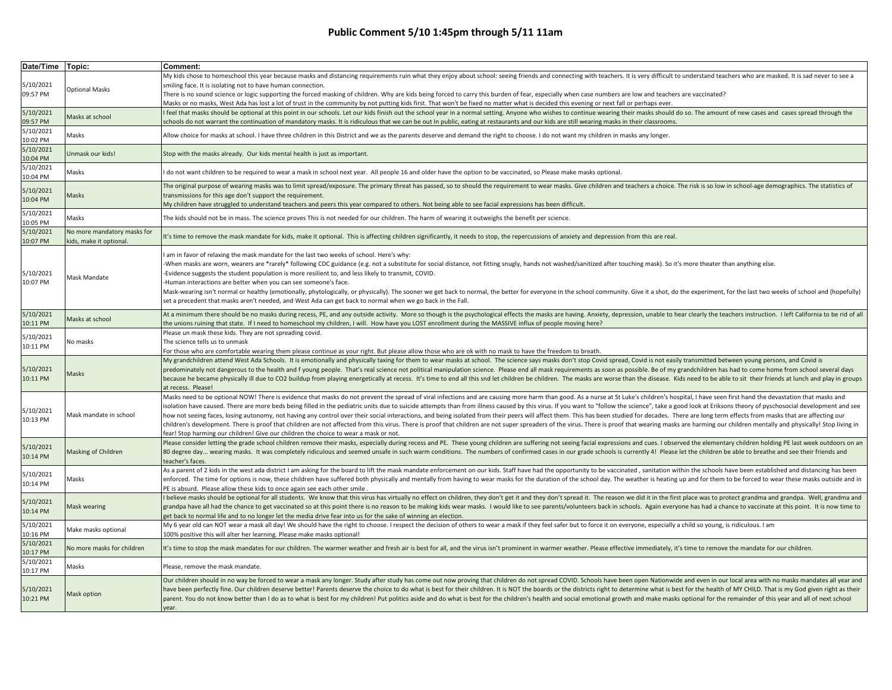# Public Comment 5/10 1:45pm through 5/11 11am

| Date/Time | Topic: | Comment: |
|---|---|---|
| 5/10/2021 09:57 PM | Optional Masks | My kids chose to homeschool this year because masks and distancing requirements ruin what they enjoy about school: seeing friends and connecting with teachers. It is very difficult to understand teachers who are masked. It is sad never to see a smiling face. It is isolating not to have human connection. There is no sound science or logic supporting the forced masking of children. Why are kids being forced to carry this burden of fear, especially when case numbers are low and teachers are vaccinated? Masks or no masks, West Ada has lost a lot of trust in the community by not putting kids first. That won't be fixed no matter what is decided this evening or next fall or perhaps ever. |
| 5/10/2021 09:57 PM | Masks at school | I feel that masks should be optional at this point in our schools. Let our kids finish out the school year in a normal setting. Anyone who wishes to continue wearing their masks should do so. The amount of new cases and cases spread through the schools do not warrant the continuation of mandatory masks. It is ridiculous that we can be out In public, eating at restaurants and our kids are still wearing masks in their classrooms. |
| 5/10/2021 10:02 PM | Masks | Allow choice for masks at school. I have three children in this District and we as the parents deserve and demand the right to choose. I do not want my children in masks any longer. |
| 5/10/2021 10:04 PM | Unmask our kids! | Stop with the masks already. Our kids mental health is just as important. |
| 5/10/2021 10:04 PM | Masks | I do not want children to be required to wear a mask in school next year. All people 16 and older have the option to be vaccinated, so Please make masks optional. |
| 5/10/2021 10:04 PM | Masks | The original purpose of wearing masks was to limit spread/exposure. The primary threat has passed, so to should the requirement to wear masks. Give children and teachers a choice. The risk is so low in school-age demographics. The statistics of transmissions for this age don't support the requirement. My children have struggled to understand teachers and peers this year compared to others. Not being able to see facial expressions has been difficult. |
| 5/10/2021 10:05 PM | Masks | The kids should not be in mass. The science proves This is not needed for our children. The harm of wearing it outweighs the benefit per science. |
| 5/10/2021 10:07 PM | No more mandatory masks for kids, make it optional. | It's time to remove the mask mandate for kids, make it optional. This is affecting children significantly, it needs to stop, the repercussions of anxiety and depression from this are real. |
| 5/10/2021 10:07 PM | Mask Mandate | I am in favor of relaxing the mask mandate for the last two weeks of school. Here's why: -When masks are worn, wearers are *rarely* following CDC guidance (e.g. not a substitute for social distance, not fitting snugly, hands not washed/sanitized after touching mask). So it's more theater than anything else. -Evidence suggests the student population is more resilient to, and less likely to transmit, COVID. -Human interactions are better when you can see someone's face. Mask-wearing isn't normal or healthy (emotionally, phytologically, or physically). The sooner we get back to normal, the better for everyone in the school community. Give it a shot, do the experiment, for the last two weeks of school and (hopefully) set a precedent that masks aren't needed, and West Ada can get back to normal when we go back in the Fall. |
| 5/10/2021 10:11 PM | Masks at school | At a minimum there should be no masks during recess, PE, and any outside activity. More so though is the psychological effects the masks are having. Anxiety, depression, unable to hear clearly the teachers instruction. I left California to be rid of all the unions ruining that state. If I need to homeschool my children, I will. How have you LOST enrollment during the MASSIVE influx of people moving here? |
| 5/10/2021 10:11 PM | No masks | Please un mask these kids. They are not spreading covid. The science tells us to unmask For those who are comfortable wearing them please continue as your right. But please allow those who are ok with no mask to have the freedom to breath. |
| 5/10/2021 10:11 PM | Masks | My grandchildren attend West Ada Schools. It is emotionally and physically taxing for them to wear masks at school. The science says masks don't stop Covid spread, Covid is not easily transmitted between young persons, and Covid is predominately not dangerous to the health and f young people. That's real science not political manipulation science. Please end all mask requirements as soon as possible. Be of my grandchildren has had to come home from school several days because he became physically ill due to CO2 buildup from playing energetically at recess. It's time to end all this snd let children be children. The masks are worse than the disease. Kids need to be able to sit their friends at lunch and play in groups at recess. Please! |
| 5/10/2021 10:13 PM | Mask mandate in school | Masks need to be optional NOW! There is evidence that masks do not prevent the spread of viral infections and are causing more harm than good. As a nurse at St Luke's children's hospital, I have seen first hand the devastation that masks and isolation have caused. There are more beds being filled in the pediatric units due to suicide attempts than from illness caused by this virus. If you want to "follow the science", take a good look at Eriksons theory of pyschosocial development and see how not seeing faces, losing autonomy, not having any control over their social interactions, and being isolated from their peers will affect them. This has been studied for decades. There are long term effects from masks that are affecting our children's development. There is proof that children are not affected from this virus. There is proof that children are not super spreaders of the virus. There is proof that wearing masks are harming our children mentally and physically! Stop living in fear! Stop harming our children! Give our children the choice to wear a mask or not. |
| 5/10/2021 10:14 PM | Masking of Children | Please consider letting the grade school children remove their masks, especially during recess and PE. These young children are suffering not seeing facial expressions and cues. I observed the elementary children holding PE last week outdoors on an 80 degree day... wearing masks. It was completely ridiculous and seemed unsafe in such warm conditions. The numbers of confirmed cases in our grade schools is currently 4! Please let the children be able to breathe and see their friends and teacher's faces. |
| 5/10/2021 10:14 PM | Masks | As a parent of 2 kids in the west ada district I am asking for the board to lift the mask mandate enforcement on our kids. Staff have had the opportunity to be vaccinated , sanitation within the schools have been established and distancing has been enforced. The time for options is now, these children have suffered both physically and mentally from having to wear masks for the duration of the school day. The weather is heating up and for them to be forced to wear these masks outside and in PE is absurd. Please allow these kids to once again see each other smile . |
| 5/10/2021 10:14 PM | Mask wearing | I believe masks should be optional for all students. We know that this virus has virtually no effect on children, they don't get it and they don't spread it. The reason we did it in the first place was to protect grandma and grandpa. Well, grandma and grandpa have all had the chance to get vaccinated so at this point there is no reason to be making kids wear masks. I would like to see parents/volunteers back in schools. Again everyone has had a chance to vaccinate at this point. It is now time to get back to normal life and to no longer let the media drive fear into us for the sake of winning an election. |
| 5/10/2021 10:16 PM | Make masks optional | My 6 year old can NOT wear a mask all day! We should have the right to choose. I respect the decision of others to wear a mask if they feel safer but to force it on everyone, especially a child so young, is ridiculous. I am 100% positive this will alter her learning. Please make masks optional! |
| 5/10/2021 10:17 PM | No more masks for children | It's time to stop the mask mandates for our children. The warmer weather and fresh air is best for all, and the virus isn't prominent in warmer weather. Please effective immediately, it's time to remove the mandate for our children. |
| 5/10/2021 10:17 PM | Masks | Please, remove the mask mandate. |
| 5/10/2021 10:21 PM | Mask option | Our children should in no way be forced to wear a mask any longer. Study after study has come out now proving that children do not spread COVID. Schools have been open Nationwide and even in our local area with no masks mandates all year and have been perfectly fine. Our children deserve better! Parents deserve the choice to do what is best for their children. It is NOT the boards or the districts right to determine what is best for the health of MY CHILD. That is my God given right as their parent. You do not know better than I do as to what is best for my children! Put politics aside and do what is best for the children's health and social emotional growth and make masks optional for the remainder of this year and all of next school year. |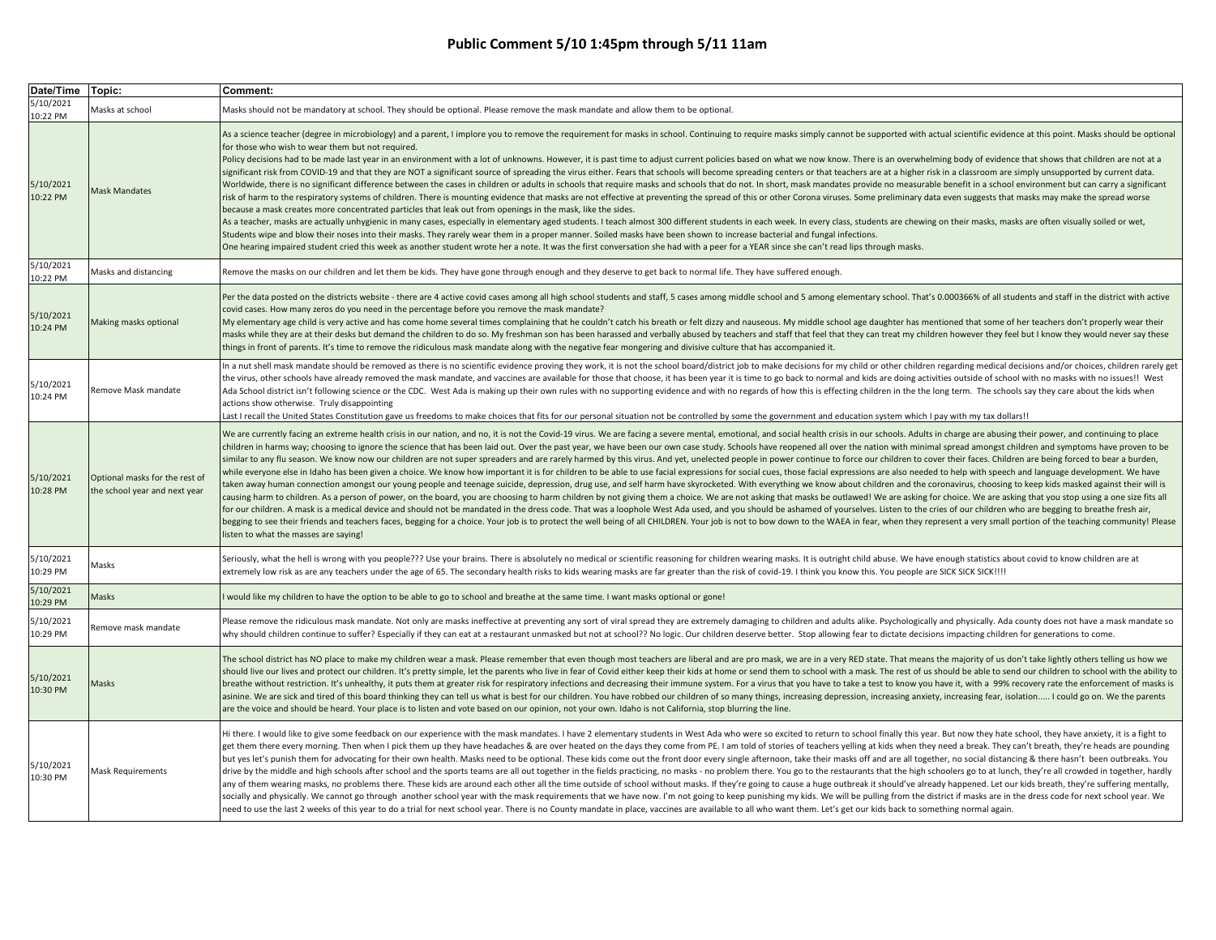# Public Comment 5/10 1:45pm through 5/11 11am

| Date/Time | Topic: | Comment: |
| --- | --- | --- |
| 5/10/2021 10:22 PM | Masks at school | Masks should not be mandatory at school. They should be optional. Please remove the mask mandate and allow them to be optional. |
| 5/10/2021 10:22 PM | Mask Mandates | As a science teacher (degree in microbiology) and a parent, I implore you to remove the requirement for masks in school. Continuing to require masks simply cannot be supported with actual scientific evidence at this point. Masks should be optional for those who wish to wear them but not required.<br>Policy decisions had to be made last year in an environment with a lot of unknowns. However, it is past time to adjust current policies based on what we now know. There is an overwhelming body of evidence that shows that children are not at a significant risk from COVID-19 and that they are NOT a significant source of spreading the virus either. Fears that schools will become spreading centers or that teachers are at a higher risk in a classroom are simply unsupported by current data. Worldwide, there is no significant difference between the cases in children or adults in schools that require masks and schools that do not. In short, mask mandates provide no measurable benefit in a school environment but can carry a significant risk of harm to the respiratory systems of children. There is mounting evidence that masks are not effective at preventing the spread of this or other Corona viruses. Some preliminary data even suggests that masks may make the spread worse because a mask creates more concentrated particles that leak out from openings in the mask, like the sides.<br>As a teacher, masks are actually unhygienic in many cases, especially in elementary aged students. I teach almost 300 different students in each week. In every class, students are chewing on their masks, masks are often visually soiled or wet, Students wipe and blow their noses into their masks. They rarely wear them in a proper manner. Soiled masks have been shown to increase bacterial and fungal infections.<br>One hearing impaired student cried this week as another student wrote her a note. It was the first conversation she had with a peer for a YEAR since she can't read lips through masks. |
| 5/10/2021 10:22 PM | Masks and distancing | Remove the masks on our children and let them be kids. They have gone through enough and they deserve to get back to normal life. They have suffered enough. |
| 5/10/2021 10:24 PM | Making masks optional | Per the data posted on the districts website - there are 4 active covid cases among all high school students and staff, 5 cases among middle school and 5 among elementary school. That's 0.000366% of all students and staff in the district with active covid cases. How many zeros do you need in the percentage before you remove the mask mandate?<br>My elementary age child is very active and has come home several times complaining that he couldn't catch his breath or felt dizzy and nauseous. My middle school age daughter has mentioned that some of her teachers don't properly wear their masks while they are at their desks but demand the children to do so. My freshman son has been harassed and verbally abused by teachers and staff that feel that they can treat my children however they feel but I know they would never say these things in front of parents. It's time to remove the ridiculous mask mandate along with the negative fear mongering and divisive culture that has accompanied it. |
| 5/10/2021 10:24 PM | Remove Mask mandate | In a nut shell mask mandate should be removed as there is no scientific evidence proving they work, it is not the school board/district job to make decisions for my child or other children regarding medical decisions and/or choices, children rarely get the virus, other schools have already removed the mask mandate, and vaccines are available for those that choose, it has been year it is time to go back to normal and kids are doing activities outside of school with no masks with no issues!! West Ada School district isn't following science or the CDC. West Ada is making up their own rules with no supporting evidence and with no regards of how this is effecting children in the the long term. The schools say they care about the kids when actions show otherwise. Truly disappointing<br>Last I recall the United States Constitution gave us freedoms to make choices that fits for our personal situation not be controlled by some the government and education system which I pay with my tax dollars!! |
| 5/10/2021 10:28 PM | Optional masks for the rest of the school year and next year | We are currently facing an extreme health crisis in our nation, and no, it is not the Covid-19 virus. We are facing a severe mental, emotional, and social health crisis in our schools. Adults in charge are abusing their power, and continuing to place children in harms way; choosing to ignore the science that has been laid out. Over the past year, we have been our own case study. Schools have reopened all over the nation with minimal spread amongst children and symptoms have proven to be similar to any flu season. We know now our children are not super spreaders and are rarely harmed by this virus. And yet, unelected people in power continue to force our children to cover their faces. Children are being forced to bear a burden, while everyone else in Idaho has been given a choice. We know how important it is for children to be able to use facial expressions for social cues, those facial expressions are also needed to help with speech and language development. We have taken away human connection amongst our young people and teenage suicide, depression, drug use, and self harm have skyrocketed. With everything we know about children and the coronavirus, choosing to keep kids masked against their will is causing harm to children. As a person of power, on the board, you are choosing to harm children by not giving them a choice. We are not asking that masks be outlawed! We are asking for choice. We are asking that you stop using a one size fits all for our children. A mask is a medical device and should not be mandated in the dress code. That was a loophole West Ada used, and you should be ashamed of yourselves. Listen to the cries of our children who are begging to breathe fresh air, begging to see their friends and teachers faces, begging for a choice. Your job is to protect the well being of all CHILDREN. Your job is not to bow down to the WAEA in fear, when they represent a very small portion of the teaching community! Please listen to what the masses are saying! |
| 5/10/2021 10:29 PM | Masks | Seriously, what the hell is wrong with you people??? Use your brains. There is absolutely no medical or scientific reasoning for children wearing masks. It is outright child abuse. We have enough statistics about covid to know children are at extremely low risk as are any teachers under the age of 65. The secondary health risks to kids wearing masks are far greater than the risk of covid-19. I think you know this. You people are SICK SICK SICK!!!! |
| 5/10/2021 10:29 PM | Masks | I would like my children to have the option to be able to go to school and breathe at the same time. I want masks optional or gone! |
| 5/10/2021 10:29 PM | Remove mask mandate | Please remove the ridiculous mask mandate. Not only are masks ineffective at preventing any sort of viral spread they are extremely damaging to children and adults alike. Psychologically and physically. Ada county does not have a mask mandate so why should children continue to suffer? Especially if they can eat at a restaurant unmasked but not at school?? No logic. Our children deserve better. Stop allowing fear to dictate decisions impacting children for generations to come. |
| 5/10/2021 10:30 PM | Masks | The school district has NO place to make my children wear a mask. Please remember that even though most teachers are liberal and are pro mask, we are in a very RED state. That means the majority of us don't take lightly others telling us how we should live our lives and protect our children. It's pretty simple, let the parents who live in fear of Covid either keep their kids at home or send them to school with a mask. The rest of us should be able to send our children to school with the ability to breathe without restriction. It's unhealthy, it puts them at greater risk for respiratory infections and decreasing their immune system. For a virus that you have to take a test to know you have it, with a 99% recovery rate the enforcement of masks is asinine. We are sick and tired of this board thinking they can tell us what is best for our children. You have robbed our children of so many things, increasing depression, increasing anxiety, increasing fear, isolation..... I could go on. We the parents are the voice and should be heard. Your place is to listen and vote based on our opinion, not your own. Idaho is not California, stop blurring the line. |
| 5/10/2021 10:30 PM | Mask Requirements | Hi there. I would like to give some feedback on our experience with the mask mandates. I have 2 elementary students in West Ada who were so excited to return to school finally this year. But now they hate school, they have anxiety, it is a fight to get them there every morning. Then when I pick them up they have headaches & are over heated on the days they come from PE. I am told of stories of teachers yelling at kids when they need a break. They can't breath, they're heads are pounding but yes let's punish them for advocating for their own health. Masks need to be optional. These kids come out the front door every single afternoon, take their masks off and are all together, no social distancing & there hasn't been outbreaks. You drive by the middle and high schools after school and the sports teams are all out together in the fields practicing, no masks - no problem there. You go to the restaurants that the high schoolers go to at lunch, they're all crowded in together, hardly any of them wearing masks, no problems there. These kids are around each other all the time outside of school without masks. If they're going to cause a huge outbreak it should've already happened. Let our kids breath, they're suffering mentally, socially and physically. We cannot go through another school year with the mask requirements that we have now. I'm not going to keep punishing my kids. We will be pulling from the district if masks are in the dress code for next school year. We need to use the last 2 weeks of this year to do a trial for next school year. There is no County mandate in place, vaccines are available to all who want them. Let's get our kids back to something normal again. |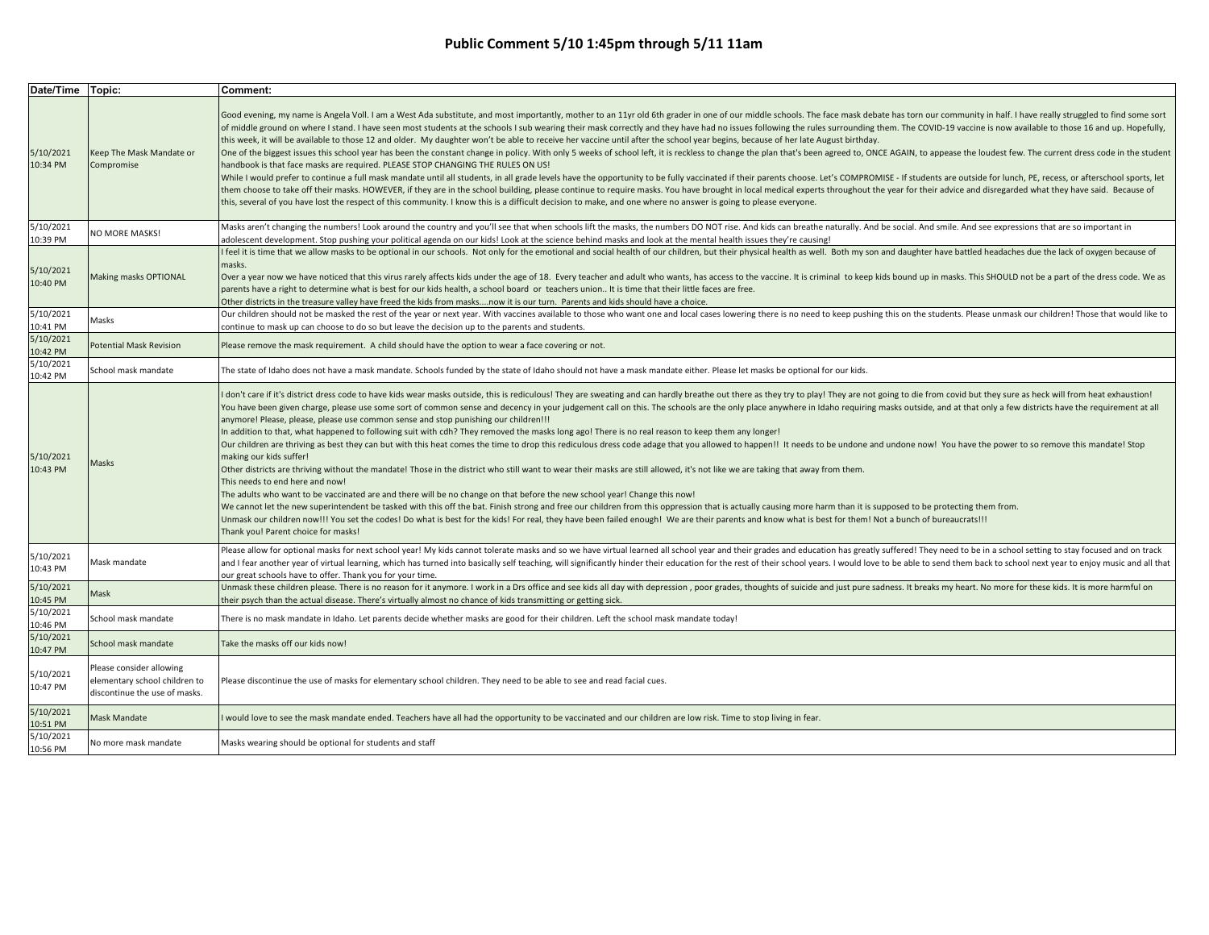# Public Comment 5/10 1:45pm through 5/11 11am

| Date/Time | Topic: | Comment: |
|---|---|---|
| 5/10/2021 10:34 PM | Keep The Mask Mandate or Compromise | Good evening, my name is Angela Voll. I am a West Ada substitute, and most importantly, mother to an 11yr old 6th grader in one of our middle schools. The face mask debate has torn our community in half. I have really struggled to find some sort of middle ground on where I stand. I have seen most students at the schools I sub wearing their mask correctly and they have had no issues following the rules surrounding them. The COVID-19 vaccine is now available to those 16 and up. Hopefully, this week, it will be available to those 12 and older. My daughter won't be able to receive her vaccine until after the school year begins, because of her late August birthday.<br>One of the biggest issues this school year has been the constant change in policy. With only 5 weeks of school left, it is reckless to change the plan that's been agreed to, ONCE AGAIN, to appease the loudest few. The current dress code in the student handbook is that face masks are required. PLEASE STOP CHANGING THE RULES ON US!<br>While I would prefer to continue a full mask mandate until all students, in all grade levels have the opportunity to be fully vaccinated if their parents choose. Let's COMPROMISE - If students are outside for lunch, PE, recess, or afterschool sports, let them choose to take off their masks. HOWEVER, if they are in the school building, please continue to require masks. You have brought in local medical experts throughout the year for their advice and disregarded what they have said. Because of this, several of you have lost the respect of this community. I know this is a difficult decision to make, and one where no answer is going to please everyone. |
| 5/10/2021 10:39 PM | NO MORE MASKS! | Masks aren't changing the numbers! Look around the country and you'll see that when schools lift the masks, the numbers DO NOT rise. And kids can breathe naturally. And be social. And smile. And see expressions that are so important in adolescent development. Stop pushing your political agenda on our kids! Look at the science behind masks and look at the mental health issues they're causing! |
| 5/10/2021 10:40 PM | Making masks OPTIONAL | I feel it is time that we allow masks to be optional in our schools. Not only for the emotional and social health of our children, but their physical health as well. Both my son and daughter have battled headaches due the lack of oxygen because of masks.<br>Over a year now we have noticed that this virus rarely affects kids under the age of 18. Every teacher and adult who wants, has access to the vaccine. It is criminal to keep kids bound up in masks. This SHOULD not be a part of the dress code. We as parents have a right to determine what is best for our kids health, a school board or teachers union.. It is time that their little faces are free.<br>Other districts in the treasure valley have freed the kids from masks....now it is our turn. Parents and kids should have a choice. |
| 5/10/2021 10:41 PM | Masks | Our children should not be masked the rest of the year or next year. With vaccines available to those who want one and local cases lowering there is no need to keep pushing this on the students. Please unmask our children! Those that would like to continue to mask up can choose to do so but leave the decision up to the parents and students. |
| 5/10/2021 10:42 PM | Potential Mask Revision | Please remove the mask requirement. A child should have the option to wear a face covering or not. |
| 5/10/2021 10:42 PM | School mask mandate | The state of Idaho does not have a mask mandate. Schools funded by the state of Idaho should not have a mask mandate either. Please let masks be optional for our kids. |
| 5/10/2021 10:43 PM | Masks | I don't care if it's district dress code to have kids wear masks outside, this is rediculous! They are sweating and can hardly breathe out there as they try to play! They are not going to die from covid but they sure as heck will from heat exhaustion!<br>You have been given charge, please use some sort of common sense and decency in your judgement call on this. The schools are the only place anywhere in Idaho requiring masks outside, and at that only a few districts have the requirement at all anymore! Please, please, please use common sense and stop punishing our children!!!<br>In addition to that, what happened to following suit with cdh? They removed the masks long ago! There is no real reason to keep them any longer!<br>Our children are thriving as best they can but with this heat comes the time to drop this rediculous dress code adage that you allowed to happen!! It needs to be undone and undone now! You have the power to so remove this mandate! Stop making our kids suffer!<br>Other districts are thriving without the mandate! Those in the district who still want to wear their masks are still allowed, it's not like we are taking that away from them.<br>This needs to end here and now!<br>The adults who want to be vaccinated are and there will be no change on that before the new school year! Change this now!<br>We cannot let the new superintendent be tasked with this off the bat. Finish strong and free our children from this oppression that is actually causing more harm than it is supposed to be protecting them from.<br>Unmask our children now!!! You set the codes! Do what is best for the kids! For real, they have been failed enough! We are their parents and know what is best for them! Not a bunch of bureaucrats!!!<br>Thank you! Parent choice for masks! |
| 5/10/2021 10:43 PM | Mask mandate | Please allow for optional masks for next school year! My kids cannot tolerate masks and so we have virtual learned all school year and their grades and education has greatly suffered! They need to be in a school setting to stay focused and on track and I fear another year of virtual learning, which has turned into basically self teaching, will significantly hinder their education for the rest of their school years. I would love to be able to send them back to school next year to enjoy music and all that our great schools have to offer. Thank you for your time. |
| 5/10/2021 10:45 PM | Mask | Unmask these children please. There is no reason for it anymore. I work in a Drs office and see kids all day with depression , poor grades, thoughts of suicide and just pure sadness. It breaks my heart. No more for these kids. It is more harmful on their psych than the actual disease. There's virtually almost no chance of kids transmitting or getting sick. |
| 5/10/2021 10:46 PM | School mask mandate | There is no mask mandate in Idaho. Let parents decide whether masks are good for their children. Left the school mask mandate today! |
| 5/10/2021 10:47 PM | School mask mandate | Take the masks off our kids now! |
| 5/10/2021 10:47 PM | Please consider allowing elementary school children to discontinue the use of masks. | Please discontinue the use of masks for elementary school children. They need to be able to see and read facial cues. |
| 5/10/2021 10:51 PM | Mask Mandate | I would love to see the mask mandate ended. Teachers have all had the opportunity to be vaccinated and our children are low risk. Time to stop living in fear. |
| 5/10/2021 10:56 PM | No more mask mandate | Masks wearing should be optional for students and staff |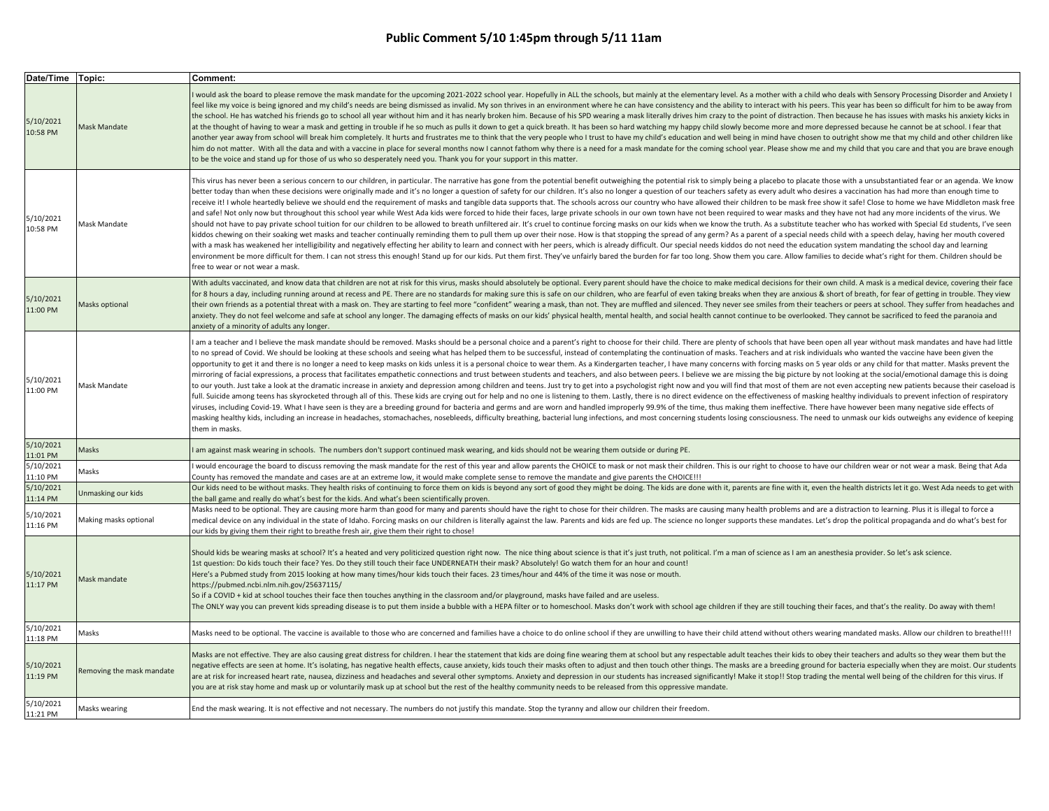# Public Comment 5/10 1:45pm through 5/11 11am

| Date/Time | Topic: | Comment: |
| --- | --- | --- |
| 5/10/2021 10:58 PM | Mask Mandate | I would ask the board to please remove the mask mandate for the upcoming 2021-2022 school year. Hopefully in ALL the schools, but mainly at the elementary level. As a mother with a child who deals with Sensory Processing Disorder and Anxiety I feel like my voice is being ignored and my child's needs are being dismissed as invalid. My son thrives in an environment where he can have consistency and the ability to interact with his peers. This year has been so difficult for him to be away from the school. He has watched his friends go to school all year without him and it has nearly broken him. Because of his SPD wearing a mask literally drives him crazy to the point of distraction. Then because he has issues with masks his anxiety kicks in at the thought of having to wear a mask and getting in trouble if he so much as pulls it down to get a quick breath. It has been so hard watching my happy child slowly become more and more depressed because he cannot be at school. I fear that another year away from school will break him completely. It hurts and frustrates me to think that the very people who I trust to have my child's education and well being in mind have chosen to outright show me that my child and other children like him do not matter. With all the data and with a vaccine in place for several months now I cannot fathom why there is a need for a mask mandate for the coming school year. Please show me and my child that you care and that you are brave enough to be the voice and stand up for those of us who so desperately need you. Thank you for your support in this matter. |
| 5/10/2021 10:58 PM | Mask Mandate | This virus has never been a serious concern to our children, in particular. The narrative has gone from the potential benefit outweighing the potential risk to simply being a placebo to placate those with a unsubstantiated fear or an agenda. We know better today than when these decisions were originally made and it's no longer a question of safety for our children. It's also no longer a question of our teachers safety as every adult who desires a vaccination has had more than enough time to receive it! I whole heartedly believe we should end the requirement of masks and tangible data supports that. The schools across our country who have allowed their children to be mask free show it safe! Close to home we have Middleton mask free and safe! Not only now but throughout this school year while West Ada kids were forced to hide their faces, large private schools in our own town have not been required to wear masks and they have not had any more incidents of the virus. We should not have to pay private school tuition for our children to be allowed to breath unfiltered air. It's cruel to continue forcing masks on our kids when we know the truth. As a substitute teacher who has worked with Special Ed students, I've seen kiddos chewing on their soaking wet masks and teacher continually reminding them to pull them up over their nose. How is that stopping the spread of any germ? As a parent of a special needs child with a speech delay, having her mouth covered with a mask has weakened her intelligibility and negatively effecting her ability to learn and connect with her peers, which is already difficult. Our special needs kiddos do not need the education system mandating the school day and learning environment be more difficult for them. I can not stress this enough! Stand up for our kids. Put them first. They've unfairly bared the burden for far too long. Show them you care. Allow families to decide what's right for them. Children should be free to wear or not wear a mask. |
| 5/10/2021 11:00 PM | Masks optional | With adults vaccinated, and know data that children are not at risk for this virus, masks should absolutely be optional. Every parent should have the choice to make medical decisions for their own child. A mask is a medical device, covering their face for 8 hours a day, including running around at recess and PE. There are no standards for making sure this is safe on our children, who are fearful of even taking breaks when they are anxious & short of breath, for fear of getting in trouble. They view their own friends as a potential threat with a mask on. They are starting to feel more "confident" wearing a mask, than not. They are muffled and silenced. They never see smiles from their teachers or peers at school. They suffer from headaches and anxiety. They do not feel welcome and safe at school any longer. The damaging effects of masks on our kids' physical health, mental health, and social health cannot continue to be overlooked. They cannot be sacrificed to feed the paranoia and anxiety of a minority of adults any longer. |
| 5/10/2021 11:00 PM | Mask Mandate | I am a teacher and I believe the mask mandate should be removed. Masks should be a personal choice and a parent's right to choose for their child. There are plenty of schools that have been open all year without mask mandates and have had little to no spread of Covid. We should be looking at these schools and seeing what has helped them to be successful, instead of contemplating the continuation of masks. Teachers and at risk individuals who wanted the vaccine have been given the opportunity to get it and there is no longer a need to keep masks on kids unless it is a personal choice to wear them. As a Kindergarten teacher, I have many concerns with forcing masks on 5 year olds or any child for that matter. Masks prevent the mirroring of facial expressions, a process that facilitates empathetic connections and trust between students and teachers, and also between peers. I believe we are missing the big picture by not looking at the social/emotional damage this is doing to our youth. Just take a look at the dramatic increase in anxiety and depression among children and teens. Just try to get into a psychologist right now and you will find that most of them are not even accepting new patients because their caseload is full. Suicide among teens has skyrocketed through all of this. These kids are crying out for help and no one is listening to them. Lastly, there is no direct evidence on the effectiveness of masking healthy individuals to prevent infection of respiratory viruses, including Covid-19. What I have seen is they are a breeding ground for bacteria and germs and are worn and handled improperly 99.9% of the time, thus making them ineffective. There have however been many negative side effects of masking healthy kids, including an increase in headaches, stomachaches, nosebleeds, difficulty breathing, bacterial lung infections, and most concerning students losing consciousness. The need to unmask our kids outweighs any evidence of keeping them in masks. |
| 5/10/2021 11:01 PM | Masks | I am against mask wearing in schools. The numbers don't support continued mask wearing, and kids should not be wearing them outside or during PE. |
| 5/10/2021 11:10 PM | Masks | I would encourage the board to discuss removing the mask mandate for the rest of this year and allow parents the CHOICE to mask or not mask their children. This is our right to choose to have our children wear or not wear a mask. Being that Ada County has removed the mandate and cases are at an extreme low, it would make complete sense to remove the mandate and give parents the CHOICE!!! |
| 5/10/2021 11:14 PM | Unmasking our kids | Our kids need to be without masks. They health risks of continuing to force them on kids is beyond any sort of good they might be doing. The kids are done with it, parents are fine with it, even the health districts let it go. West Ada needs to get with the ball game and really do what's best for the kids. And what's been scientifically proven. |
| 5/10/2021 11:16 PM | Making masks optional | Masks need to be optional. They are causing more harm than good for many and parents should have the right to chose for their children. The masks are causing many health problems and are a distraction to learning. Plus it is illegal to force a medical device on any individual in the state of Idaho. Forcing masks on our children is literally against the law. Parents and kids are fed up. The science no longer supports these mandates. Let's drop the political propaganda and do what's best for our kids by giving them their right to breathe fresh air, give them their right to chose! |
| 5/10/2021 11:17 PM | Mask mandate | Should kids be wearing masks at school? It's a heated and very politicized question right now. The nice thing about science is that it's just truth, not political. I'm a man of science as I am an anesthesia provider. So let's ask science.<br>1st question: Do kids touch their face? Yes. Do they still touch their face UNDERNEATH their mask? Absolutely! Go watch them for an hour and count!<br>Here's a Pubmed study from 2015 looking at how many times/hour kids touch their faces. 23 times/hour and 44% of the time it was nose or mouth.<br>https://pubmed.ncbi.nlm.nih.gov/25637115/<br>So if a COVID + kid at school touches their face then touches anything in the classroom and/or playground, masks have failed and are useless.<br>The ONLY way you can prevent kids spreading disease is to put them inside a bubble with a HEPA filter or to homeschool. Masks don't work with school age children if they are still touching their faces, and that's the reality. Do away with them! |
| 5/10/2021 11:18 PM | Masks | Masks need to be optional. The vaccine is available to those who are concerned and families have a choice to do online school if they are unwilling to have their child attend without others wearing mandated masks. Allow our children to breathe!!!! |
| 5/10/2021 11:19 PM | Removing the mask mandate | Masks are not effective. They are also causing great distress for children. I hear the statement that kids are doing fine wearing them at school but any respectable adult teaches their kids to obey their teachers and adults so they wear them but the negative effects are seen at home. It's isolating, has negative health effects, cause anxiety, kids touch their masks often to adjust and then touch other things. The masks are a breeding ground for bacteria especially when they are moist. Our students are at risk for increased heart rate, nausea, dizziness and headaches and several other symptoms. Anxiety and depression in our students has increased significantly! Make it stop!! Stop trading the mental well being of the children for this virus. If you are at risk stay home and mask up or voluntarily mask up at school but the rest of the healthy community needs to be released from this oppressive mandate. |
| 5/10/2021 11:21 PM | Masks wearing | End the mask wearing. It is not effective and not necessary. The numbers do not justify this mandate. Stop the tyranny and allow our children their freedom. |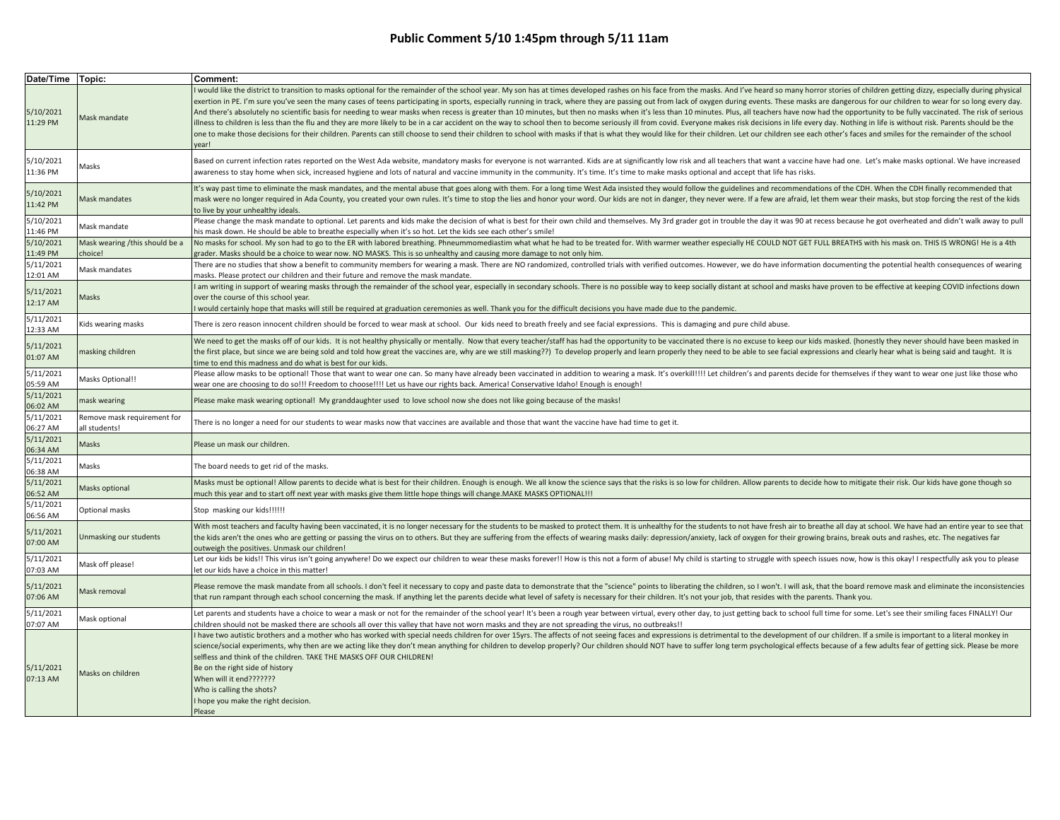# Public Comment 5/10 1:45pm through 5/11 11am

| Date/Time | Topic: | Comment: |
|---|---|---|
| 5/10/2021 11:29 PM | Mask mandate | I would like the district to transition to masks optional for the remainder of the school year. My son has at times developed rashes on his face from the masks. And I've heard so many horror stories of children getting dizzy, especially during physical exertion in PE. I'm sure you've seen the many cases of teens participating in sports, especially running in track, where they are passing out from lack of oxygen during events. These masks are dangerous for our children to wear for so long every day. And there's absolutely no scientific basis for needing to wear masks when recess is greater than 10 minutes, but then no masks when it's less than 10 minutes. Plus, all teachers have now had the opportunity to be fully vaccinated. The risk of serious illness to children is less than the flu and they are more likely to be in a car accident on the way to school then to become seriously ill from covid. Everyone makes risk decisions in life every day. Nothing in life is without risk. Parents should be the one to make those decisions for their children. Parents can still choose to send their children to school with masks if that is what they would like for their children. Let our children see each other's faces and smiles for the remainder of the school year! |
| 5/10/2021 11:36 PM | Masks | Based on current infection rates reported on the West Ada website, mandatory masks for everyone is not warranted. Kids are at significantly low risk and all teachers that want a vaccine have had one. Let's make masks optional. We have increased awareness to stay home when sick, increased hygiene and lots of natural and vaccine immunity in the community. It's time. It's time to make masks optional and accept that life has risks. |
| 5/10/2021 11:42 PM | Mask mandates | It's way past time to eliminate the mask mandates, and the mental abuse that goes along with them. For a long time West Ada insisted they would follow the guidelines and recommendations of the CDH. When the CDH finally recommended that mask were no longer required in Ada County, you created your own rules. It's time to stop the lies and honor your word. Our kids are not in danger, they never were. If a few are afraid, let them wear their masks, but stop forcing the rest of the kids to live by your unhealthy ideals. |
| 5/10/2021 11:46 PM | Mask mandate | Please change the mask mandate to optional. Let parents and kids make the decision of what is best for their own child and themselves. My 3rd grader got in trouble the day it was 90 at recess because he got overheated and didn't walk away to pull his mask down. He should be able to breathe especially when it's so hot. Let the kids see each other's smile! |
| 5/10/2021 11:49 PM | Mask wearing /this should be a choice! | No masks for school. My son had to go to the ER with labored breathing. Phneummomediastim what what he had to be treated for. With warmer weather especially HE COULD NOT GET FULL BREATHS with his mask on. THIS IS WRONG! He is a 4th grader. Masks should be a choice to wear now. NO MASKS. This is so unhealthy and causing more damage to not only him. |
| 5/11/2021 12:01 AM | Mask mandates | There are no studies that show a benefit to community members for wearing a mask. There are NO randomized, controlled trials with verified outcomes. However, we do have information documenting the potential health consequences of wearing masks. Please protect our children and their future and remove the mask mandate. |
| 5/11/2021 12:17 AM | Masks | I am writing in support of wearing masks through the remainder of the school year, especially in secondary schools. There is no possible way to keep socially distant at school and masks have proven to be effective at keeping COVID infections down over the course of this school year.<br>I would certainly hope that masks will still be required at graduation ceremonies as well. Thank you for the difficult decisions you have made due to the pandemic. |
| 5/11/2021 12:33 AM | Kids wearing masks | There is zero reason innocent children should be forced to wear mask at school. Our kids need to breath freely and see facial expressions. This is damaging and pure child abuse. |
| 5/11/2021 01:07 AM | masking children | We need to get the masks off of our kids. It is not healthy physically or mentally. Now that every teacher/staff has had the opportunity to be vaccinated there is no excuse to keep our kids masked. (honestly they never should have been masked in the first place, but since we are being sold and told how great the vaccines are, why are we still masking??) To develop properly and learn properly they need to be able to see facial expressions and clearly hear what is being said and taught. It is time to end this madness and do what is best for our kids. |
| 5/11/2021 05:59 AM | Masks Optional!! | Please allow masks to be optional! Those that want to wear one can. So many have already been vaccinated in addition to wearing a mask. It's overkill!!!! Let children's and parents decide for themselves if they want to wear one just like those who wear one are choosing to do so!!! Freedom to choose!!!! Let us have our rights back. America! Conservative Idaho! Enough is enough! |
| 5/11/2021 06:02 AM | mask wearing | Please make mask wearing optional! My granddaughter used to love school now she does not like going because of the masks! |
| 5/11/2021 06:27 AM | Remove mask requirement for all students! | There is no longer a need for our students to wear masks now that vaccines are available and those that want the vaccine have had time to get it. |
| 5/11/2021 06:34 AM | Masks | Please un mask our children. |
| 5/11/2021 06:38 AM | Masks | The board needs to get rid of the masks. |
| 5/11/2021 06:52 AM | Masks optional | Masks must be optional! Allow parents to decide what is best for their children. Enough is enough. We all know the science says that the risks is so low for children. Allow parents to decide how to mitigate their risk. Our kids have gone though so much this year and to start off next year with masks give them little hope things will change.MAKE MASKS OPTIONAL!!! |
| 5/11/2021 06:56 AM | Optional masks | Stop masking our kids!!!!!! |
| 5/11/2021 07:00 AM | Unmasking our students | With most teachers and faculty having been vaccinated, it is no longer necessary for the students to be masked to protect them. It is unhealthy for the students to not have fresh air to breathe all day at school. We have had an entire year to see that the kids aren't the ones who are getting or passing the virus on to others. But they are suffering from the effects of wearing masks daily: depression/anxiety, lack of oxygen for their growing brains, break outs and rashes, etc. The negatives far outweigh the positives. Unmask our children! |
| 5/11/2021 07:03 AM | Mask off please! | Let our kids be kids!! This virus isn't going anywhere! Do we expect our children to wear these masks forever!! How is this not a form of abuse! My child is starting to struggle with speech issues now, how is this okay! I respectfully ask you to please let our kids have a choice in this matter! |
| 5/11/2021 07:06 AM | Mask removal | Please remove the mask mandate from all schools. I don't feel it necessary to copy and paste data to demonstrate that the "science" points to liberating the children, so I won't. I will ask, that the board remove mask and eliminate the inconsistencies that run rampant through each school concerning the mask. If anything let the parents decide what level of safety is necessary for their children. It's not your job, that resides with the parents. Thank you. |
| 5/11/2021 07:07 AM | Mask optional | Let parents and students have a choice to wear a mask or not for the remainder of the school year! It's been a rough year between virtual, every other day, to just getting back to school full time for some. Let's see their smiling faces FINALLY! Our children should not be masked there are schools all over this valley that have not worn masks and they are not spreading the virus, no outbreaks!! |
| 5/11/2021 07:13 AM | Masks on children | I have two autistic brothers and a mother who has worked with special needs children for over 15yrs. The affects of not seeing faces and expressions is detrimental to the development of our children. If a smile is important to a literal monkey in science/social experiments, why then are we acting like they don't mean anything for children to develop properly? Our children should NOT have to suffer long term psychological effects because of a few adults fear of getting sick. Please be more selfless and think of the children. TAKE THE MASKS OFF OUR CHILDREN!<br>Be on the right side of history<br>When will it end???????<br>Who is calling the shots?<br>I hope you make the right decision.<br>Please |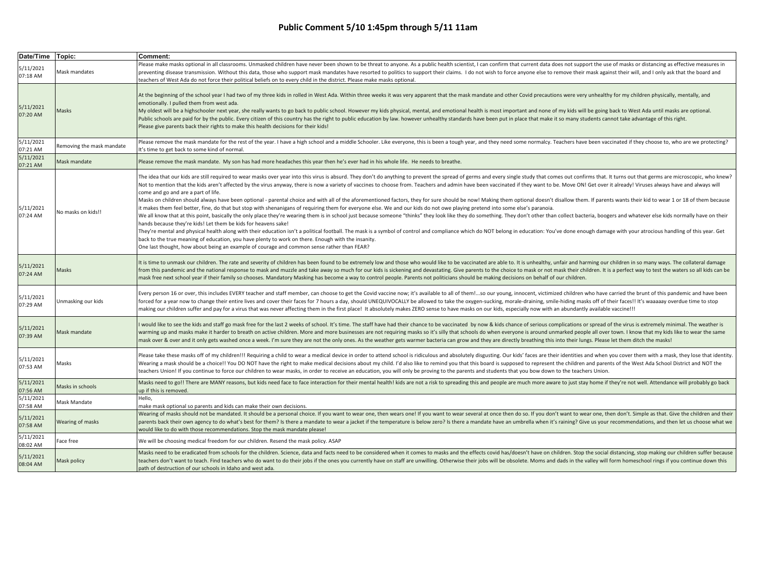# Public Comment 5/10 1:45pm through 5/11 11am

| Date/Time | Topic: | Comment: |
|---|---|---|
| 5/11/2021 07:18 AM | Mask mandates | Please make masks optional in all classrooms. Unmasked children have never been shown to be threat to anyone. As a public health scientist, I can confirm that current data does not support the use of masks or distancing as effective measures in preventing disease transmission. Without this data, those who support mask mandates have resorted to politics to support their claims. I do not wish to force anyone else to remove their mask against their will, and I only ask that the board and teachers of West Ada do not force their political beliefs on to every child in the district. Please make masks optional. |
| 5/11/2021 07:20 AM | Masks | At the beginning of the school year I had two of my three kids in rolled in West Ada. Within three weeks it was very apparent that the mask mandate and other Covid precautions were very unhealthy for my children physically, mentally, and emotionally. I pulled them from west ada.<br>My oldest will be a highschooler next year, she really wants to go back to public school. However my kids physical, mental, and emotional health is most important and none of my kids will be going back to West Ada until masks are optional.<br>Public schools are paid for by the public. Every citizen of this country has the right to public education by law. however unhealthy standards have been put in place that make it so many students cannot take advantage of this right.<br>Please give parents back their rights to make this health decisions for their kids! |
| 5/11/2021 07:21 AM | Removing the mask mandate | Please remove the mask mandate for the rest of the year. I have a high school and a middle Schooler. Like everyone, this is been a tough year, and they need some normalcy. Teachers have been vaccinated if they choose to, who are we protecting? It's time to get back to some kind of normal. |
| 5/11/2021 07:21 AM | Mask mandate | Please remove the mask mandate. My son has had more headaches this year then he's ever had in his whole life. He needs to breathe. |
| 5/11/2021 07:24 AM | No masks on kids!! | The idea that our kids are still required to wear masks over year into this virus is absurd. They don't do anything to prevent the spread of germs and every single study that comes out confirms that. It turns out that germs are microscopic, who knew? Not to mention that the kids aren't affected by the virus anyway, there is now a variety of vaccines to choose from. Teachers and admin have been vaccinated if they want to be. Move ON! Get over it already! Viruses always have and always will come and go and are a part of life.<br>Masks on children should always have been optional - parental choice and with all of the aforementioned factors, they for sure should be now! Making them optional doesn't disallow them. If parents wants their kid to wear 1 or 18 of them because it makes them feel better, fine, do that but stop with shenanigans of requiring them for everyone else. We and our kids do not owe playing pretend into some else's paranoia.<br>We all know that at this point, basically the only place they're wearing them is in school just because someone "thinks" they look like they do something. They don't other than collect bacteria, boogers and whatever else kids normally have on their hands because they're kids! Let them be kids for heavens sake!<br>They're mental and physical health along with their education isn't a political football. The mask is a symbol of control and compliance which do NOT belong in education: You've done enough damage with your atrocious handling of this year. Get back to the true meaning of education, you have plenty to work on there. Enough with the insanity.<br>One last thought, how about being an example of courage and common sense rather than FEAR? |
| 5/11/2021 07:24 AM | Masks | It is time to unmask our children. The rate and severity of children has been found to be extremely low and those who would like to be vaccinated are able to. It is unhealthy, unfair and harming our children in so many ways. The collateral damage from this pandemic and the national response to mask and muzzle and take away so much for our kids is sickening and devastating. Give parents to the choice to mask or not mask their children. It is a perfect way to test the waters so all kids can be mask free next school year if their family so chooses. Mandatory Masking has become a way to control people. Parents not politicians should be making decisions on behalf of our children. |
| 5/11/2021 07:29 AM | Unmasking our kids | Every person 16 or over, this includes EVERY teacher and staff member, can choose to get the Covid vaccine now; it's available to all of them!...so our young, innocent, victimized children who have carried the brunt of this pandemic and have been forced for a year now to change their entire lives and cover their faces for 7 hours a day, should UNEQUIVOCALLY be allowed to take the oxygen-sucking, morale-draining, smile-hiding masks off of their faces!! It's waaaaay overdue time to stop making our children suffer and pay for a virus that was never affecting them in the first place! It absolutely makes ZERO sense to have masks on our kids, especially now with an abundantly available vaccine!!! |
| 5/11/2021 07:39 AM | Mask mandate | I would like to see the kids and staff go mask free for the last 2 weeks of school. It's time. The staff have had their chance to be vaccinated by now & kids chance of serious complications or spread of the virus is extremely minimal. The weather is warming up and masks make it harder to breath on active children. More and more businesses are not requiring masks so it's silly that schools do when everyone is around unmarked people all over town. I know that my kids like to wear the same mask over & over and it only gets washed once a week. I'm sure they are not the only ones. As the weather gets warmer bacteria can grow and they are directly breathing this into their lungs. Please let them ditch the masks! |
| 5/11/2021 07:53 AM | Masks | Please take these masks off of my children!!! Requiring a child to wear a medical device in order to attend school is ridiculous and absolutely disgusting. Our kids' faces are their identities and when you cover them with a mask, they lose that identity. Wearing a mask should be a choice!! You DO NOT have the right to make medical decisions about my child. I'd also like to remind you that this board is supposed to represent the children and parents of the West Ada School District and NOT the teachers Union! If you continue to force our children to wear masks, in order to receive an education, you will only be proving to the parents and students that you bow down to the teachers Union. |
| 5/11/2021 07:56 AM | Masks in schools | Masks need to go!! There are MANY reasons, but kids need face to face interaction for their mental health! kids are not a risk to spreading this and people are much more aware to just stay home if they're not well. Attendance will probably go back up if this is removed. |
| 5/11/2021 07:58 AM | Mask Mandate | Hello,<br>make mask optional so parents and kids can make their own decisions. |
| 5/11/2021 07:58 AM | Wearing of masks | Wearing of masks should not be mandated. It should be a personal choice. If you want to wear one, then wears one! If you want to wear several at once then do so. If you don't want to wear one, then don't. Simple as that. Give the children and their parents back their own agency to do what's best for them? Is there a mandate to wear a jacket if the temperature is below zero? Is there a mandate have an umbrella when it's raining? Give us your recommendations, and then let us choose what we would like to do with those recommendations. Stop the mask mandate please! |
| 5/11/2021 08:02 AM | Face free | We will be choosing medical freedom for our children. Resend the mask policy. ASAP |
| 5/11/2021 08:04 AM | Mask policy | Masks need to be eradicated from schools for the children. Science, data and facts need to be considered when it comes to masks and the effects covid has/doesn't have on children. Stop the social distancing, stop making our children suffer because teachers don't want to teach. Find teachers who do want to do their jobs if the ones you currently have on staff are unwilling. Otherwise their jobs will be obsolete. Moms and dads in the valley will form homeschool rings if you continue down this path of destruction of our schools in Idaho and west ada. |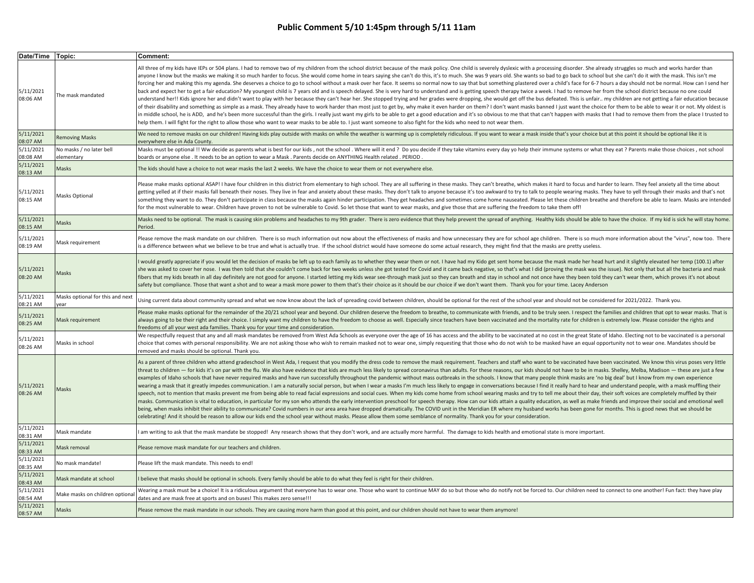# Public Comment 5/10 1:45pm through 5/11 11am

| Date/Time | Topic: | Comment: |
|---|---|---|
| 5/11/2021 08:06 AM | The mask mandated | All three of my kids have IEPs or 504 plans. I had to remove two of my children from the school district because of the mask policy. One child is severely dyslexic with a processing disorder. She already struggles so much and works harder than anyone I know but the masks we making it so much harder to focus. She would come home in tears saying she can't do this, it's to much. She was 9 years old. She wants so bad to go back to school but she can't do it with the mask. This isn't me forcing her and making this my agenda. She deserves a choice to go to school without a mask over her face. It seems so normal now to say that but something plastered over a child's face for 6-7 hours a day should not be normal. How can I send her back and expect her to get a fair education? My youngest child is 7 years old and is speech delayed. She is very hard to understand and is getting speech therapy twice a week. I had to remove her from the school district because no one could understand her!! Kids ignore her and didn't want to play with her because they can't hear her. She stopped trying and her grades were dropping, she would get off the bus defeated. This is unfair.. my children are not getting a fair education because of their disability and something as simple as a mask. They already have to work harder than most just to get by, why make it even harder on them? I don't want masks banned I just want the choice for them to be able to wear it or not. My oldest is in middle school, he is ADD, and he's been more successful than the girls. I really just want my girls to be able to get a good education and it's so obvious to me that that can't happen with masks that I had to remove them from the place I trusted to help them. I will fight for the right to allow those who want to wear masks to be able to. I just want someone to also fight for the kids who need to not wear them. |
| 5/11/2021 08:07 AM | Removing Masks | We need to remove masks on our children! Having kids play outside with masks on while the weather is warming up is completely ridiculous. If you want to wear a mask inside that's your choice but at this point it should be optional like it is everywhere else in Ada County. |
| 5/11/2021 08:08 AM | No masks / no later bell elementary | Masks must be optional !! Ww decide as parents what is best for our kids , not the school . Where will it end ? Do you decide if they take vitamins every day yo help their immune systems or what they eat ? Parents make those choices , not school boards or anyone else . It needs to be an option to wear a Mask . Parents decide on ANYTHING Health related . PERIOD . |
| 5/11/2021 08:13 AM | Masks | The kids should have a choice to not wear masks the last 2 weeks. We have the choice to wear them or not everywhere else. |
| 5/11/2021 08:15 AM | Masks Optional | Please make masks optional ASAP! I have four children in this district from elementary to high school. They are all suffering in these masks. They can't breathe, which makes it hard to focus and harder to learn. They feel anxiety all the time about getting yelled at if their masks fall beneath their noses. They live in fear and anxiety about these masks. They don't talk to anyone because it's too awkward to try to talk to people wearing masks. They have to yell through their masks and that's not something they want to do. They don't participate in class because the masks again hinder participation. They get headaches and sometimes come home nauseated. Please let these children breathe and therefore be able to learn. Masks are intended for the most vulnerable to wear. Children have proven to not be vulnerable to Covid. So let those that want to wear masks, and give those that are suffering the freedom to take them off! |
| 5/11/2021 08:15 AM | Masks | Masks need to be optional. The mask is causing skin problems and headaches to my 9th grader. There is zero evidence that they help prevent the spread of anything. Healthy kids should be able to have the choice. If my kid is sick he will stay home. Period. |
| 5/11/2021 08:19 AM | Mask requirement | Please remove the mask mandate on our children. There is so much information out now about the effectiveness of masks and how unnecessary they are for school age children. There is so much more information about the "virus", now too. There is a difference between what we believe to be true and what is actually true. If the school district would have someone do some actual research, they might find that the masks are pretty useless. |
| 5/11/2021 08:20 AM | Masks | I would greatly appreciate if you would let the decision of masks be left up to each family as to whether they wear them or not. I have had my Kido get sent home because the mask made her head hurt and it slightly elevated her temp (100.1) after she was asked to cover her nose. I was then told that she couldn't come back for two weeks unless she got tested for Covid and it came back negative, so that's what I did (proving the mask was the issue). Not only that but all the bacteria and mask fibers that my kids breath in all day definitely are not good for anyone. I started letting my kids wear see-through mask just so they can breath and stay in school and not once have they been told they can't wear them, which proves it's not about safety but compliance. Those that want a shot and to wear a mask more power to them that's their choice as it should be our choice if we don't want them. Thank you for your time. Lacey Anderson |
| 5/11/2021 08:21 AM | Masks optional for this and next year | Using current data about community spread and what we now know about the lack of spreading covid between children, should be optional for the rest of the school year and should not be considered for 2021/2022. Thank you. |
| 5/11/2021 08:25 AM | Mask requirement | Please make masks optional for the remainder of the 20/21 school year and beyond. Our children deserve the freedom to breathe, to communicate with friends, and to be truly seen. I respect the families and children that opt to wear masks. That is always going to be their right and their choice. I simply want my children to have the freedom to choose as well. Especially since teachers have been vaccinated and the mortality rate for children is extremely low. Please consider the rights and freedoms of all your west ada families. Thank you for your time and consideration. |
| 5/11/2021 08:26 AM | Masks in school | We respectfully request that any and all mask mandates be removed from West Ada Schools as everyone over the age of 16 has access and the ability to be vaccinated at no cost in the great State of Idaho. Electing not to be vaccinated is a personal choice that comes with personal responsibility. We are not asking those who wish to remain masked not to wear one, simply requesting that those who do not wish to be masked have an equal opportunity not to wear one. Mandates should be removed and masks should be optional. Thank you. |
| 5/11/2021 08:26 AM | Masks | As a parent of three children who attend gradeschool in West Ada, I request that you modify the dress code to remove the mask requirement. Teachers and staff who want to be vaccinated have been vaccinated. We know this virus poses very little threat to children — for kids it's on par with the flu. We also have evidence that kids are much less likely to spread coronavirus than adults. For these reasons, our kids should not have to be in masks. Shelley, Melba, Madison — these are just a few examples of Idaho schools that have never required masks and have run successfully throughout the pandemic without mass outbreaks in the schools. I know that many people think masks are 'no big deal' but I know from my own experience wearing a mask that it greatly impedes communication. I am a naturally social person, but when I wear a masks I'm much less likely to engage in conversations because I find it really hard to hear and understand people, with a mask muffling their speech, not to mention that masks prevent me from being able to read facial expressions and social cues. When my kids come home from school wearing masks and try to tell me about their day, their soft voices are completely muffled by their masks. Communication is vital to education, in particular for my son who attends the early intervention preschool for speech therapy. How can our kids attain a quality education, as well as make friends and improve their social and emotional well being, when masks inhibit their ability to communicate? Covid numbers in our area area have dropped dramatically. The COVID unit in the Meridian ER where my husband works has been gone for months. This is good news that we should be celebrating! And it should be reason to allow our kids end the school year without masks. Please allow them some semblance of normality. Thank you for your consideration. |
| 5/11/2021 08:31 AM | Mask mandate | I am writing to ask that the mask mandate be stopped! Any research shows that they don't work, and are actually more harmful. The damage to kids health and emotional state is more important. |
| 5/11/2021 08:33 AM | Mask removal | Please remove mask mandate for our teachers and children. |
| 5/11/2021 08:35 AM | No mask mandate! | Please lift the mask mandate. This needs to end! |
| 5/11/2021 08:43 AM | Mask mandate at school | I believe that masks should be optional in schools. Every family should be able to do what they feel is right for their children. |
| 5/11/2021 08:54 AM | Make masks on children optional | Wearing a mask must be a choice! It is a ridiculous argument that everyone has to wear one. Those who want to continue MAY do so but those who do notify not be forced to. Our children need to connect to one another! Fun fact: they have play dates and are mask free at sports and on buses! This makes zero sense!!! |
| 5/11/2021 08:57 AM | Masks | Please remove the mask mandate in our schools. They are causing more harm than good at this point, and our children should not have to wear them anymore! |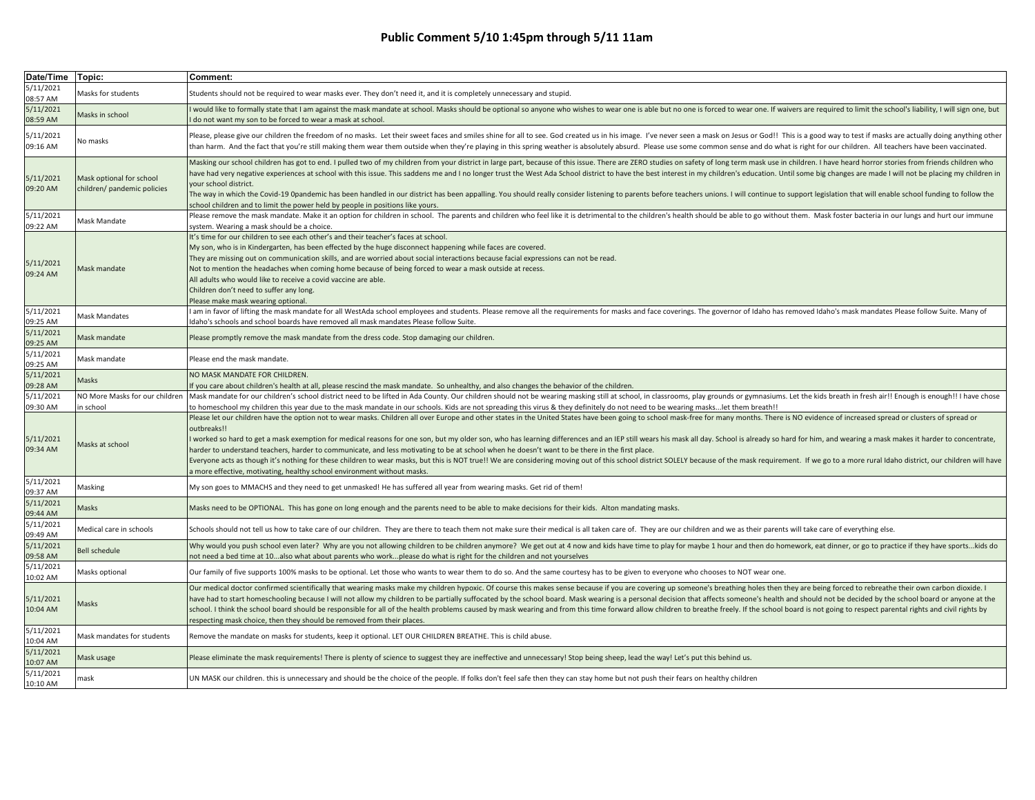# Public Comment 5/10 1:45pm through 5/11 11am

| Date/Time | Topic: | Comment: |
|---|---|---|
| 5/11/2021 08:57 AM | Masks for students | Students should not be required to wear masks ever. They don't need it, and it is completely unnecessary and stupid. |
| 5/11/2021 08:59 AM | Masks in school | I would like to formally state that I am against the mask mandate at school. Masks should be optional so anyone who wishes to wear one is able but no one is forced to wear one. If waivers are required to limit the school's liability, I will sign one, but I do not want my son to be forced to wear a mask at school. |
| 5/11/2021 09:16 AM | No masks | Please, please give our children the freedom of no masks. Let their sweet faces and smiles shine for all to see. God created us in his image. I've never seen a mask on Jesus or God!! This is a good way to test if masks are actually doing anything other than harm. And the fact that you're still making them wear them outside when they're playing in this spring weather is absolutely absurd. Please use some common sense and do what is right for our children. All teachers have been vaccinated. |
| 5/11/2021 09:20 AM | Mask optional for school children/ pandemic policies | Masking our school children has got to end. I pulled two of my children from your district in large part, because of this issue. There are ZERO studies on safety of long term mask use in children. I have heard horror stories from friends children who have had very negative experiences at school with this issue. This saddens me and I no longer trust the West Ada School district to have the best interest in my children's education. Until some big changes are made I will not be placing my children in your school district.<br>The way in which the Covid-19 0pandemic has been handled in our district has been appalling. You should really consider listening to parents before teachers unions. I will continue to support legislation that will enable school funding to follow the school children and to limit the power held by people in positions like yours. |
| 5/11/2021 09:22 AM | Mask Mandate | Please remove the mask mandate. Make it an option for children in school. The parents and children who feel like it is detrimental to the children's health should be able to go without them. Mask foster bacteria in our lungs and hurt our immune system. Wearing a mask should be a choice. |
| 5/11/2021 09:24 AM | Mask mandate | It's time for our children to see each other's and their teacher's faces at school.<br>My son, who is in Kindergarten, has been effected by the huge disconnect happening while faces are covered.<br>They are missing out on communication skills, and are worried about social interactions because facial expressions can not be read.<br>Not to mention the headaches when coming home because of being forced to wear a mask outside at recess.<br>All adults who would like to receive a covid vaccine are able.<br>Children don't need to suffer any long.<br>Please make mask wearing optional. |
| 5/11/2021 09:25 AM | Mask Mandates | I am in favor of lifting the mask mandate for all WestAda school employees and students. Please remove all the requirements for masks and face coverings. The governor of Idaho has removed Idaho's mask mandates Please follow Suite. Many of Idaho's schools and school boards have removed all mask mandates Please follow Suite. |
| 5/11/2021 09:25 AM | Mask mandate | Please promptly remove the mask mandate from the dress code. Stop damaging our children. |
| 5/11/2021 09:25 AM | Mask mandate | Please end the mask mandate. |
| 5/11/2021 09:28 AM | Masks | NO MASK MANDATE FOR CHILDREN.<br>If you care about children's health at all, please rescind the mask mandate. So unhealthy, and also changes the behavior of the children. |
| 5/11/2021 09:30 AM | NO More Masks for our children in school | Mask mandate for our children's school district need to be lifted in Ada County. Our children should not be wearing masking still at school, in classrooms, play grounds or gymnasiums. Let the kids breath in fresh air!! Enough is enough!! I have chose to homeschool my children this year due to the mask mandate in our schools. Kids are not spreading this virus & they definitely do not need to be wearing masks...let them breath!! |
| 5/11/2021 09:34 AM | Masks at school | Please let our children have the option not to wear masks. Children all over Europe and other states in the United States have been going to school mask-free for many months. There is NO evidence of increased spread or clusters of spread or outbreaks!!<br>I worked so hard to get a mask exemption for medical reasons for one son, but my older son, who has learning differences and an IEP still wears his mask all day. School is already so hard for him, and wearing a mask makes it harder to concentrate, harder to understand teachers, harder to communicate, and less motivating to be at school when he doesn't want to be there in the first place.<br>Everyone acts as though it's nothing for these children to wear masks, but this is NOT true!! We are considering moving out of this school district SOLELY because of the mask requirement. If we go to a more rural Idaho district, our children will have a more effective, motivating, healthy school environment without masks. |
| 5/11/2021 09:37 AM | Masking | My son goes to MMACHS and they need to get unmasked! He has suffered all year from wearing masks. Get rid of them! |
| 5/11/2021 09:44 AM | Masks | Masks need to be OPTIONAL. This has gone on long enough and the parents need to be able to make decisions for their kids. Alton mandating masks. |
| 5/11/2021 09:49 AM | Medical care in schools | Schools should not tell us how to take care of our children. They are there to teach them not make sure their medical is all taken care of. They are our children and we as their parents will take care of everything else. |
| 5/11/2021 09:58 AM | Bell schedule | Why would you push school even later? Why are you not allowing children to be children anymore? We get out at 4 now and kids have time to play for maybe 1 hour and then do homework, eat dinner, or go to practice if they have sports...kids do not need a bed time at 10...also what about parents who work...please do what is right for the children and not yourselves |
| 5/11/2021 10:02 AM | Masks optional | Our family of five supports 100% masks to be optional. Let those who wants to wear them to do so. And the same courtesy has to be given to everyone who chooses to NOT wear one. |
| 5/11/2021 10:04 AM | Masks | Our medical doctor confirmed scientifically that wearing masks make my children hypoxic. Of course this makes sense because if you are covering up someone's breathing holes then they are being forced to rebreathe their own carbon dioxide. I have had to start homeschooling because I will not allow my children to be partially suffocated by the school board. Mask wearing is a personal decision that affects someone's health and should not be decided by the school board or anyone at the school. I think the school board should be responsible for all of the health problems caused by mask wearing and from this time forward allow children to breathe freely. If the school board is not going to respect parental rights and civil rights by respecting mask choice, then they should be removed from their places. |
| 5/11/2021 10:04 AM | Mask mandates for students | Remove the mandate on masks for students, keep it optional. LET OUR CHILDREN BREATHE. This is child abuse. |
| 5/11/2021 10:07 AM | Mask usage | Please eliminate the mask requirements! There is plenty of science to suggest they are ineffective and unnecessary! Stop being sheep, lead the way! Let's put this behind us. |
| 5/11/2021 10:10 AM | mask | UN MASK our children. this is unnecessary and should be the choice of the people. If folks don't feel safe then they can stay home but not push their fears on healthy children |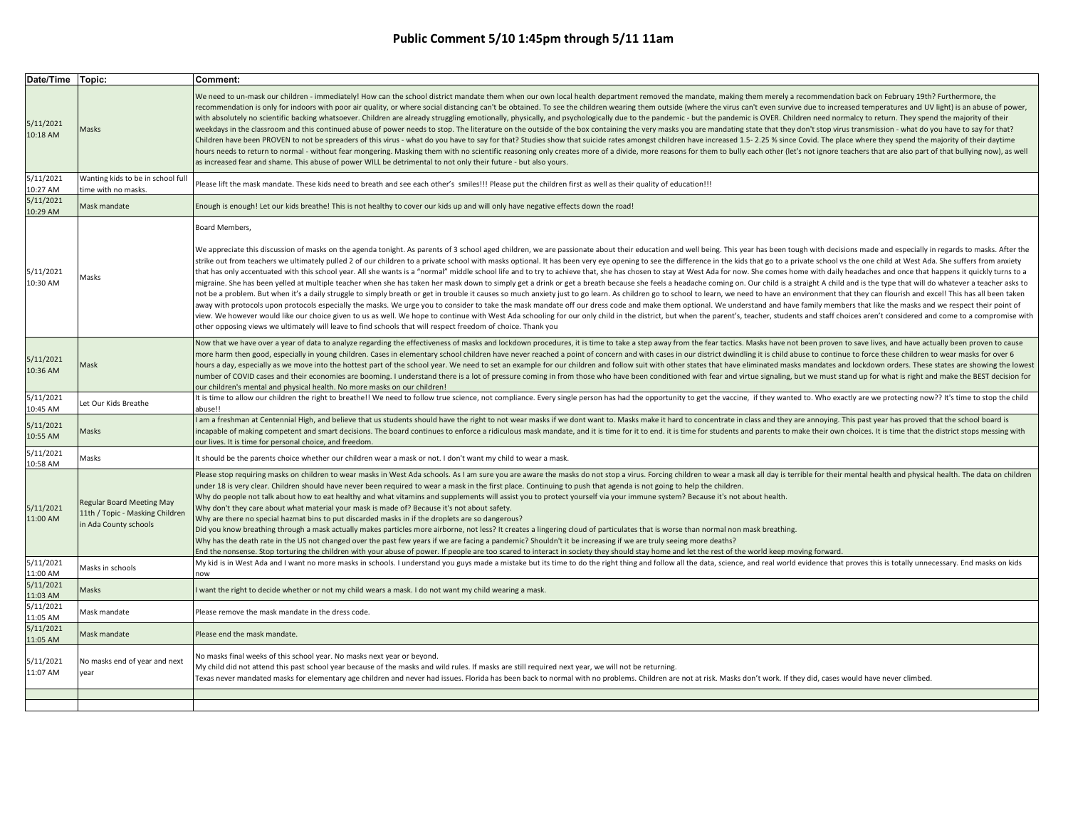# Public Comment 5/10 1:45pm through 5/11 11am

| Date/Time | Topic: | Comment: |
|---|---|---|
| 5/11/2021 10:18 AM | Masks | We need to un-mask our children - immediately! How can the school district mandate them when our own local health department removed the mandate, making them merely a recommendation back on February 19th? Furthermore, the recommendation is only for indoors with poor air quality, or where social distancing can't be obtained. To see the children wearing them outside (where the virus can't even survive due to increased temperatures and UV light) is an abuse of power, with absolutely no scientific backing whatsoever. Children are already struggling emotionally, physically, and psychologically due to the pandemic - but the pandemic is OVER. Children need normalcy to return. They spend the majority of their weekdays in the classroom and this continued abuse of power needs to stop. The literature on the outside of the box containing the very masks you are mandating state that they don't stop virus transmission - what do you have to say for that? Children have been PROVEN to not be spreaders of this virus - what do you have to say for that? Studies show that suicide rates amongst children have increased 1.5- 2.25 % since Covid. The place where they spend the majority of their daytime hours needs to return to normal - without fear mongering. Masking them with no scientific reasoning only creates more of a divide, more reasons for them to bully each other (let's not ignore teachers that are also part of that bullying now), as well as increased fear and shame. This abuse of power WILL be detrimental to not only their future - but also yours. |
| 5/11/2021 10:27 AM | Wanting kids to be in school full time with no masks. | Please lift the mask mandate. These kids need to breath and see each other's smiles!!! Please put the children first as well as their quality of education!!! |
| 5/11/2021 10:29 AM | Mask mandate | Enough is enough! Let our kids breathe! This is not healthy to cover our kids up and will only have negative effects down the road! |
| 5/11/2021 10:30 AM | Masks | Board Members,<br><br>We appreciate this discussion of masks on the agenda tonight. As parents of 3 school aged children, we are passionate about their education and well being. This year has been tough with decisions made and especially in regards to masks. After the strike out from teachers we ultimately pulled 2 of our children to a private school with masks optional. It has been very eye opening to see the difference in the kids that go to a private school vs the one child at West Ada. She suffers from anxiety that has only accentuated with this school year. All she wants is a "normal" middle school life and to try to achieve that, she has chosen to stay at West Ada for now. She comes home with daily headaches and once that happens it quickly turns to a migraine. She has been yelled at multiple teacher when she has taken her mask down to simply get a drink or get a breath because she feels a headache coming on. Our child is a straight A child and is the type that will do whatever a teacher asks to not be a problem. But when it's a daily struggle to simply breath or get in trouble it causes so much anxiety just to go learn. As children go to school to learn, we need to have an environment that they can flourish and excel! This has all been taken away with protocols upon protocols especially the masks. We urge you to consider to take the mask mandate off our dress code and make them optional. We understand and have family members that like the masks and we respect their point of view. We however would like our choice given to us as well. We hope to continue with West Ada schooling for our only child in the district, but when the parent's, teacher, students and staff choices aren't considered and come to a compromise with other opposing views we ultimately will leave to find schools that will respect freedom of choice. Thank you |
| 5/11/2021 10:36 AM | Mask | Now that we have over a year of data to analyze regarding the effectiveness of masks and lockdown procedures, it is time to take a step away from the fear tactics. Masks have not been proven to save lives, and have actually been proven to cause more harm then good, especially in young children. Cases in elementary school children have never reached a point of concern and with cases in our district dwindling it is child abuse to continue to force these children to wear masks for over 6 hours a day, especially as we move into the hottest part of the school year. We need to set an example for our children and follow suit with other states that have eliminated masks mandates and lockdown orders. These states are showing the lowest number of COVID cases and their economies are booming. I understand there is a lot of pressure coming in from those who have been conditioned with fear and virtue signaling, but we must stand up for what is right and make the BEST decision for our children's mental and physical health. No more masks on our children! |
| 5/11/2021 10:45 AM | Let Our Kids Breathe | It is time to allow our children the right to breathe!! We need to follow true science, not compliance. Every single person has had the opportunity to get the vaccine, if they wanted to. Who exactly are we protecting now?? It's time to stop the child abuse!! |
| 5/11/2021 10:55 AM | Masks | I am a freshman at Centennial High, and believe that us students should have the right to not wear masks if we dont want to. Masks make it hard to concentrate in class and they are annoying. This past year has proved that the school board is incapable of making competent and smart decisions. The board continues to enforce a ridiculous mask mandate, and it is time for it to end. it is time for students and parents to make their own choices. It is time that the district stops messing with our lives. It is time for personal choice, and freedom. |
| 5/11/2021 10:58 AM | Masks | It should be the parents choice whether our children wear a mask or not. I don't want my child to wear a mask. |
| 5/11/2021 11:00 AM | Regular Board Meeting May 11th / Topic - Masking Children in Ada County schools | Please stop requiring masks on children to wear masks in West Ada schools. As I am sure you are aware the masks do not stop a virus. Forcing children to wear a mask all day is terrible for their mental health and physical health. The data on children under 18 is very clear. Children should have never been required to wear a mask in the first place. Continuing to push that agenda is not going to help the children.<br>Why do people not talk about how to eat healthy and what vitamins and supplements will assist you to protect yourself via your immune system? Because it's not about health.<br>Why don't they care about what material your mask is made of? Because it's not about safety.<br>Why are there no special hazmat bins to put discarded masks in if the droplets are so dangerous?<br>Did you know breathing through a mask actually makes particles more airborne, not less? It creates a lingering cloud of particulates that is worse than normal non mask breathing.<br>Why has the death rate in the US not changed over the past few years if we are facing a pandemic? Shouldn't it be increasing if we are truly seeing more deaths?<br>End the nonsense. Stop torturing the children with your abuse of power. If people are too scared to interact in society they should stay home and let the rest of the world keep moving forward. |
| 5/11/2021 11:00 AM | Masks in schools | My kid is in West Ada and I want no more masks in schools. I understand you guys made a mistake but its time to do the right thing and follow all the data, science, and real world evidence that proves this is totally unnecessary. End masks on kids now |
| 5/11/2021 11:03 AM | Masks | I want the right to decide whether or not my child wears a mask. I do not want my child wearing a mask. |
| 5/11/2021 11:05 AM | Mask mandate | Please remove the mask mandate in the dress code. |
| 5/11/2021 11:05 AM | Mask mandate | Please end the mask mandate. |
| 5/11/2021 11:07 AM | No masks end of year and next year | No masks final weeks of this school year. No masks next year or beyond.<br>My child did not attend this past school year because of the masks and wild rules. If masks are still required next year, we will not be returning.<br>Texas never mandated masks for elementary age children and never had issues. Florida has been back to normal with no problems. Children are not at risk. Masks don't work. If they did, cases would have never climbed. |
| | | |
| | | |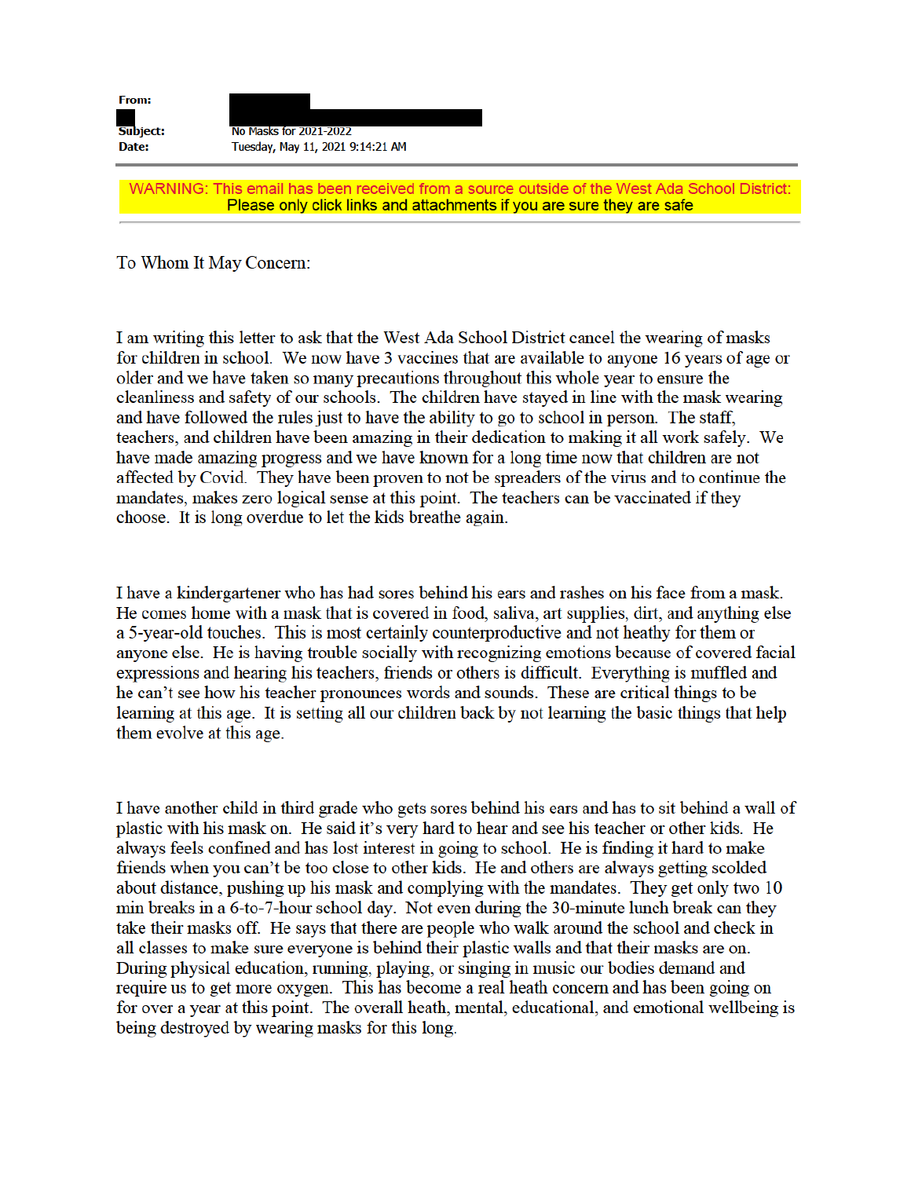**From:**

**Subject:** No Masks for 2021-2022

**Date:** Tuesday, May 11, 2021 9:14:21 AM

WARNING: This email has been received from a source outside of the West Ada School District: Please only click links and attachments if you are sure they are safe

To Whom It May Concern:

I am writing this letter to ask that the West Ada School District cancel the wearing of masks for children in school. We now have 3 vaccines that are available to anyone 16 years of age or older and we have taken so many precautions throughout this whole year to ensure the cleanliness and safety of our schools. The children have stayed in line with the mask wearing and have followed the rules just to have the ability to go to school in person. The staff, teachers, and children have been amazing in their dedication to making it all work safely. We have made amazing progress and we have known for a long time now that children are not affected by Covid. They have been proven to not be spreaders of the virus and to continue the mandates, makes zero logical sense at this point. The teachers can be vaccinated if they choose. It is long overdue to let the kids breathe again.

I have a kindergartener who has had sores behind his ears and rashes on his face from a mask. He comes home with a mask that is covered in food, saliva, art supplies, dirt, and anything else a 5-year-old touches. This is most certainly counterproductive and not heathy for them or anyone else. He is having trouble socially with recognizing emotions because of covered facial expressions and hearing his teachers, friends or others is difficult. Everything is muffled and he can't see how his teacher pronounces words and sounds. These are critical things to be learning at this age. It is setting all our children back by not learning the basic things that help them evolve at this age.

I have another child in third grade who gets sores behind his ears and has to sit behind a wall of plastic with his mask on. He said it's very hard to hear and see his teacher or other kids. He always feels confined and has lost interest in going to school. He is finding it hard to make friends when you can't be too close to other kids. He and others are always getting scolded about distance, pushing up his mask and complying with the mandates. They get only two 10 min breaks in a 6-to-7-hour school day. Not even during the 30-minute lunch break can they take their masks off. He says that there are people who walk around the school and check in all classes to make sure everyone is behind their plastic walls and that their masks are on. During physical education, running, playing, or singing in music our bodies demand and require us to get more oxygen. This has become a real heath concern and has been going on for over a year at this point. The overall heath, mental, educational, and emotional wellbeing is being destroyed by wearing masks for this long.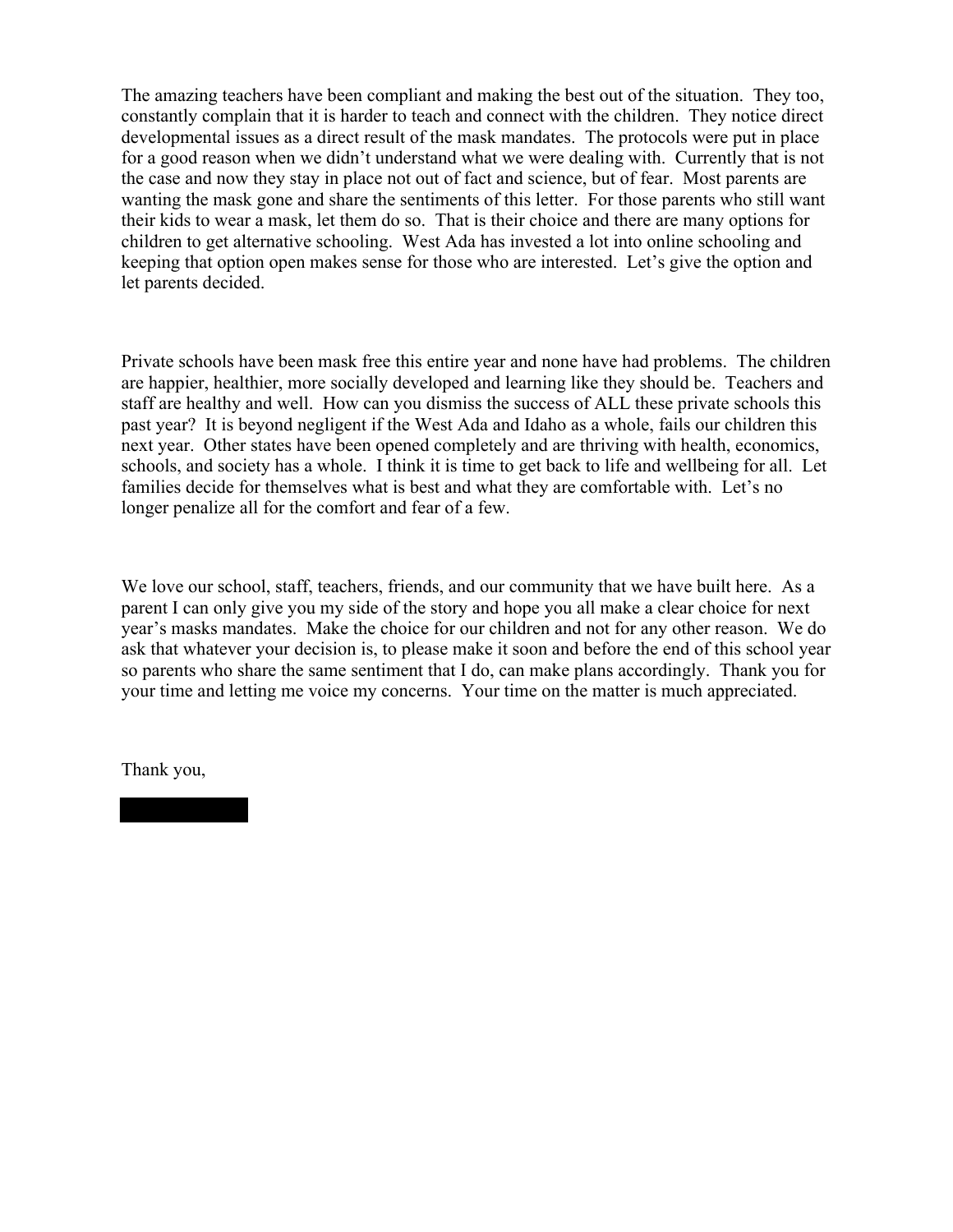The amazing teachers have been compliant and making the best out of the situation. They too, constantly complain that it is harder to teach and connect with the children. They notice direct developmental issues as a direct result of the mask mandates. The protocols were put in place for a good reason when we didn't understand what we were dealing with. Currently that is not the case and now they stay in place not out of fact and science, but of fear. Most parents are wanting the mask gone and share the sentiments of this letter. For those parents who still want their kids to wear a mask, let them do so. That is their choice and there are many options for children to get alternative schooling. West Ada has invested a lot into online schooling and keeping that option open makes sense for those who are interested. Let's give the option and let parents decided.

Private schools have been mask free this entire year and none have had problems. The children are happier, healthier, more socially developed and learning like they should be. Teachers and staff are healthy and well. How can you dismiss the success of ALL these private schools this past year? It is beyond negligent if the West Ada and Idaho as a whole, fails our children this next year. Other states have been opened completely and are thriving with health, economics, schools, and society has a whole. I think it is time to get back to life and wellbeing for all. Let families decide for themselves what is best and what they are comfortable with. Let's no longer penalize all for the comfort and fear of a few.

We love our school, staff, teachers, friends, and our community that we have built here. As a parent I can only give you my side of the story and hope you all make a clear choice for next year's masks mandates. Make the choice for our children and not for any other reason. We do ask that whatever your decision is, to please make it soon and before the end of this school year so parents who share the same sentiment that I do, can make plans accordingly. Thank you for your time and letting me voice my concerns. Your time on the matter is much appreciated.

Thank you,